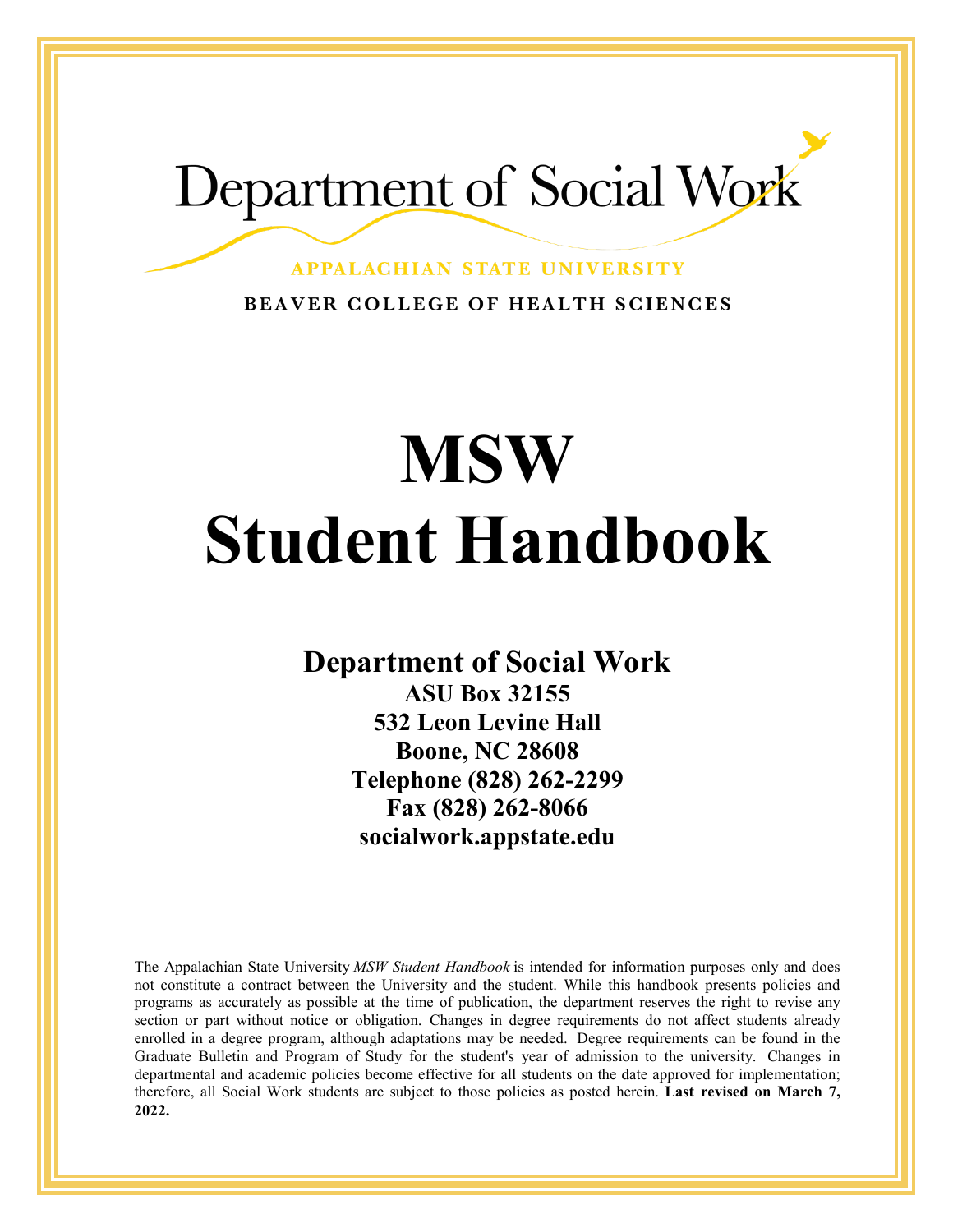Department of Social Work

APPALACHIAN STATE UNIVERSITY

BEAVER COLLEGE OF HEALTH SCIENCES

# MSW Student Handbook

**Department of Social Work**
**ASU Box 32155**
**532 Leon Levine Hall**
**Boone, NC 28608**
**Telephone (828) 262-2299**
**Fax (828) 262-8066**
**socialwork.appstate.edu**

The Appalachian State University *MSW Student Handbook* is intended for information purposes only and does not constitute a contract between the University and the student. While this handbook presents policies and programs as accurately as possible at the time of publication, the department reserves the right to revise any section or part without notice or obligation. Changes in degree requirements do not affect students already enrolled in a degree program, although adaptations may be needed. Degree requirements can be found in the Graduate Bulletin and Program of Study for the student's year of admission to the university. Changes in departmental and academic policies become effective for all students on the date approved for implementation; therefore, all Social Work students are subject to those policies as posted herein. **Last revised on March 7, 2022.**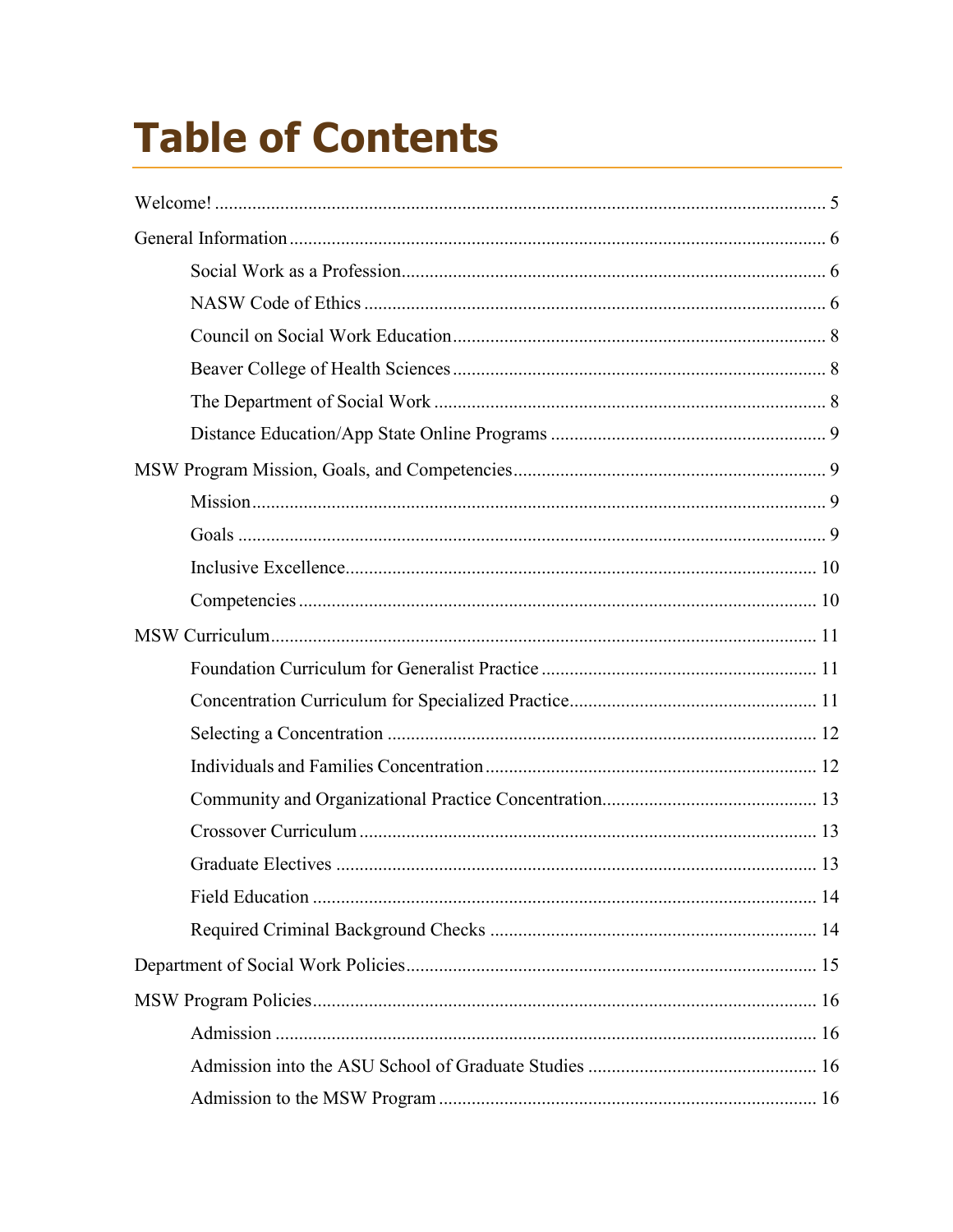# Table of Contents

Welcome! ..... 5

General Information ..... 6

- Social Work as a Profession ..... 6
- NASW Code of Ethics ..... 6
- Council on Social Work Education ..... 8
- Beaver College of Health Sciences ..... 8
- The Department of Social Work ..... 8
- Distance Education/App State Online Programs ..... 9

MSW Program Mission, Goals, and Competencies ..... 9

- Mission ..... 9
- Goals ..... 9
- Inclusive Excellence ..... 10
- Competencies ..... 10

MSW Curriculum ..... 11

- Foundation Curriculum for Generalist Practice ..... 11
- Concentration Curriculum for Specialized Practice ..... 11
- Selecting a Concentration ..... 12
- Individuals and Families Concentration ..... 12
- Community and Organizational Practice Concentration ..... 13
- Crossover Curriculum ..... 13
- Graduate Electives ..... 13
- Field Education ..... 14
- Required Criminal Background Checks ..... 14

Department of Social Work Policies ..... 15

MSW Program Policies ..... 16

- Admission ..... 16
- Admission into the ASU School of Graduate Studies ..... 16
- Admission to the MSW Program ..... 16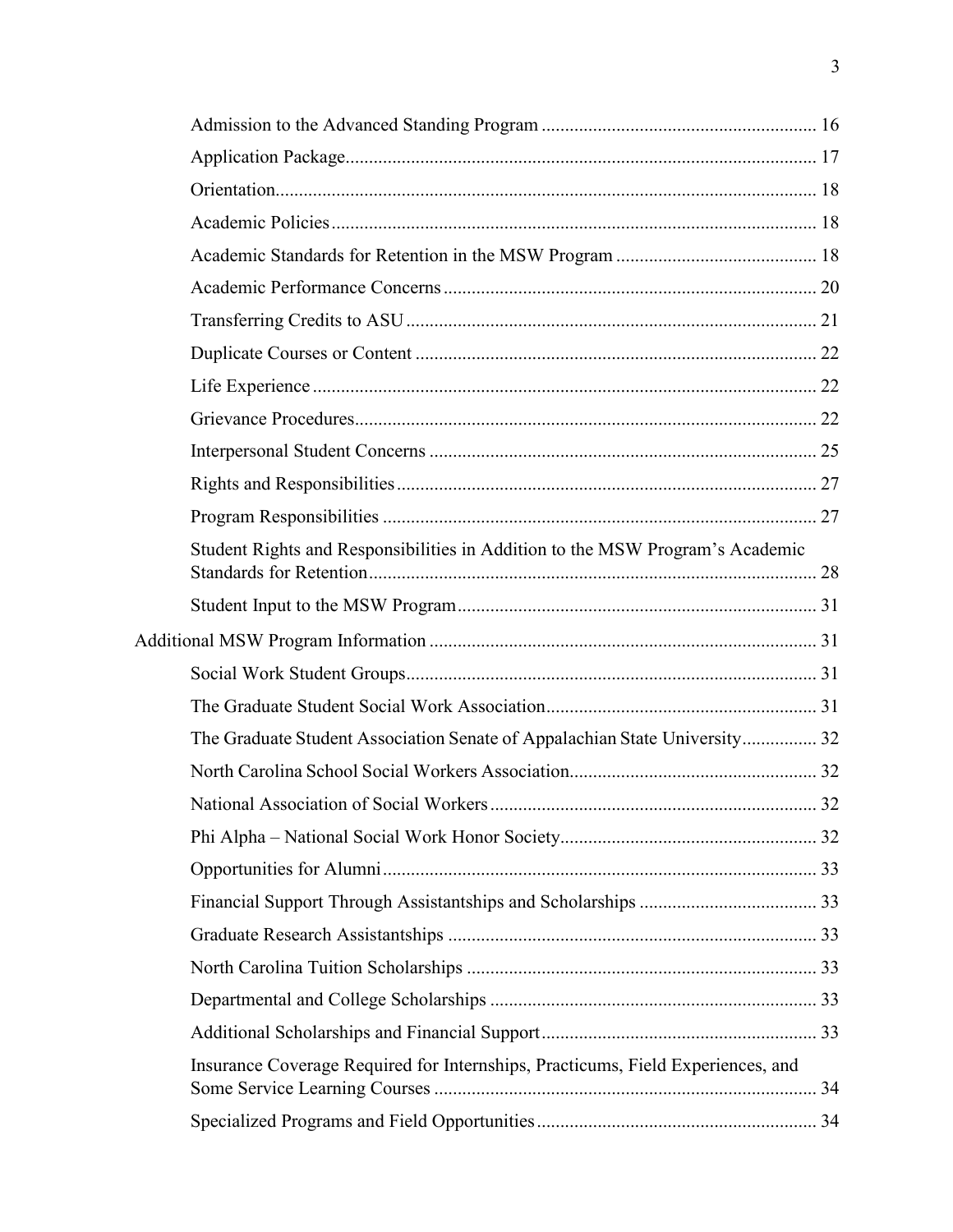- Admission to the Advanced Standing Program ........ 16
- Application Package ........ 17
- Orientation ........ 18
- Academic Policies ........ 18
- Academic Standards for Retention in the MSW Program ........ 18
- Academic Performance Concerns ........ 20
- Transferring Credits to ASU ........ 21
- Duplicate Courses or Content ........ 22
- Life Experience ........ 22
- Grievance Procedures ........ 22
- Interpersonal Student Concerns ........ 25
- Rights and Responsibilities ........ 27
- Program Responsibilities ........ 27
- Student Rights and Responsibilities in Addition to the MSW Program's Academic Standards for Retention ........ 28
- Student Input to the MSW Program ........ 31

Additional MSW Program Information ........ 31

- Social Work Student Groups ........ 31
- The Graduate Student Social Work Association ........ 31
- The Graduate Student Association Senate of Appalachian State University ........ 32
- North Carolina School Social Workers Association ........ 32
- National Association of Social Workers ........ 32
- Phi Alpha – National Social Work Honor Society ........ 32
- Opportunities for Alumni ........ 33
- Financial Support Through Assistantships and Scholarships ........ 33
- Graduate Research Assistantships ........ 33
- North Carolina Tuition Scholarships ........ 33
- Departmental and College Scholarships ........ 33
- Additional Scholarships and Financial Support ........ 33
- Insurance Coverage Required for Internships, Practicums, Field Experiences, and Some Service Learning Courses ........ 34
- Specialized Programs and Field Opportunities ........ 34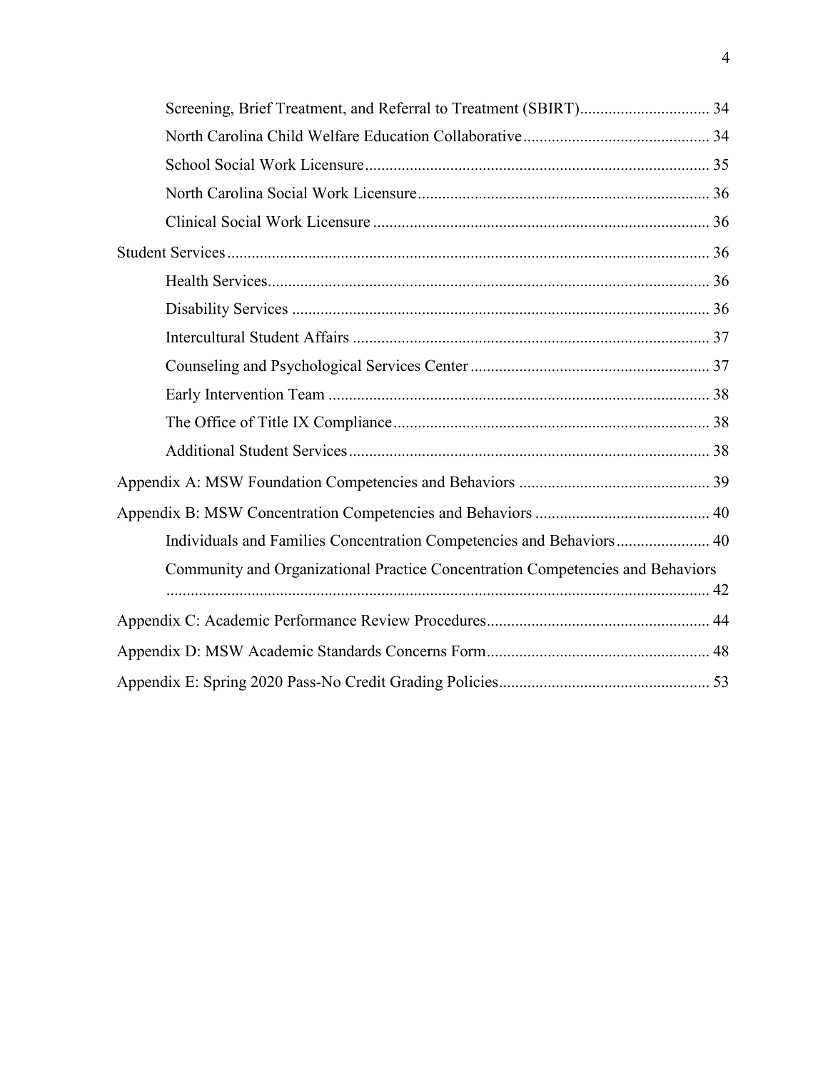Screening, Brief Treatment, and Referral to Treatment (SBIRT) ................................ 34

North Carolina Child Welfare Education Collaborative ............................................. 34

School Social Work Licensure .................................................................................... 35

North Carolina Social Work Licensure ....................................................................... 36

Clinical Social Work Licensure .................................................................................. 36

Student Services ...................................................................................................................... 36

Health Services ............................................................................................................ 36

Disability Services ...................................................................................................... 36

Intercultural Student Affairs ....................................................................................... 37

Counseling and Psychological Services Center .......................................................... 37

Early Intervention Team ............................................................................................. 38

The Office of Title IX Compliance ............................................................................. 38

Additional Student Services ........................................................................................ 38

Appendix A: MSW Foundation Competencies and Behaviors ............................................... 39

Appendix B: MSW Concentration Competencies and Behaviors ........................................... 40

Individuals and Families Concentration Competencies and Behaviors ....................... 40

Community and Organizational Practice Concentration Competencies and Behaviors ..................................................................................................................... 42

Appendix C: Academic Performance Review Procedures ...................................................... 44

Appendix D: MSW Academic Standards Concerns Form ....................................................... 48

Appendix E: Spring 2020 Pass-No Credit Grading Policies ................................................... 53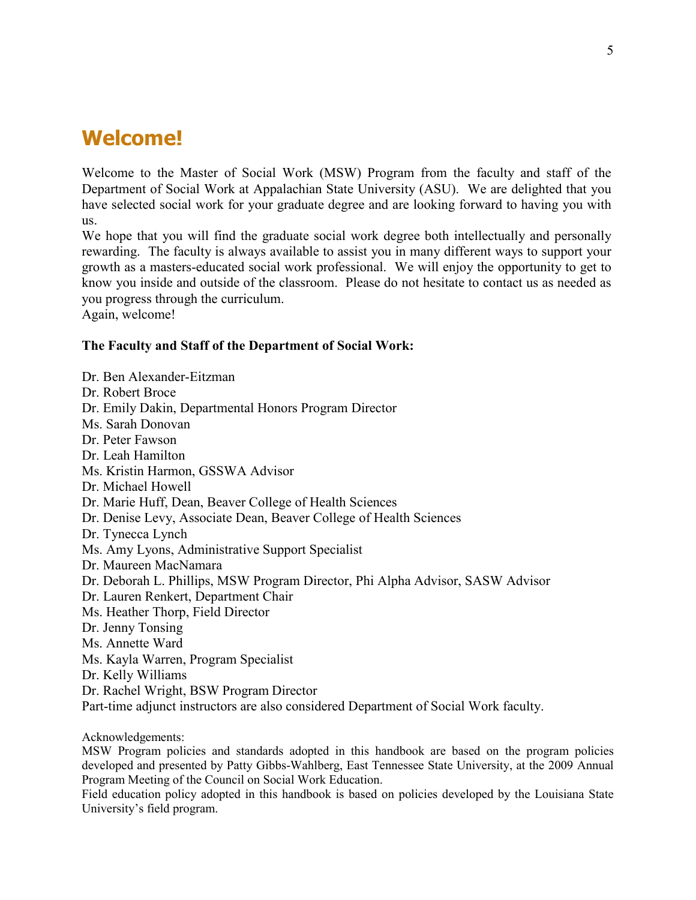# Welcome!

Welcome to the Master of Social Work (MSW) Program from the faculty and staff of the Department of Social Work at Appalachian State University (ASU). We are delighted that you have selected social work for your graduate degree and are looking forward to having you with us.

We hope that you will find the graduate social work degree both intellectually and personally rewarding. The faculty is always available to assist you in many different ways to support your growth as a masters-educated social work professional. We will enjoy the opportunity to get to know you inside and outside of the classroom. Please do not hesitate to contact us as needed as you progress through the curriculum.

Again, welcome!

**The Faculty and Staff of the Department of Social Work:**

Dr. Ben Alexander-Eitzman
Dr. Robert Broce
Dr. Emily Dakin, Departmental Honors Program Director
Ms. Sarah Donovan
Dr. Peter Fawson
Dr. Leah Hamilton
Ms. Kristin Harmon, GSSWA Advisor
Dr. Michael Howell
Dr. Marie Huff, Dean, Beaver College of Health Sciences
Dr. Denise Levy, Associate Dean, Beaver College of Health Sciences
Dr. Tynecca Lynch
Ms. Amy Lyons, Administrative Support Specialist
Dr. Maureen MacNamara
Dr. Deborah L. Phillips, MSW Program Director, Phi Alpha Advisor, SASW Advisor
Dr. Lauren Renkert, Department Chair
Ms. Heather Thorp, Field Director
Dr. Jenny Tonsing
Ms. Annette Ward
Ms. Kayla Warren, Program Specialist
Dr. Kelly Williams
Dr. Rachel Wright, BSW Program Director
Part-time adjunct instructors are also considered Department of Social Work faculty.

Acknowledgements:
MSW Program policies and standards adopted in this handbook are based on the program policies developed and presented by Patty Gibbs-Wahlberg, East Tennessee State University, at the 2009 Annual Program Meeting of the Council on Social Work Education.
Field education policy adopted in this handbook is based on policies developed by the Louisiana State University's field program.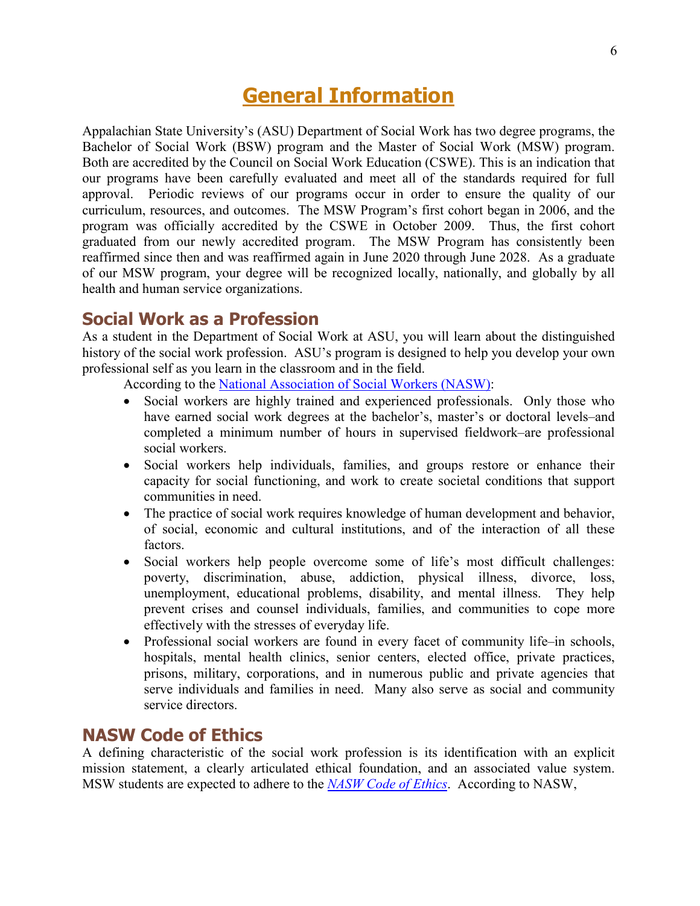# General Information

Appalachian State University's (ASU) Department of Social Work has two degree programs, the Bachelor of Social Work (BSW) program and the Master of Social Work (MSW) program. Both are accredited by the Council on Social Work Education (CSWE). This is an indication that our programs have been carefully evaluated and meet all of the standards required for full approval. Periodic reviews of our programs occur in order to ensure the quality of our curriculum, resources, and outcomes. The MSW Program's first cohort began in 2006, and the program was officially accredited by the CSWE in October 2009. Thus, the first cohort graduated from our newly accredited program. The MSW Program has consistently been reaffirmed since then and was reaffirmed again in June 2020 through June 2028. As a graduate of our MSW program, your degree will be recognized locally, nationally, and globally by all health and human service organizations.

## Social Work as a Profession

As a student in the Department of Social Work at ASU, you will learn about the distinguished history of the social work profession. ASU's program is designed to help you develop your own professional self as you learn in the classroom and in the field.

According to the [National Association of Social Workers (NASW)](#):

- Social workers are highly trained and experienced professionals. Only those who have earned social work degrees at the bachelor's, master's or doctoral levels–and completed a minimum number of hours in supervised fieldwork–are professional social workers.
- Social workers help individuals, families, and groups restore or enhance their capacity for social functioning, and work to create societal conditions that support communities in need.
- The practice of social work requires knowledge of human development and behavior, of social, economic and cultural institutions, and of the interaction of all these factors.
- Social workers help people overcome some of life's most difficult challenges: poverty, discrimination, abuse, addiction, physical illness, divorce, loss, unemployment, educational problems, disability, and mental illness. They help prevent crises and counsel individuals, families, and communities to cope more effectively with the stresses of everyday life.
- Professional social workers are found in every facet of community life–in schools, hospitals, mental health clinics, senior centers, elected office, private practices, prisons, military, corporations, and in numerous public and private agencies that serve individuals and families in need. Many also serve as social and community service directors.

## NASW Code of Ethics

A defining characteristic of the social work profession is its identification with an explicit mission statement, a clearly articulated ethical foundation, and an associated value system. MSW students are expected to adhere to the *[NASW Code of Ethics](#)*. According to NASW,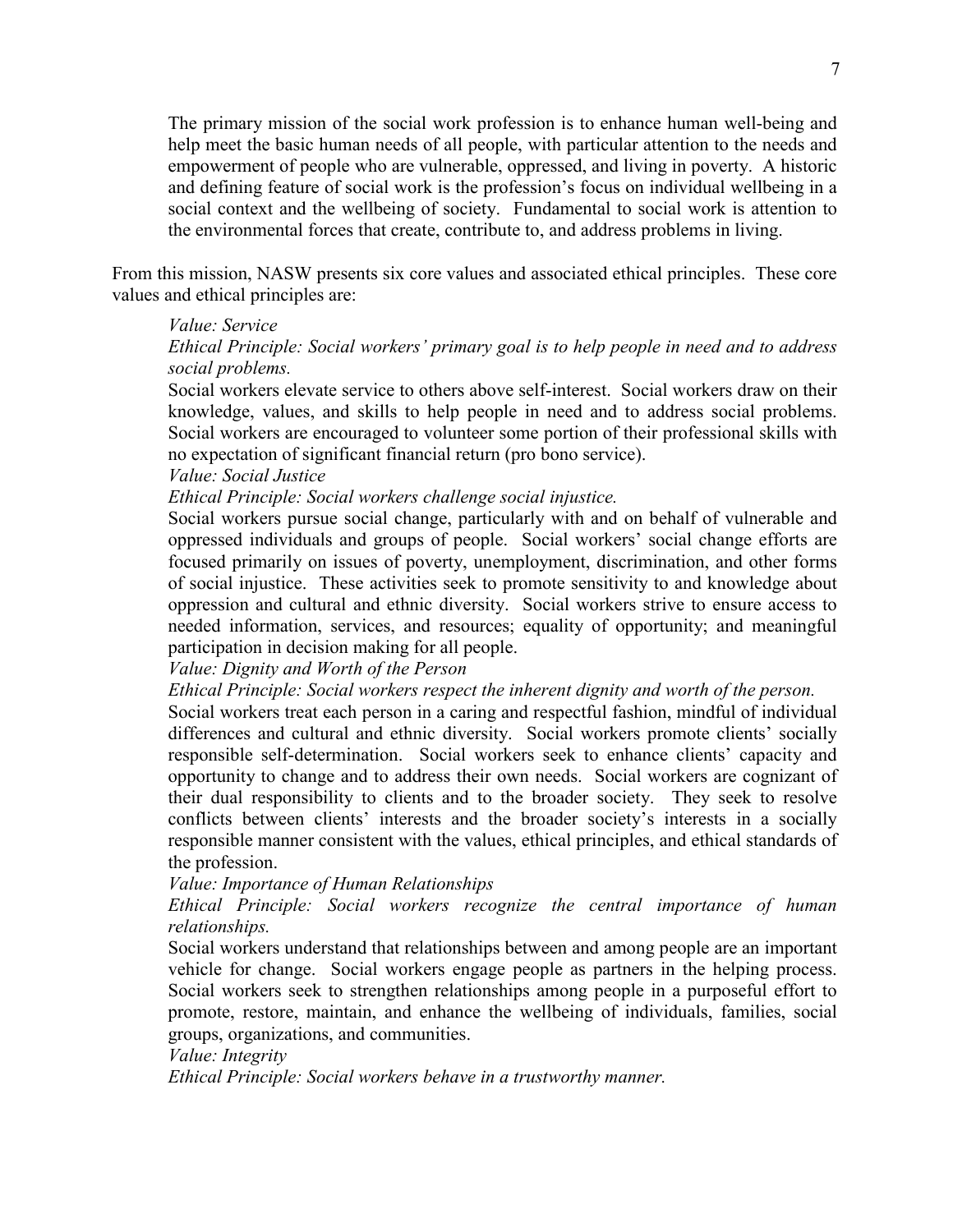> The primary mission of the social work profession is to enhance human well-being and help meet the basic human needs of all people, with particular attention to the needs and empowerment of people who are vulnerable, oppressed, and living in poverty. A historic and defining feature of social work is the profession's focus on individual wellbeing in a social context and the wellbeing of society. Fundamental to social work is attention to the environmental forces that create, contribute to, and address problems in living.

From this mission, NASW presents six core values and associated ethical principles. These core values and ethical principles are:

> *Value: Service*
>
> *Ethical Principle: Social workers' primary goal is to help people in need and to address social problems.*
>
> Social workers elevate service to others above self-interest. Social workers draw on their knowledge, values, and skills to help people in need and to address social problems. Social workers are encouraged to volunteer some portion of their professional skills with no expectation of significant financial return (pro bono service).
>
> *Value: Social Justice*
>
> *Ethical Principle: Social workers challenge social injustice.*
>
> Social workers pursue social change, particularly with and on behalf of vulnerable and oppressed individuals and groups of people. Social workers' social change efforts are focused primarily on issues of poverty, unemployment, discrimination, and other forms of social injustice. These activities seek to promote sensitivity to and knowledge about oppression and cultural and ethnic diversity. Social workers strive to ensure access to needed information, services, and resources; equality of opportunity; and meaningful participation in decision making for all people.
>
> *Value: Dignity and Worth of the Person*
>
> *Ethical Principle: Social workers respect the inherent dignity and worth of the person.*
>
> Social workers treat each person in a caring and respectful fashion, mindful of individual differences and cultural and ethnic diversity. Social workers promote clients' socially responsible self-determination. Social workers seek to enhance clients' capacity and opportunity to change and to address their own needs. Social workers are cognizant of their dual responsibility to clients and to the broader society. They seek to resolve conflicts between clients' interests and the broader society's interests in a socially responsible manner consistent with the values, ethical principles, and ethical standards of the profession.
>
> *Value: Importance of Human Relationships*
>
> *Ethical Principle: Social workers recognize the central importance of human relationships.*
>
> Social workers understand that relationships between and among people are an important vehicle for change. Social workers engage people as partners in the helping process. Social workers seek to strengthen relationships among people in a purposeful effort to promote, restore, maintain, and enhance the wellbeing of individuals, families, social groups, organizations, and communities.
>
> *Value: Integrity*
>
> *Ethical Principle: Social workers behave in a trustworthy manner.*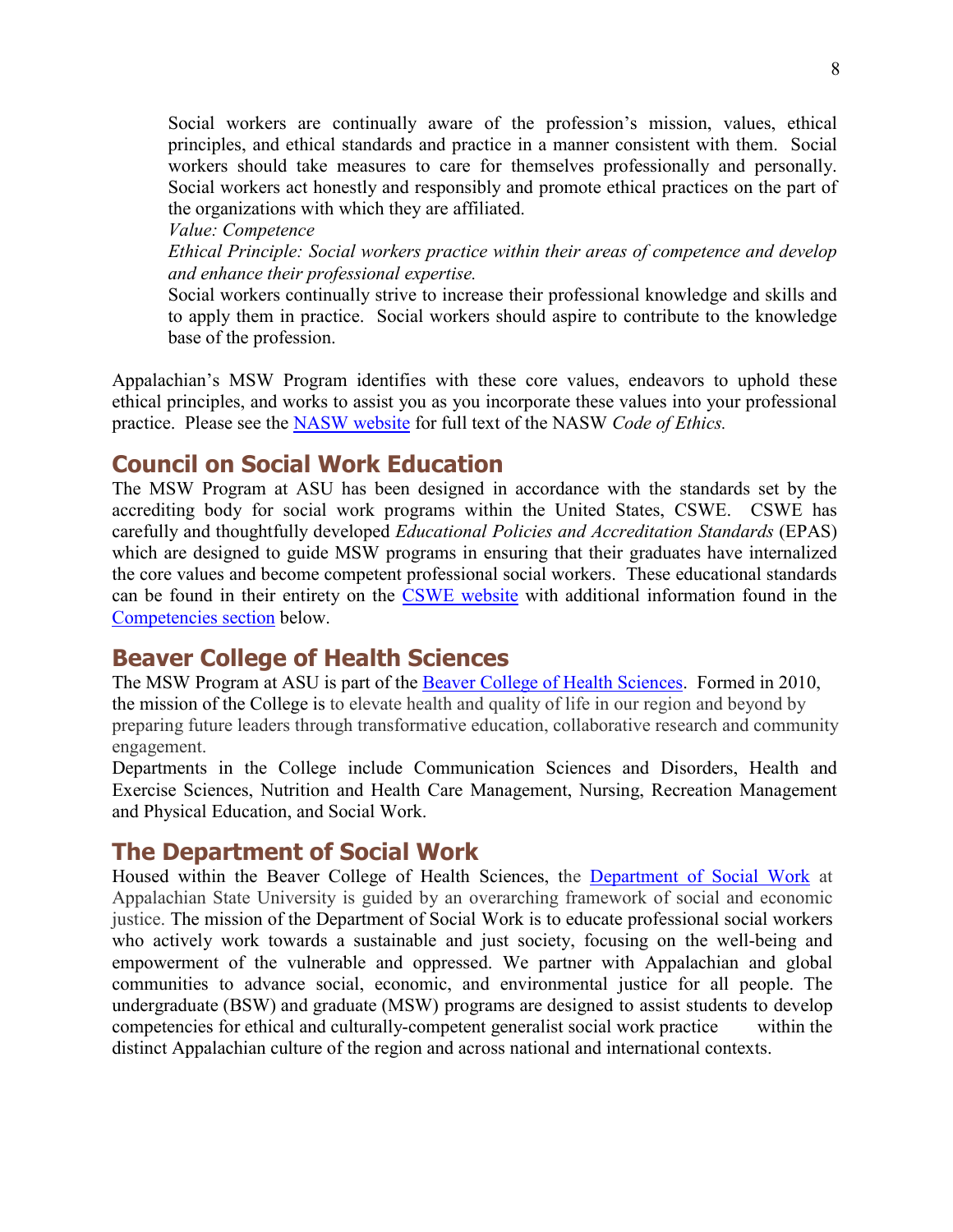Social workers are continually aware of the profession's mission, values, ethical principles, and ethical standards and practice in a manner consistent with them. Social workers should take measures to care for themselves professionally and personally. Social workers act honestly and responsibly and promote ethical practices on the part of the organizations with which they are affiliated.

*Value: Competence*

*Ethical Principle: Social workers practice within their areas of competence and develop and enhance their professional expertise.*

Social workers continually strive to increase their professional knowledge and skills and to apply them in practice. Social workers should aspire to contribute to the knowledge base of the profession.

Appalachian's MSW Program identifies with these core values, endeavors to uphold these ethical principles, and works to assist you as you incorporate these values into your professional practice. Please see the NASW website for full text of the NASW *Code of Ethics.*

## Council on Social Work Education

The MSW Program at ASU has been designed in accordance with the standards set by the accrediting body for social work programs within the United States, CSWE. CSWE has carefully and thoughtfully developed *Educational Policies and Accreditation Standards* (EPAS) which are designed to guide MSW programs in ensuring that their graduates have internalized the core values and become competent professional social workers. These educational standards can be found in their entirety on the CSWE website with additional information found in the Competencies section below.

## Beaver College of Health Sciences

The MSW Program at ASU is part of the Beaver College of Health Sciences. Formed in 2010, the mission of the College is to elevate health and quality of life in our region and beyond by preparing future leaders through transformative education, collaborative research and community engagement.

Departments in the College include Communication Sciences and Disorders, Health and Exercise Sciences, Nutrition and Health Care Management, Nursing, Recreation Management and Physical Education, and Social Work.

## The Department of Social Work

Housed within the Beaver College of Health Sciences, the Department of Social Work at Appalachian State University is guided by an overarching framework of social and economic justice. The mission of the Department of Social Work is to educate professional social workers who actively work towards a sustainable and just society, focusing on the well-being and empowerment of the vulnerable and oppressed. We partner with Appalachian and global communities to advance social, economic, and environmental justice for all people. The undergraduate (BSW) and graduate (MSW) programs are designed to assist students to develop competencies for ethical and culturally-competent generalist social work practice within the distinct Appalachian culture of the region and across national and international contexts.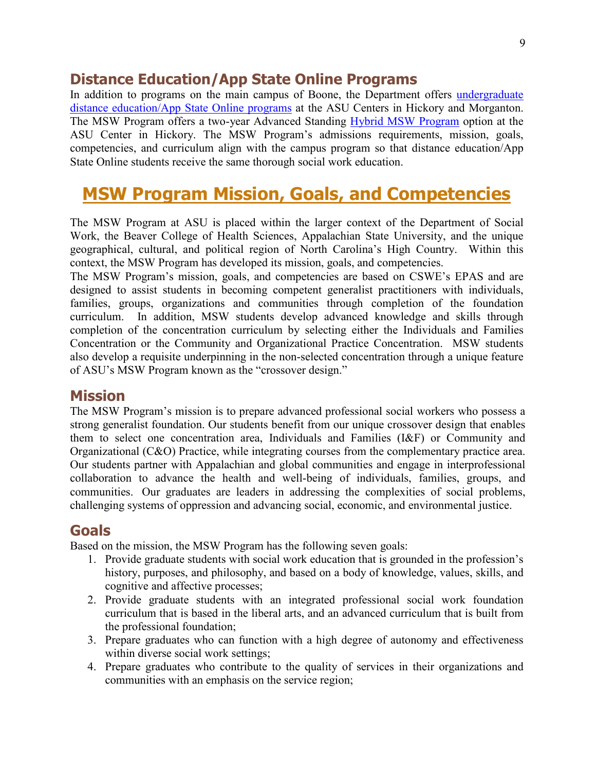## Distance Education/App State Online Programs

In addition to programs on the main campus of Boone, the Department offers undergraduate distance education/App State Online programs at the ASU Centers in Hickory and Morganton. The MSW Program offers a two-year Advanced Standing Hybrid MSW Program option at the ASU Center in Hickory. The MSW Program's admissions requirements, mission, goals, competencies, and curriculum align with the campus program so that distance education/App State Online students receive the same thorough social work education.

# MSW Program Mission, Goals, and Competencies

The MSW Program at ASU is placed within the larger context of the Department of Social Work, the Beaver College of Health Sciences, Appalachian State University, and the unique geographical, cultural, and political region of North Carolina's High Country. Within this context, the MSW Program has developed its mission, goals, and competencies.

The MSW Program's mission, goals, and competencies are based on CSWE's EPAS and are designed to assist students in becoming competent generalist practitioners with individuals, families, groups, organizations and communities through completion of the foundation curriculum. In addition, MSW students develop advanced knowledge and skills through completion of the concentration curriculum by selecting either the Individuals and Families Concentration or the Community and Organizational Practice Concentration. MSW students also develop a requisite underpinning in the non-selected concentration through a unique feature of ASU's MSW Program known as the "crossover design."

## Mission

The MSW Program's mission is to prepare advanced professional social workers who possess a strong generalist foundation. Our students benefit from our unique crossover design that enables them to select one concentration area, Individuals and Families (I&F) or Community and Organizational (C&O) Practice, while integrating courses from the complementary practice area. Our students partner with Appalachian and global communities and engage in interprofessional collaboration to advance the health and well-being of individuals, families, groups, and communities. Our graduates are leaders in addressing the complexities of social problems, challenging systems of oppression and advancing social, economic, and environmental justice.

## Goals

Based on the mission, the MSW Program has the following seven goals:

1. Provide graduate students with social work education that is grounded in the profession's history, purposes, and philosophy, and based on a body of knowledge, values, skills, and cognitive and affective processes;
2. Provide graduate students with an integrated professional social work foundation curriculum that is based in the liberal arts, and an advanced curriculum that is built from the professional foundation;
3. Prepare graduates who can function with a high degree of autonomy and effectiveness within diverse social work settings;
4. Prepare graduates who contribute to the quality of services in their organizations and communities with an emphasis on the service region;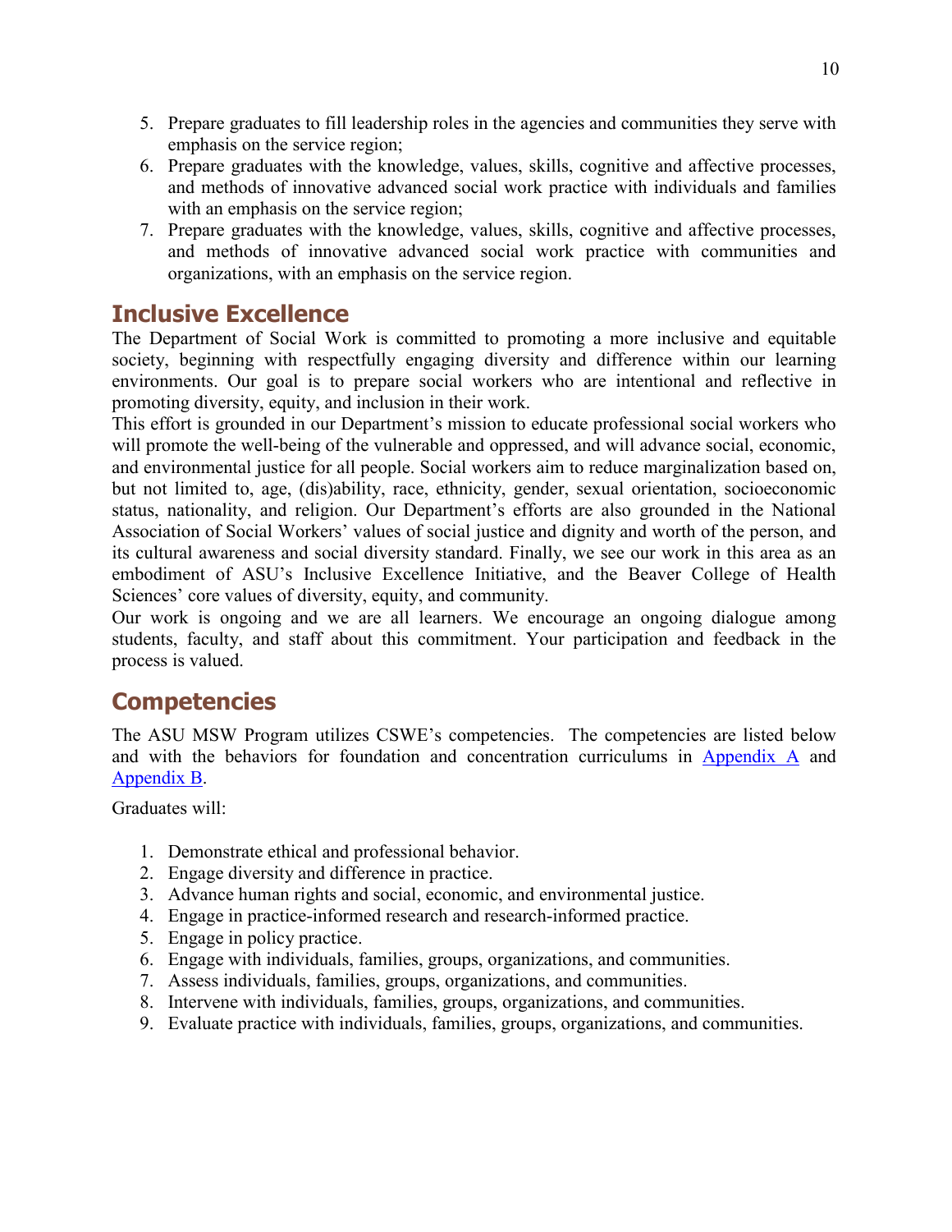5. Prepare graduates to fill leadership roles in the agencies and communities they serve with emphasis on the service region;
6. Prepare graduates with the knowledge, values, skills, cognitive and affective processes, and methods of innovative advanced social work practice with individuals and families with an emphasis on the service region;
7. Prepare graduates with the knowledge, values, skills, cognitive and affective processes, and methods of innovative advanced social work practice with communities and organizations, with an emphasis on the service region.

## Inclusive Excellence

The Department of Social Work is committed to promoting a more inclusive and equitable society, beginning with respectfully engaging diversity and difference within our learning environments. Our goal is to prepare social workers who are intentional and reflective in promoting diversity, equity, and inclusion in their work.

This effort is grounded in our Department's mission to educate professional social workers who will promote the well-being of the vulnerable and oppressed, and will advance social, economic, and environmental justice for all people. Social workers aim to reduce marginalization based on, but not limited to, age, (dis)ability, race, ethnicity, gender, sexual orientation, socioeconomic status, nationality, and religion. Our Department's efforts are also grounded in the National Association of Social Workers' values of social justice and dignity and worth of the person, and its cultural awareness and social diversity standard. Finally, we see our work in this area as an embodiment of ASU's Inclusive Excellence Initiative, and the Beaver College of Health Sciences' core values of diversity, equity, and community.

Our work is ongoing and we are all learners. We encourage an ongoing dialogue among students, faculty, and staff about this commitment. Your participation and feedback in the process is valued.

## Competencies

The ASU MSW Program utilizes CSWE's competencies. The competencies are listed below and with the behaviors for foundation and concentration curriculums in Appendix A and Appendix B.

Graduates will:

1. Demonstrate ethical and professional behavior.
2. Engage diversity and difference in practice.
3. Advance human rights and social, economic, and environmental justice.
4. Engage in practice-informed research and research-informed practice.
5. Engage in policy practice.
6. Engage with individuals, families, groups, organizations, and communities.
7. Assess individuals, families, groups, organizations, and communities.
8. Intervene with individuals, families, groups, organizations, and communities.
9. Evaluate practice with individuals, families, groups, organizations, and communities.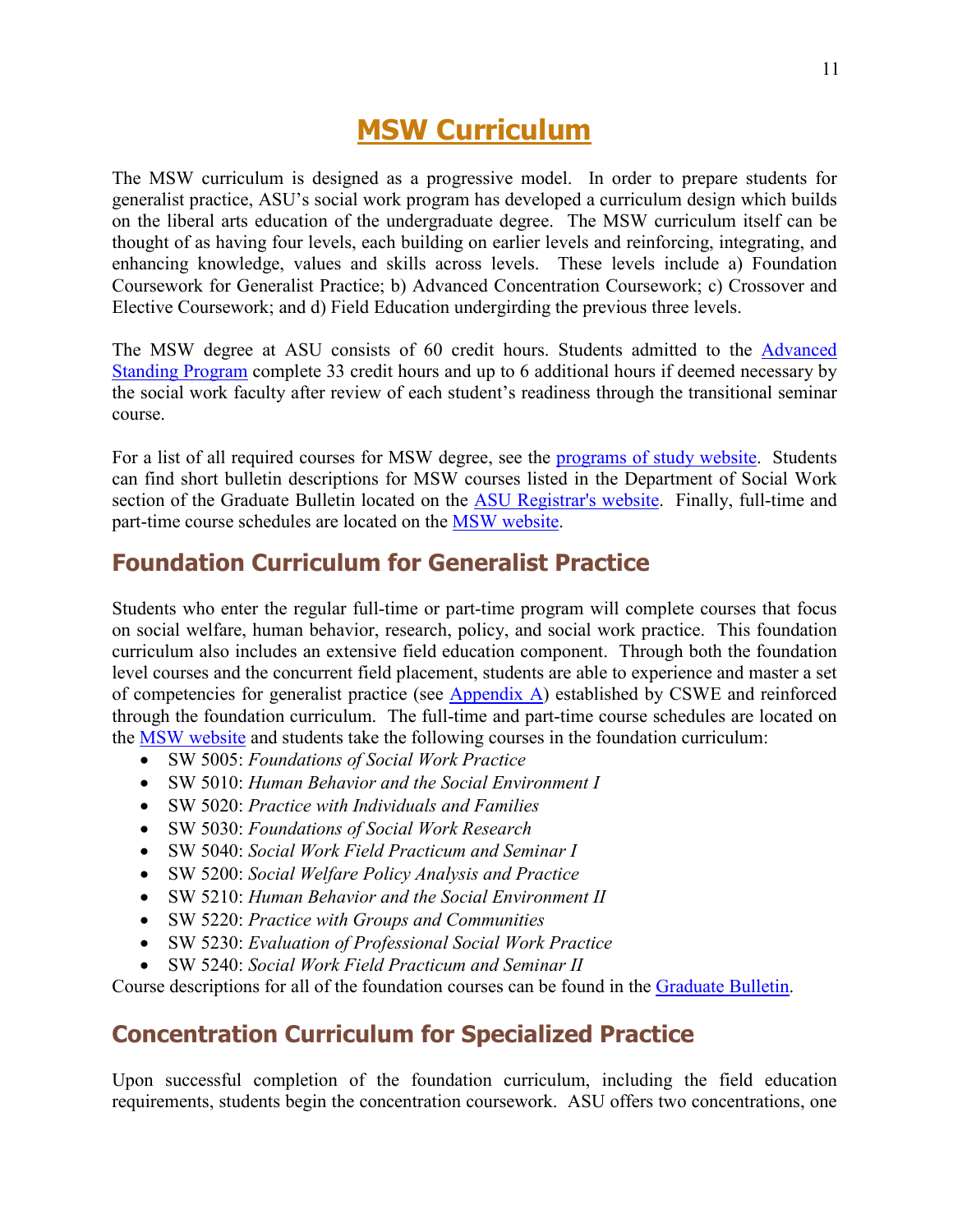# MSW Curriculum

The MSW curriculum is designed as a progressive model. In order to prepare students for generalist practice, ASU's social work program has developed a curriculum design which builds on the liberal arts education of the undergraduate degree. The MSW curriculum itself can be thought of as having four levels, each building on earlier levels and reinforcing, integrating, and enhancing knowledge, values and skills across levels. These levels include a) Foundation Coursework for Generalist Practice; b) Advanced Concentration Coursework; c) Crossover and Elective Coursework; and d) Field Education undergirding the previous three levels.

The MSW degree at ASU consists of 60 credit hours. Students admitted to the Advanced Standing Program complete 33 credit hours and up to 6 additional hours if deemed necessary by the social work faculty after review of each student's readiness through the transitional seminar course.

For a list of all required courses for MSW degree, see the programs of study website. Students can find short bulletin descriptions for MSW courses listed in the Department of Social Work section of the Graduate Bulletin located on the ASU Registrar's website. Finally, full-time and part-time course schedules are located on the MSW website.

## Foundation Curriculum for Generalist Practice

Students who enter the regular full-time or part-time program will complete courses that focus on social welfare, human behavior, research, policy, and social work practice. This foundation curriculum also includes an extensive field education component. Through both the foundation level courses and the concurrent field placement, students are able to experience and master a set of competencies for generalist practice (see Appendix A) established by CSWE and reinforced through the foundation curriculum. The full-time and part-time course schedules are located on the MSW website and students take the following courses in the foundation curriculum:

- SW 5005: *Foundations of Social Work Practice*
- SW 5010: *Human Behavior and the Social Environment I*
- SW 5020: *Practice with Individuals and Families*
- SW 5030: *Foundations of Social Work Research*
- SW 5040: *Social Work Field Practicum and Seminar I*
- SW 5200: *Social Welfare Policy Analysis and Practice*
- SW 5210: *Human Behavior and the Social Environment II*
- SW 5220: *Practice with Groups and Communities*
- SW 5230: *Evaluation of Professional Social Work Practice*
- SW 5240: *Social Work Field Practicum and Seminar II*

Course descriptions for all of the foundation courses can be found in the Graduate Bulletin.

## Concentration Curriculum for Specialized Practice

Upon successful completion of the foundation curriculum, including the field education requirements, students begin the concentration coursework. ASU offers two concentrations, one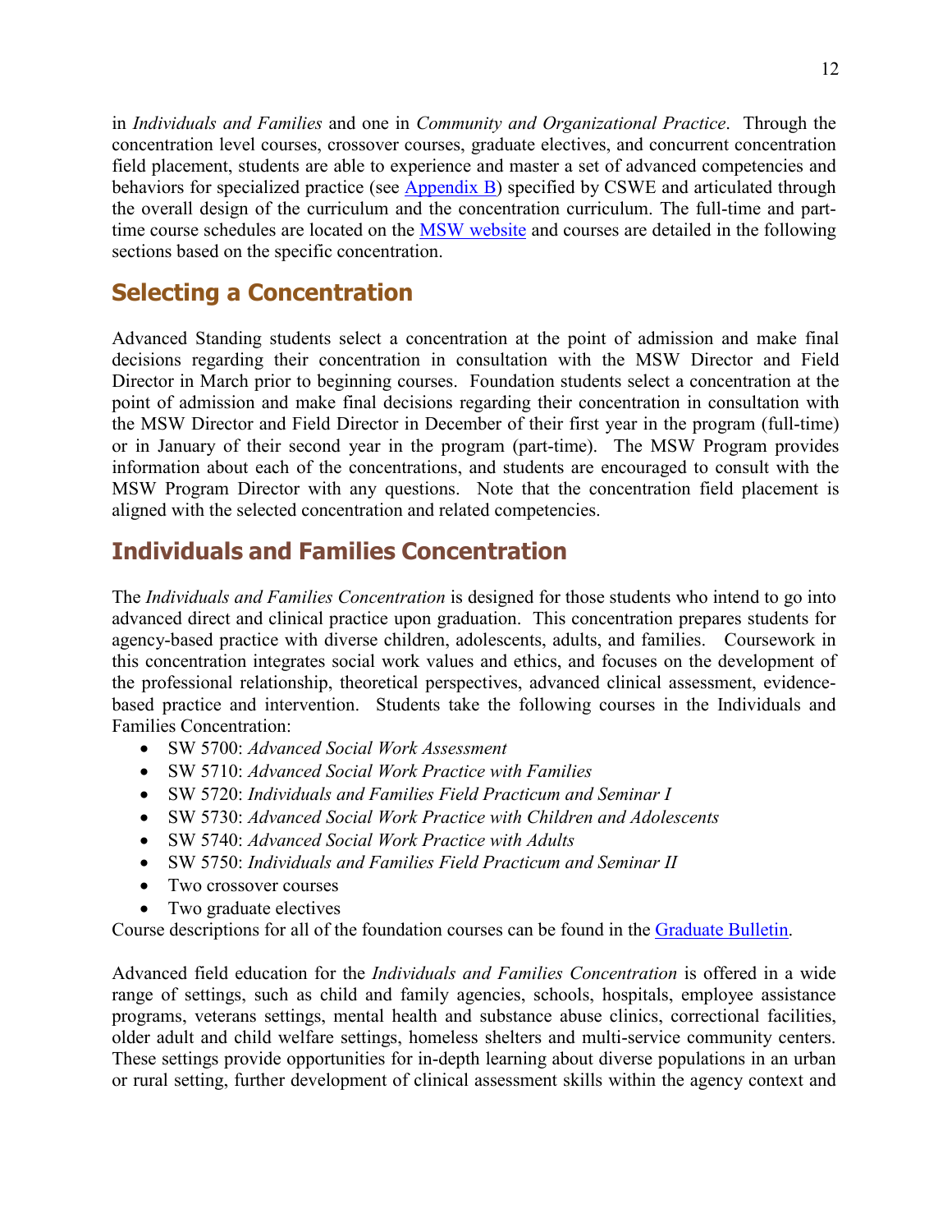in *Individuals and Families* and one in *Community and Organizational Practice*. Through the concentration level courses, crossover courses, graduate electives, and concurrent concentration field placement, students are able to experience and master a set of advanced competencies and behaviors for specialized practice (see [Appendix B]) specified by CSWE and articulated through the overall design of the curriculum and the concentration curriculum. The full-time and part-time course schedules are located on the [MSW website] and courses are detailed in the following sections based on the specific concentration.

## Selecting a Concentration

Advanced Standing students select a concentration at the point of admission and make final decisions regarding their concentration in consultation with the MSW Director and Field Director in March prior to beginning courses. Foundation students select a concentration at the point of admission and make final decisions regarding their concentration in consultation with the MSW Director and Field Director in December of their first year in the program (full-time) or in January of their second year in the program (part-time). The MSW Program provides information about each of the concentrations, and students are encouraged to consult with the MSW Program Director with any questions. Note that the concentration field placement is aligned with the selected concentration and related competencies.

## Individuals and Families Concentration

The *Individuals and Families Concentration* is designed for those students who intend to go into advanced direct and clinical practice upon graduation. This concentration prepares students for agency-based practice with diverse children, adolescents, adults, and families. Coursework in this concentration integrates social work values and ethics, and focuses on the development of the professional relationship, theoretical perspectives, advanced clinical assessment, evidence-based practice and intervention. Students take the following courses in the Individuals and Families Concentration:

- SW 5700: *Advanced Social Work Assessment*
- SW 5710: *Advanced Social Work Practice with Families*
- SW 5720: *Individuals and Families Field Practicum and Seminar I*
- SW 5730: *Advanced Social Work Practice with Children and Adolescents*
- SW 5740: *Advanced Social Work Practice with Adults*
- SW 5750: *Individuals and Families Field Practicum and Seminar II*
- Two crossover courses
- Two graduate electives

Course descriptions for all of the foundation courses can be found in the [Graduate Bulletin].

Advanced field education for the *Individuals and Families Concentration* is offered in a wide range of settings, such as child and family agencies, schools, hospitals, employee assistance programs, veterans settings, mental health and substance abuse clinics, correctional facilities, older adult and child welfare settings, homeless shelters and multi-service community centers. These settings provide opportunities for in-depth learning about diverse populations in an urban or rural setting, further development of clinical assessment skills within the agency context and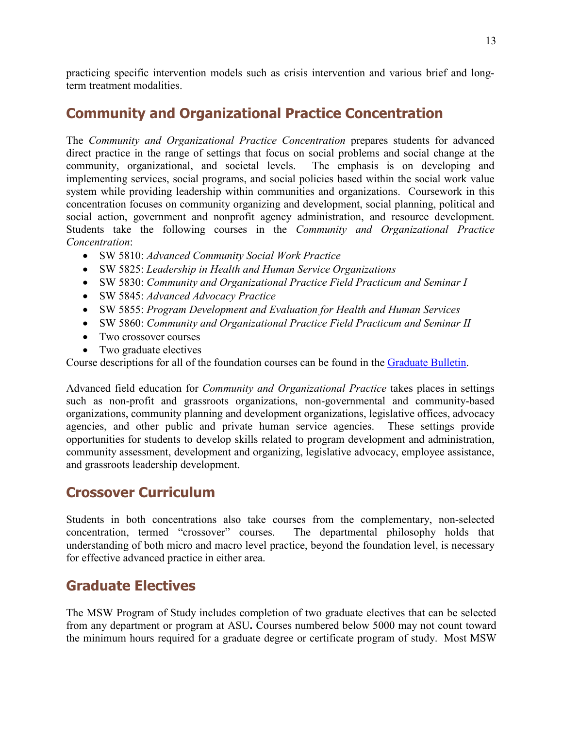practicing specific intervention models such as crisis intervention and various brief and long-term treatment modalities.

## Community and Organizational Practice Concentration

The *Community and Organizational Practice Concentration* prepares students for advanced direct practice in the range of settings that focus on social problems and social change at the community, organizational, and societal levels. The emphasis is on developing and implementing services, social programs, and social policies based within the social work value system while providing leadership within communities and organizations. Coursework in this concentration focuses on community organizing and development, social planning, political and social action, government and nonprofit agency administration, and resource development. Students take the following courses in the *Community and Organizational Practice Concentration*:

- SW 5810: *Advanced Community Social Work Practice*
- SW 5825: *Leadership in Health and Human Service Organizations*
- SW 5830: *Community and Organizational Practice Field Practicum and Seminar I*
- SW 5845: *Advanced Advocacy Practice*
- SW 5855: *Program Development and Evaluation for Health and Human Services*
- SW 5860: *Community and Organizational Practice Field Practicum and Seminar II*
- Two crossover courses
- Two graduate electives

Course descriptions for all of the foundation courses can be found in the [Graduate Bulletin](Graduate Bulletin).

Advanced field education for *Community and Organizational Practice* takes places in settings such as non-profit and grassroots organizations, non-governmental and community-based organizations, community planning and development organizations, legislative offices, advocacy agencies, and other public and private human service agencies. These settings provide opportunities for students to develop skills related to program development and administration, community assessment, development and organizing, legislative advocacy, employee assistance, and grassroots leadership development.

## Crossover Curriculum

Students in both concentrations also take courses from the complementary, non-selected concentration, termed "crossover" courses. The departmental philosophy holds that understanding of both micro and macro level practice, beyond the foundation level, is necessary for effective advanced practice in either area.

## Graduate Electives

The MSW Program of Study includes completion of two graduate electives that can be selected from any department or program at ASU**.** Courses numbered below 5000 may not count toward the minimum hours required for a graduate degree or certificate program of study. Most MSW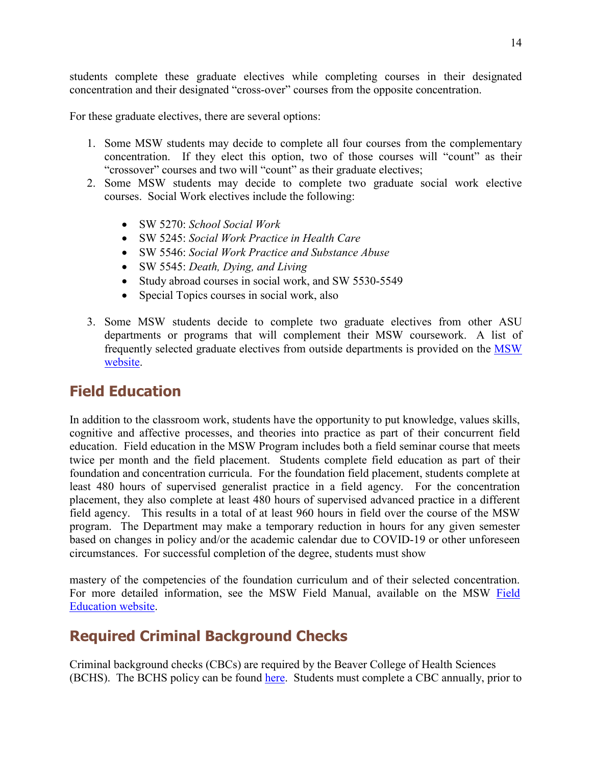students complete these graduate electives while completing courses in their designated concentration and their designated "cross-over" courses from the opposite concentration.

For these graduate electives, there are several options:

1. Some MSW students may decide to complete all four courses from the complementary concentration. If they elect this option, two of those courses will "count" as their "crossover" courses and two will "count" as their graduate electives;
2. Some MSW students may decide to complete two graduate social work elective courses. Social Work electives include the following:

   - SW 5270: *School Social Work*
   - SW 5245: *Social Work Practice in Health Care*
   - SW 5546: *Social Work Practice and Substance Abuse*
   - SW 5545: *Death, Dying, and Living*
   - Study abroad courses in social work, and SW 5530-5549
   - Special Topics courses in social work, also

3. Some MSW students decide to complete two graduate electives from other ASU departments or programs that will complement their MSW coursework. A list of frequently selected graduate electives from outside departments is provided on the [MSW website](MSW website).

## Field Education

In addition to the classroom work, students have the opportunity to put knowledge, values skills, cognitive and affective processes, and theories into practice as part of their concurrent field education. Field education in the MSW Program includes both a field seminar course that meets twice per month and the field placement. Students complete field education as part of their foundation and concentration curricula. For the foundation field placement, students complete at least 480 hours of supervised generalist practice in a field agency. For the concentration placement, they also complete at least 480 hours of supervised advanced practice in a different field agency. This results in a total of at least 960 hours in field over the course of the MSW program. The Department may make a temporary reduction in hours for any given semester based on changes in policy and/or the academic calendar due to COVID-19 or other unforeseen circumstances. For successful completion of the degree, students must show

mastery of the competencies of the foundation curriculum and of their selected concentration. For more detailed information, see the MSW Field Manual, available on the MSW [Field Education website](Field Education website).

## Required Criminal Background Checks

Criminal background checks (CBCs) are required by the Beaver College of Health Sciences (BCHS). The BCHS policy can be found [here](here). Students must complete a CBC annually, prior to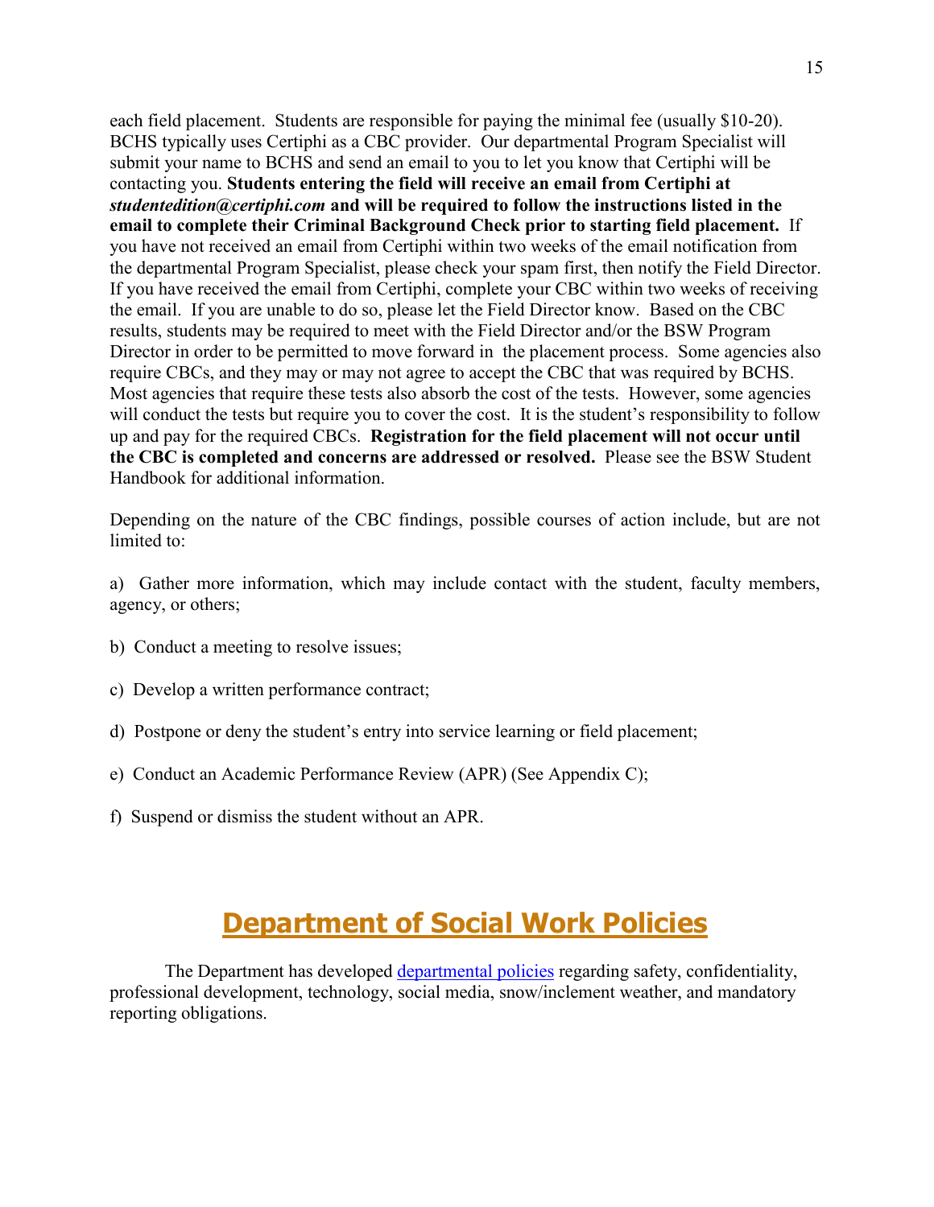each field placement. Students are responsible for paying the minimal fee (usually $10-20). BCHS typically uses Certiphi as a CBC provider. Our departmental Program Specialist will submit your name to BCHS and send an email to you to let you know that Certiphi will be contacting you. **Students entering the field will receive an email from Certiphi at *studentedition@certiphi.com* and will be required to follow the instructions listed in the email to complete their Criminal Background Check prior to starting field placement.** If you have not received an email from Certiphi within two weeks of the email notification from the departmental Program Specialist, please check your spam first, then notify the Field Director. If you have received the email from Certiphi, complete your CBC within two weeks of receiving the email. If you are unable to do so, please let the Field Director know. Based on the CBC results, students may be required to meet with the Field Director and/or the BSW Program Director in order to be permitted to move forward in the placement process. Some agencies also require CBCs, and they may or may not agree to accept the CBC that was required by BCHS. Most agencies that require these tests also absorb the cost of the tests. However, some agencies will conduct the tests but require you to cover the cost. It is the student's responsibility to follow up and pay for the required CBCs. **Registration for the field placement will not occur until the CBC is completed and concerns are addressed or resolved.** Please see the BSW Student Handbook for additional information.

Depending on the nature of the CBC findings, possible courses of action include, but are not limited to:

a) Gather more information, which may include contact with the student, faculty members, agency, or others;

b) Conduct a meeting to resolve issues;

c) Develop a written performance contract;

d) Postpone or deny the student's entry into service learning or field placement;

e) Conduct an Academic Performance Review (APR) (See Appendix C);

f) Suspend or dismiss the student without an APR.

# Department of Social Work Policies

The Department has developed departmental policies regarding safety, confidentiality, professional development, technology, social media, snow/inclement weather, and mandatory reporting obligations.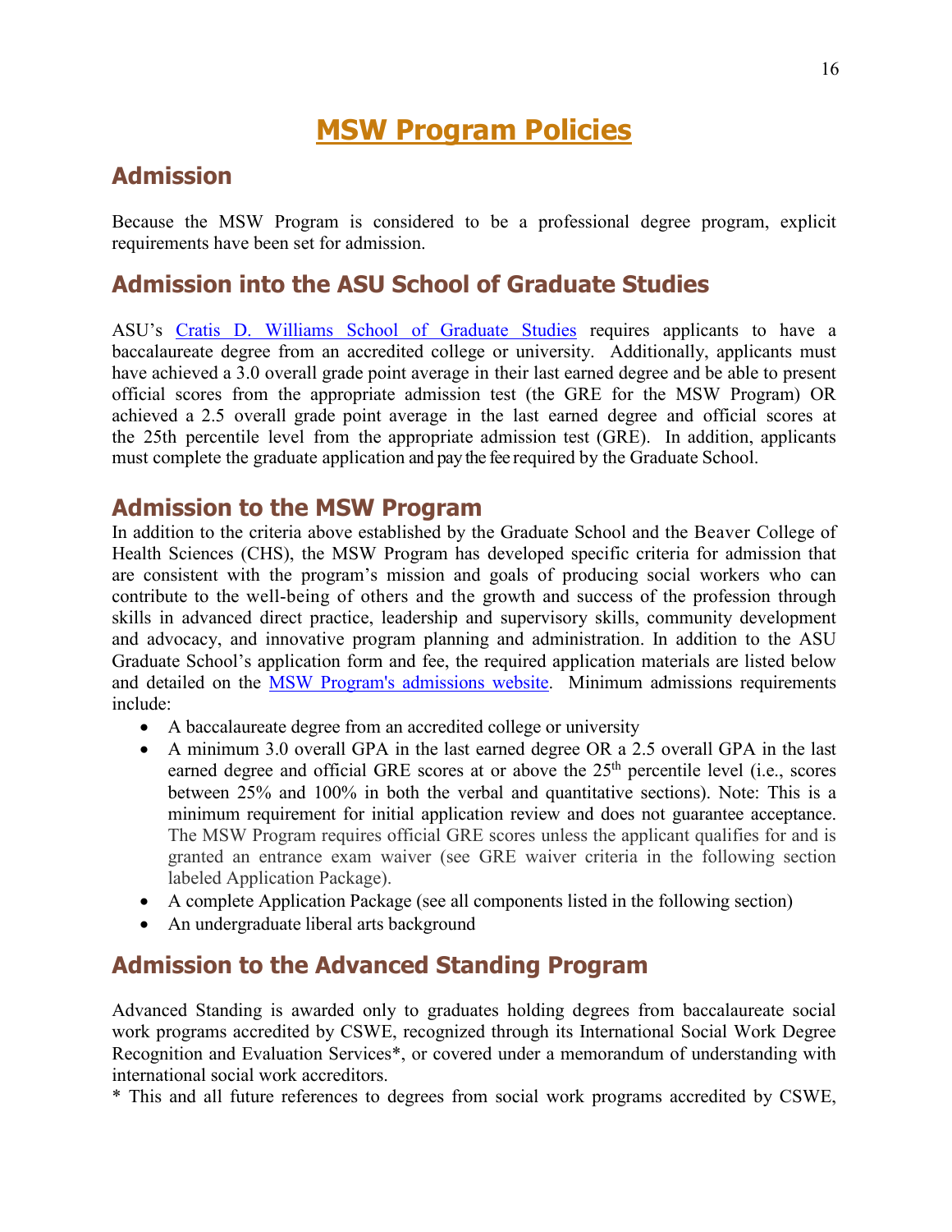# MSW Program Policies

## Admission

Because the MSW Program is considered to be a professional degree program, explicit requirements have been set for admission.

## Admission into the ASU School of Graduate Studies

ASU's [Cratis D. Williams School of Graduate Studies](#) requires applicants to have a baccalaureate degree from an accredited college or university. Additionally, applicants must have achieved a 3.0 overall grade point average in their last earned degree and be able to present official scores from the appropriate admission test (the GRE for the MSW Program) OR achieved a 2.5 overall grade point average in the last earned degree and official scores at the 25th percentile level from the appropriate admission test (GRE). In addition, applicants must complete the graduate application and pay the fee required by the Graduate School.

## Admission to the MSW Program

In addition to the criteria above established by the Graduate School and the Beaver College of Health Sciences (CHS), the MSW Program has developed specific criteria for admission that are consistent with the program's mission and goals of producing social workers who can contribute to the well-being of others and the growth and success of the profession through skills in advanced direct practice, leadership and supervisory skills, community development and advocacy, and innovative program planning and administration. In addition to the ASU Graduate School's application form and fee, the required application materials are listed below and detailed on the [MSW Program's admissions website](#). Minimum admissions requirements include:

- A baccalaureate degree from an accredited college or university
- A minimum 3.0 overall GPA in the last earned degree OR a 2.5 overall GPA in the last earned degree and official GRE scores at or above the 25th percentile level (i.e., scores between 25% and 100% in both the verbal and quantitative sections). Note: This is a minimum requirement for initial application review and does not guarantee acceptance. The MSW Program requires official GRE scores unless the applicant qualifies for and is granted an entrance exam waiver (see GRE waiver criteria in the following section labeled Application Package).
- A complete Application Package (see all components listed in the following section)
- An undergraduate liberal arts background

## Admission to the Advanced Standing Program

Advanced Standing is awarded only to graduates holding degrees from baccalaureate social work programs accredited by CSWE, recognized through its International Social Work Degree Recognition and Evaluation Services*, or covered under a memorandum of understanding with international social work accreditors.

* This and all future references to degrees from social work programs accredited by CSWE,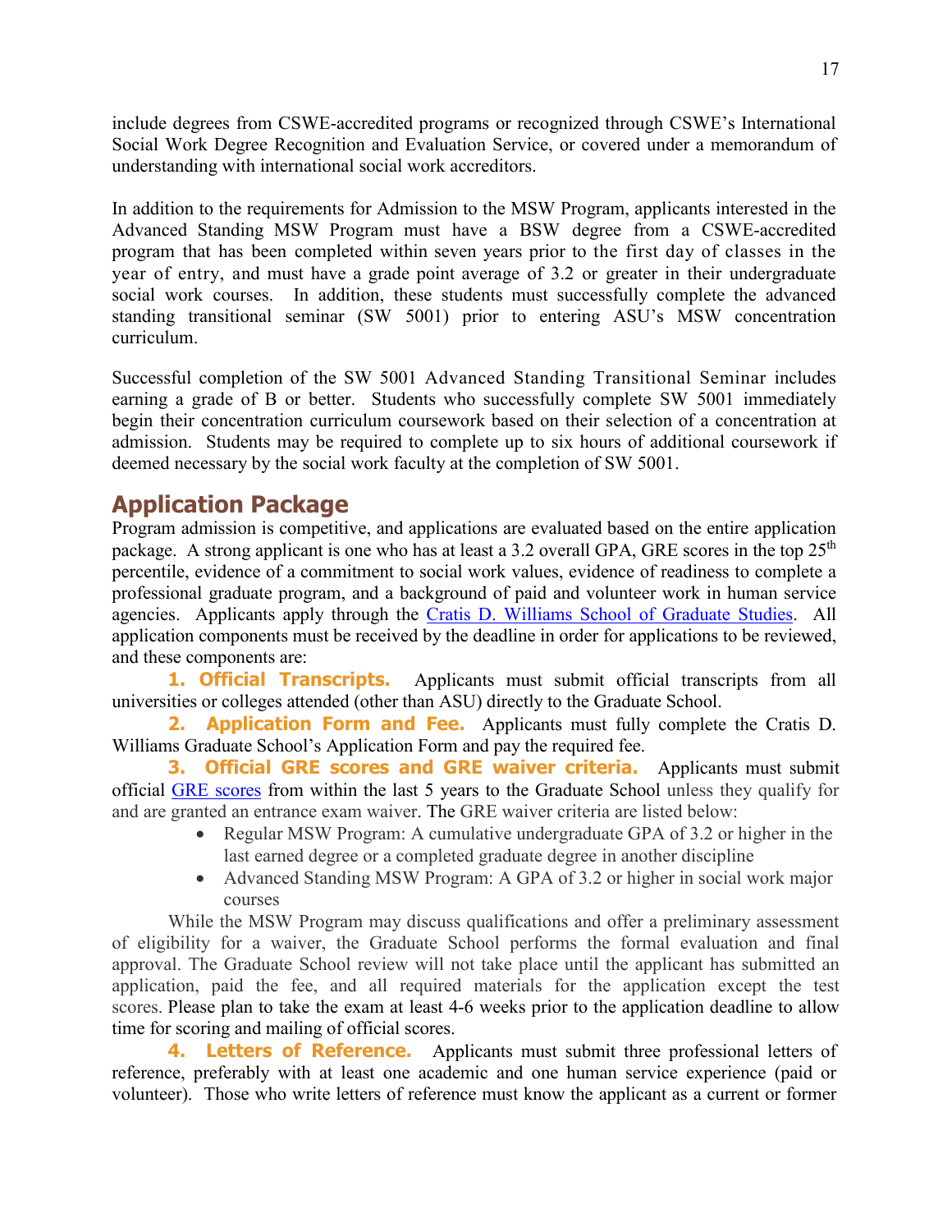include degrees from CSWE-accredited programs or recognized through CSWE's International Social Work Degree Recognition and Evaluation Service, or covered under a memorandum of understanding with international social work accreditors.

In addition to the requirements for Admission to the MSW Program, applicants interested in the Advanced Standing MSW Program must have a BSW degree from a CSWE-accredited program that has been completed within seven years prior to the first day of classes in the year of entry, and must have a grade point average of 3.2 or greater in their undergraduate social work courses. In addition, these students must successfully complete the advanced standing transitional seminar (SW 5001) prior to entering ASU's MSW concentration curriculum.

Successful completion of the SW 5001 Advanced Standing Transitional Seminar includes earning a grade of B or better. Students who successfully complete SW 5001 immediately begin their concentration curriculum coursework based on their selection of a concentration at admission. Students may be required to complete up to six hours of additional coursework if deemed necessary by the social work faculty at the completion of SW 5001.

## Application Package

Program admission is competitive, and applications are evaluated based on the entire application package. A strong applicant is one who has at least a 3.2 overall GPA, GRE scores in the top 25th percentile, evidence of a commitment to social work values, evidence of readiness to complete a professional graduate program, and a background of paid and volunteer work in human service agencies. Applicants apply through the Cratis D. Williams School of Graduate Studies. All application components must be received by the deadline in order for applications to be reviewed, and these components are:

**1. Official Transcripts.** Applicants must submit official transcripts from all universities or colleges attended (other than ASU) directly to the Graduate School.

**2. Application Form and Fee.** Applicants must fully complete the Cratis D. Williams Graduate School's Application Form and pay the required fee.

**3. Official GRE scores and GRE waiver criteria.** Applicants must submit official GRE scores from within the last 5 years to the Graduate School unless they qualify for and are granted an entrance exam waiver. The GRE waiver criteria are listed below:

- Regular MSW Program: A cumulative undergraduate GPA of 3.2 or higher in the last earned degree or a completed graduate degree in another discipline
- Advanced Standing MSW Program: A GPA of 3.2 or higher in social work major courses

While the MSW Program may discuss qualifications and offer a preliminary assessment of eligibility for a waiver, the Graduate School performs the formal evaluation and final approval. The Graduate School review will not take place until the applicant has submitted an application, paid the fee, and all required materials for the application except the test scores. Please plan to take the exam at least 4-6 weeks prior to the application deadline to allow time for scoring and mailing of official scores.

**4. Letters of Reference.** Applicants must submit three professional letters of reference, preferably with at least one academic and one human service experience (paid or volunteer). Those who write letters of reference must know the applicant as a current or former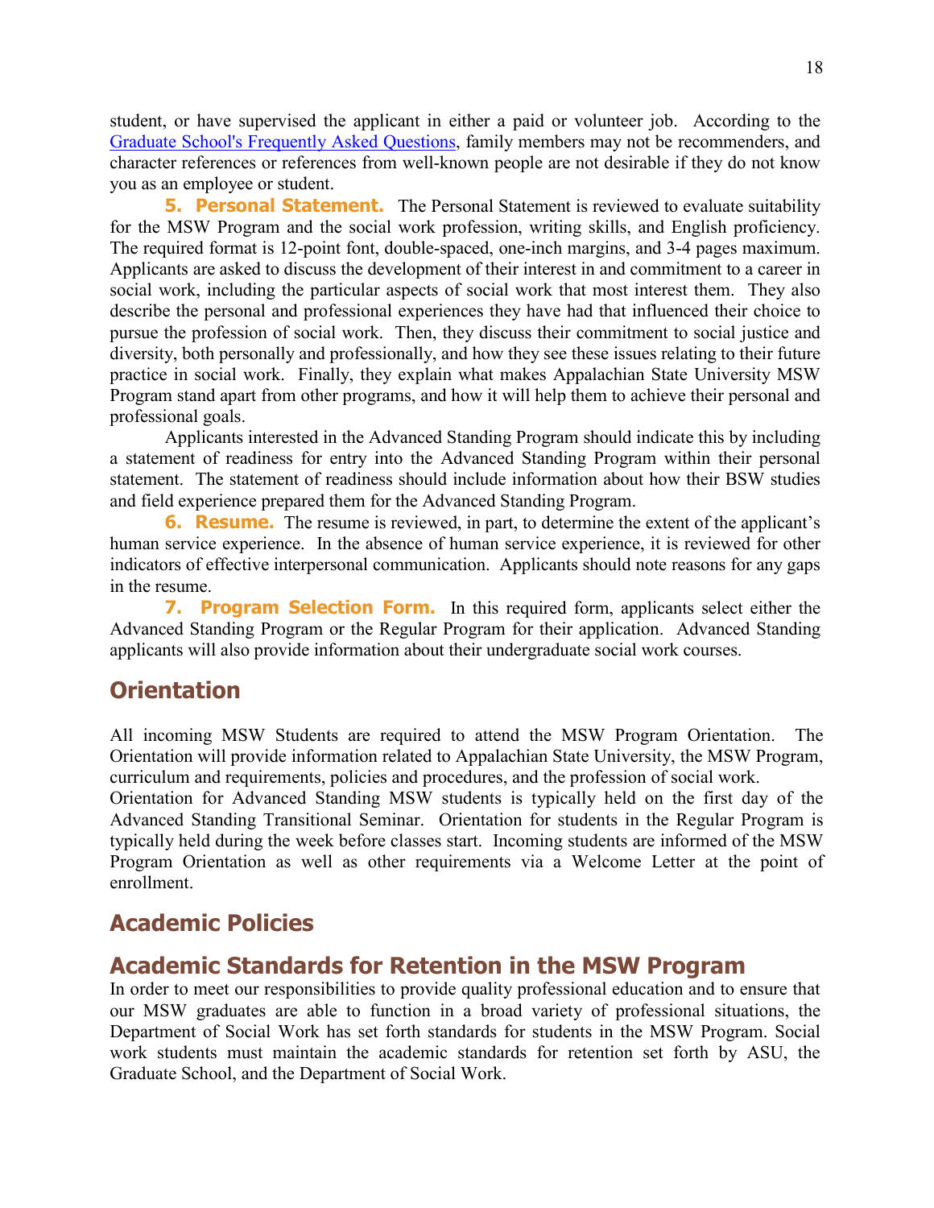student, or have supervised the applicant in either a paid or volunteer job. According to the [Graduate School's Frequently Asked Questions](), family members may not be recommenders, and character references or references from well-known people are not desirable if they do not know you as an employee or student.

**5. Personal Statement.** The Personal Statement is reviewed to evaluate suitability for the MSW Program and the social work profession, writing skills, and English proficiency. The required format is 12-point font, double-spaced, one-inch margins, and 3-4 pages maximum. Applicants are asked to discuss the development of their interest in and commitment to a career in social work, including the particular aspects of social work that most interest them. They also describe the personal and professional experiences they have had that influenced their choice to pursue the profession of social work. Then, they discuss their commitment to social justice and diversity, both personally and professionally, and how they see these issues relating to their future practice in social work. Finally, they explain what makes Appalachian State University MSW Program stand apart from other programs, and how it will help them to achieve their personal and professional goals.

Applicants interested in the Advanced Standing Program should indicate this by including a statement of readiness for entry into the Advanced Standing Program within their personal statement. The statement of readiness should include information about how their BSW studies and field experience prepared them for the Advanced Standing Program.

**6. Resume.** The resume is reviewed, in part, to determine the extent of the applicant's human service experience. In the absence of human service experience, it is reviewed for other indicators of effective interpersonal communication. Applicants should note reasons for any gaps in the resume.

**7. Program Selection Form.** In this required form, applicants select either the Advanced Standing Program or the Regular Program for their application. Advanced Standing applicants will also provide information about their undergraduate social work courses.

## Orientation

All incoming MSW Students are required to attend the MSW Program Orientation. The Orientation will provide information related to Appalachian State University, the MSW Program, curriculum and requirements, policies and procedures, and the profession of social work.

Orientation for Advanced Standing MSW students is typically held on the first day of the Advanced Standing Transitional Seminar. Orientation for students in the Regular Program is typically held during the week before classes start. Incoming students are informed of the MSW Program Orientation as well as other requirements via a Welcome Letter at the point of enrollment.

## Academic Policies

## Academic Standards for Retention in the MSW Program

In order to meet our responsibilities to provide quality professional education and to ensure that our MSW graduates are able to function in a broad variety of professional situations, the Department of Social Work has set forth standards for students in the MSW Program. Social work students must maintain the academic standards for retention set forth by ASU, the Graduate School, and the Department of Social Work.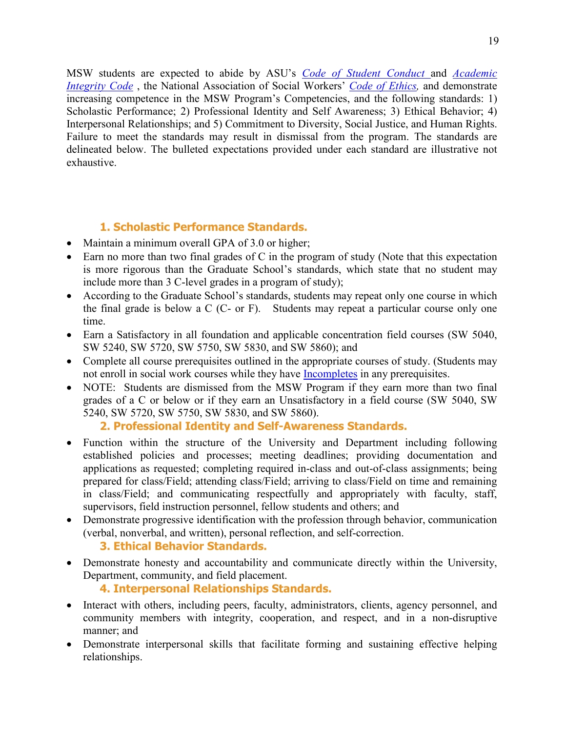MSW students are expected to abide by ASU's *Code of Student Conduct* and *Academic Integrity Code* , the National Association of Social Workers' *Code of Ethics,* and demonstrate increasing competence in the MSW Program's Competencies, and the following standards: 1) Scholastic Performance; 2) Professional Identity and Self Awareness; 3) Ethical Behavior; 4) Interpersonal Relationships; and 5) Commitment to Diversity, Social Justice, and Human Rights. Failure to meet the standards may result in dismissal from the program. The standards are delineated below. The bulleted expectations provided under each standard are illustrative not exhaustive.

### 1. Scholastic Performance Standards.

- Maintain a minimum overall GPA of 3.0 or higher;
- Earn no more than two final grades of C in the program of study (Note that this expectation is more rigorous than the Graduate School's standards, which state that no student may include more than 3 C-level grades in a program of study);
- According to the Graduate School's standards, students may repeat only one course in which the final grade is below a C (C- or F). Students may repeat a particular course only one time.
- Earn a Satisfactory in all foundation and applicable concentration field courses (SW 5040, SW 5240, SW 5720, SW 5750, SW 5830, and SW 5860); and
- Complete all course prerequisites outlined in the appropriate courses of study. (Students may not enroll in social work courses while they have Incompletes in any prerequisites.
- NOTE: Students are dismissed from the MSW Program if they earn more than two final grades of a C or below or if they earn an Unsatisfactory in a field course (SW 5040, SW 5240, SW 5720, SW 5750, SW 5830, and SW 5860).

### 2. Professional Identity and Self-Awareness Standards.

- Function within the structure of the University and Department including following established policies and processes; meeting deadlines; providing documentation and applications as requested; completing required in-class and out-of-class assignments; being prepared for class/Field; attending class/Field; arriving to class/Field on time and remaining in class/Field; and communicating respectfully and appropriately with faculty, staff, supervisors, field instruction personnel, fellow students and others; and
- Demonstrate progressive identification with the profession through behavior, communication (verbal, nonverbal, and written), personal reflection, and self-correction.

### 3. Ethical Behavior Standards.

- Demonstrate honesty and accountability and communicate directly within the University, Department, community, and field placement.

### 4. Interpersonal Relationships Standards.

- Interact with others, including peers, faculty, administrators, clients, agency personnel, and community members with integrity, cooperation, and respect, and in a non-disruptive manner; and
- Demonstrate interpersonal skills that facilitate forming and sustaining effective helping relationships.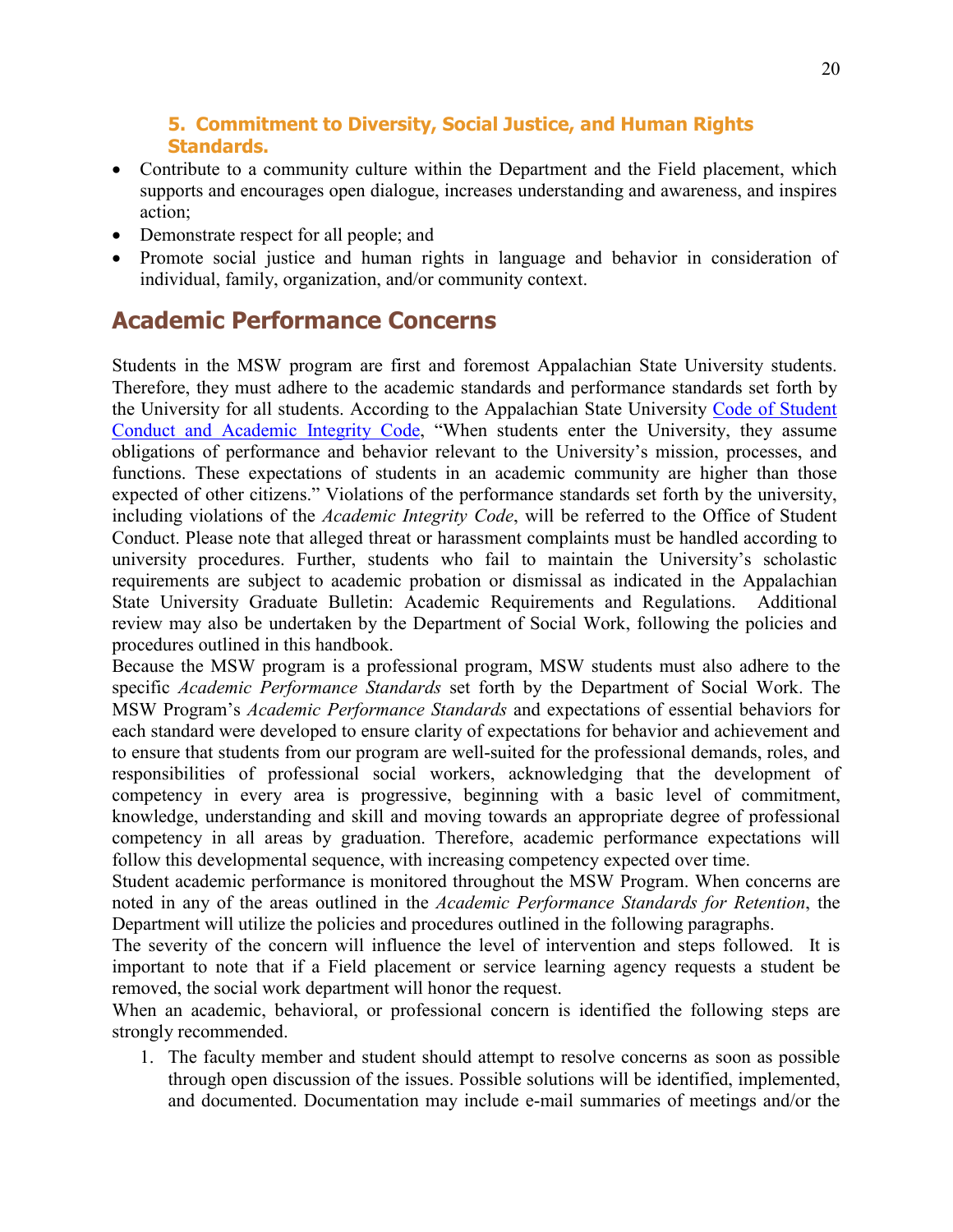### 5. Commitment to Diversity, Social Justice, and Human Rights Standards.

- Contribute to a community culture within the Department and the Field placement, which supports and encourages open dialogue, increases understanding and awareness, and inspires action;
- Demonstrate respect for all people; and
- Promote social justice and human rights in language and behavior in consideration of individual, family, organization, and/or community context.

## Academic Performance Concerns

Students in the MSW program are first and foremost Appalachian State University students. Therefore, they must adhere to the academic standards and performance standards set forth by the University for all students. According to the Appalachian State University Code of Student Conduct and Academic Integrity Code, "When students enter the University, they assume obligations of performance and behavior relevant to the University's mission, processes, and functions. These expectations of students in an academic community are higher than those expected of other citizens." Violations of the performance standards set forth by the university, including violations of the *Academic Integrity Code*, will be referred to the Office of Student Conduct. Please note that alleged threat or harassment complaints must be handled according to university procedures. Further, students who fail to maintain the University's scholastic requirements are subject to academic probation or dismissal as indicated in the Appalachian State University Graduate Bulletin: Academic Requirements and Regulations. Additional review may also be undertaken by the Department of Social Work, following the policies and procedures outlined in this handbook.

Because the MSW program is a professional program, MSW students must also adhere to the specific *Academic Performance Standards* set forth by the Department of Social Work. The MSW Program's *Academic Performance Standards* and expectations of essential behaviors for each standard were developed to ensure clarity of expectations for behavior and achievement and to ensure that students from our program are well-suited for the professional demands, roles, and responsibilities of professional social workers, acknowledging that the development of competency in every area is progressive, beginning with a basic level of commitment, knowledge, understanding and skill and moving towards an appropriate degree of professional competency in all areas by graduation. Therefore, academic performance expectations will follow this developmental sequence, with increasing competency expected over time.

Student academic performance is monitored throughout the MSW Program. When concerns are noted in any of the areas outlined in the *Academic Performance Standards for Retention*, the Department will utilize the policies and procedures outlined in the following paragraphs.

The severity of the concern will influence the level of intervention and steps followed. It is important to note that if a Field placement or service learning agency requests a student be removed, the social work department will honor the request.

When an academic, behavioral, or professional concern is identified the following steps are strongly recommended.

1. The faculty member and student should attempt to resolve concerns as soon as possible through open discussion of the issues. Possible solutions will be identified, implemented, and documented. Documentation may include e-mail summaries of meetings and/or the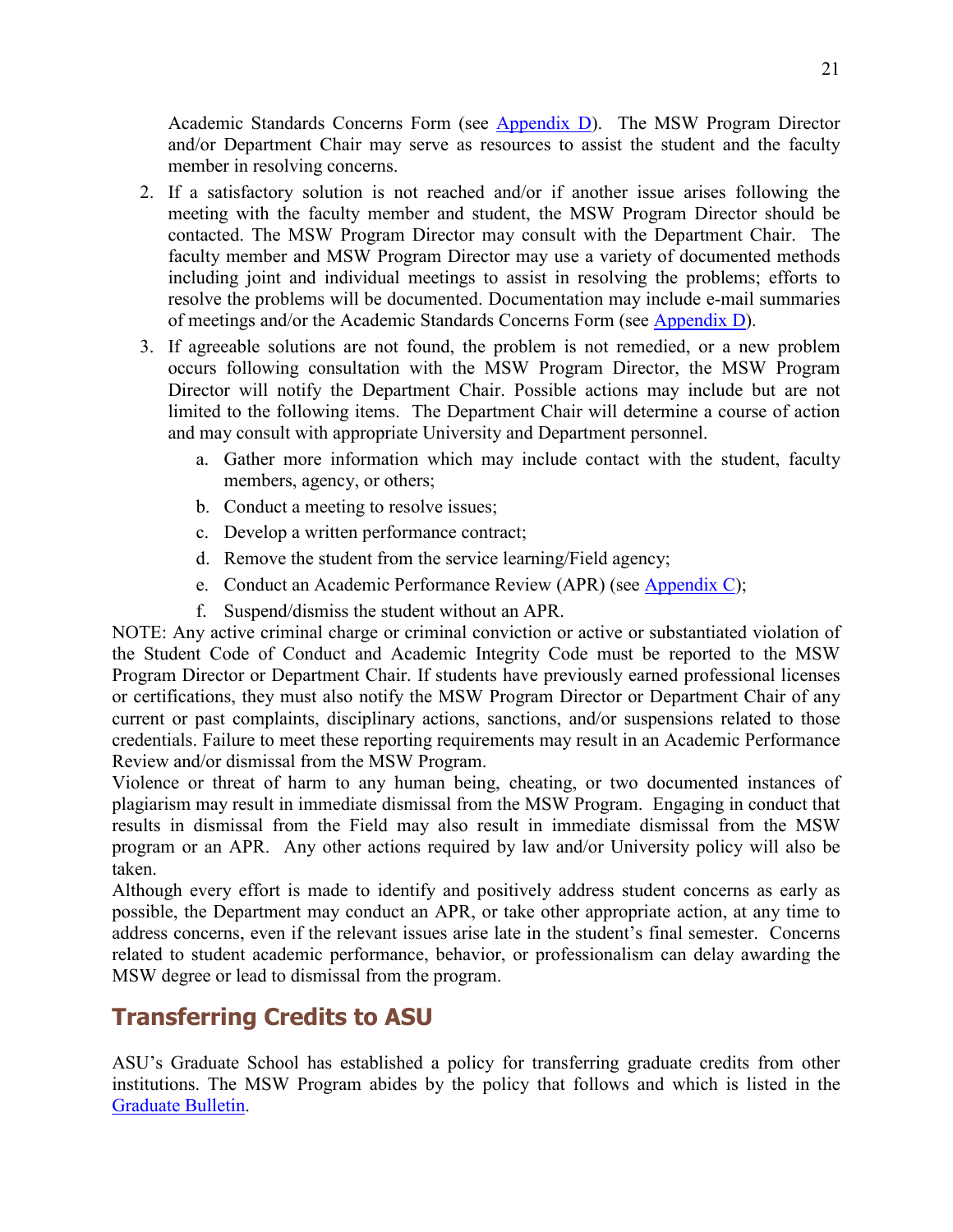Academic Standards Concerns Form (see [Appendix D](#)). The MSW Program Director and/or Department Chair may serve as resources to assist the student and the faculty member in resolving concerns.

2. If a satisfactory solution is not reached and/or if another issue arises following the meeting with the faculty member and student, the MSW Program Director should be contacted. The MSW Program Director may consult with the Department Chair. The faculty member and MSW Program Director may use a variety of documented methods including joint and individual meetings to assist in resolving the problems; efforts to resolve the problems will be documented. Documentation may include e-mail summaries of meetings and/or the Academic Standards Concerns Form (see [Appendix D](#)).
3. If agreeable solutions are not found, the problem is not remedied, or a new problem occurs following consultation with the MSW Program Director, the MSW Program Director will notify the Department Chair. Possible actions may include but are not limited to the following items. The Department Chair will determine a course of action and may consult with appropriate University and Department personnel.
    a. Gather more information which may include contact with the student, faculty members, agency, or others;
    b. Conduct a meeting to resolve issues;
    c. Develop a written performance contract;
    d. Remove the student from the service learning/Field agency;
    e. Conduct an Academic Performance Review (APR) (see [Appendix C](#));
    f. Suspend/dismiss the student without an APR.

NOTE: Any active criminal charge or criminal conviction or active or substantiated violation of the Student Code of Conduct and Academic Integrity Code must be reported to the MSW Program Director or Department Chair. If students have previously earned professional licenses or certifications, they must also notify the MSW Program Director or Department Chair of any current or past complaints, disciplinary actions, sanctions, and/or suspensions related to those credentials. Failure to meet these reporting requirements may result in an Academic Performance Review and/or dismissal from the MSW Program.

Violence or threat of harm to any human being, cheating, or two documented instances of plagiarism may result in immediate dismissal from the MSW Program. Engaging in conduct that results in dismissal from the Field may also result in immediate dismissal from the MSW program or an APR. Any other actions required by law and/or University policy will also be taken.

Although every effort is made to identify and positively address student concerns as early as possible, the Department may conduct an APR, or take other appropriate action, at any time to address concerns, even if the relevant issues arise late in the student's final semester. Concerns related to student academic performance, behavior, or professionalism can delay awarding the MSW degree or lead to dismissal from the program.

## Transferring Credits to ASU

ASU's Graduate School has established a policy for transferring graduate credits from other institutions. The MSW Program abides by the policy that follows and which is listed in the [Graduate Bulletin](#).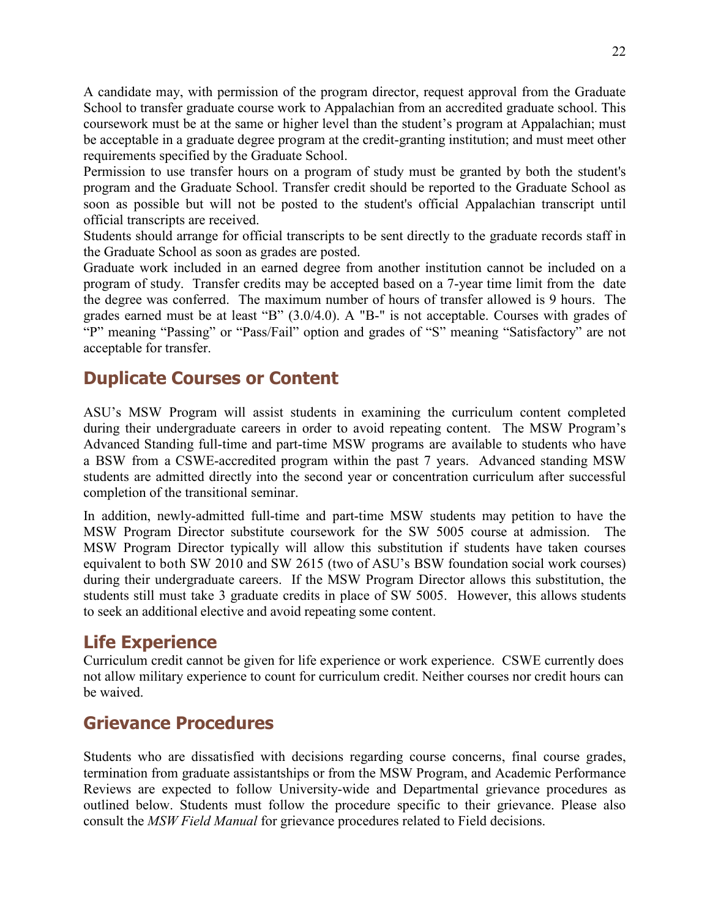A candidate may, with permission of the program director, request approval from the Graduate School to transfer graduate course work to Appalachian from an accredited graduate school. This coursework must be at the same or higher level than the student's program at Appalachian; must be acceptable in a graduate degree program at the credit-granting institution; and must meet other requirements specified by the Graduate School.

Permission to use transfer hours on a program of study must be granted by both the student's program and the Graduate School. Transfer credit should be reported to the Graduate School as soon as possible but will not be posted to the student's official Appalachian transcript until official transcripts are received.

Students should arrange for official transcripts to be sent directly to the graduate records staff in the Graduate School as soon as grades are posted.

Graduate work included in an earned degree from another institution cannot be included on a program of study. Transfer credits may be accepted based on a 7-year time limit from the date the degree was conferred. The maximum number of hours of transfer allowed is 9 hours. The grades earned must be at least "B" (3.0/4.0). A "B-" is not acceptable. Courses with grades of "P" meaning "Passing" or "Pass/Fail" option and grades of "S" meaning "Satisfactory" are not acceptable for transfer.

## Duplicate Courses or Content

ASU's MSW Program will assist students in examining the curriculum content completed during their undergraduate careers in order to avoid repeating content. The MSW Program's Advanced Standing full-time and part-time MSW programs are available to students who have a BSW from a CSWE-accredited program within the past 7 years. Advanced standing MSW students are admitted directly into the second year or concentration curriculum after successful completion of the transitional seminar.

In addition, newly-admitted full-time and part-time MSW students may petition to have the MSW Program Director substitute coursework for the SW 5005 course at admission. The MSW Program Director typically will allow this substitution if students have taken courses equivalent to both SW 2010 and SW 2615 (two of ASU's BSW foundation social work courses) during their undergraduate careers. If the MSW Program Director allows this substitution, the students still must take 3 graduate credits in place of SW 5005. However, this allows students to seek an additional elective and avoid repeating some content.

## Life Experience

Curriculum credit cannot be given for life experience or work experience. CSWE currently does not allow military experience to count for curriculum credit. Neither courses nor credit hours can be waived.

## Grievance Procedures

Students who are dissatisfied with decisions regarding course concerns, final course grades, termination from graduate assistantships or from the MSW Program, and Academic Performance Reviews are expected to follow University-wide and Departmental grievance procedures as outlined below. Students must follow the procedure specific to their grievance. Please also consult the *MSW Field Manual* for grievance procedures related to Field decisions.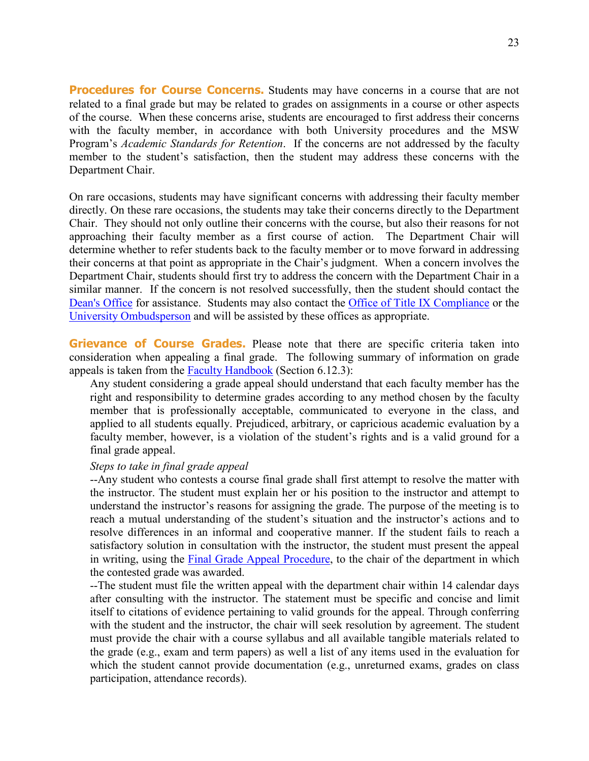**Procedures for Course Concerns.** Students may have concerns in a course that are not related to a final grade but may be related to grades on assignments in a course or other aspects of the course. When these concerns arise, students are encouraged to first address their concerns with the faculty member, in accordance with both University procedures and the MSW Program's *Academic Standards for Retention*. If the concerns are not addressed by the faculty member to the student's satisfaction, then the student may address these concerns with the Department Chair.

On rare occasions, students may have significant concerns with addressing their faculty member directly. On these rare occasions, the students may take their concerns directly to the Department Chair. They should not only outline their concerns with the course, but also their reasons for not approaching their faculty member as a first course of action. The Department Chair will determine whether to refer students back to the faculty member or to move forward in addressing their concerns at that point as appropriate in the Chair's judgment. When a concern involves the Department Chair, students should first try to address the concern with the Department Chair in a similar manner. If the concern is not resolved successfully, then the student should contact the Dean's Office for assistance. Students may also contact the Office of Title IX Compliance or the University Ombudsperson and will be assisted by these offices as appropriate.

**Grievance of Course Grades.** Please note that there are specific criteria taken into consideration when appealing a final grade. The following summary of information on grade appeals is taken from the Faculty Handbook (Section 6.12.3):

> Any student considering a grade appeal should understand that each faculty member has the right and responsibility to determine grades according to any method chosen by the faculty member that is professionally acceptable, communicated to everyone in the class, and applied to all students equally. Prejudiced, arbitrary, or capricious academic evaluation by a faculty member, however, is a violation of the student's rights and is a valid ground for a final grade appeal.
>
> *Steps to take in final grade appeal*
>
> --Any student who contests a course final grade shall first attempt to resolve the matter with the instructor. The student must explain her or his position to the instructor and attempt to understand the instructor's reasons for assigning the grade. The purpose of the meeting is to reach a mutual understanding of the student's situation and the instructor's actions and to resolve differences in an informal and cooperative manner. If the student fails to reach a satisfactory solution in consultation with the instructor, the student must present the appeal in writing, using the Final Grade Appeal Procedure, to the chair of the department in which the contested grade was awarded.
>
> --The student must file the written appeal with the department chair within 14 calendar days after consulting with the instructor. The statement must be specific and concise and limit itself to citations of evidence pertaining to valid grounds for the appeal. Through conferring with the student and the instructor, the chair will seek resolution by agreement. The student must provide the chair with a course syllabus and all available tangible materials related to the grade (e.g., exam and term papers) as well a list of any items used in the evaluation for which the student cannot provide documentation (e.g., unreturned exams, grades on class participation, attendance records).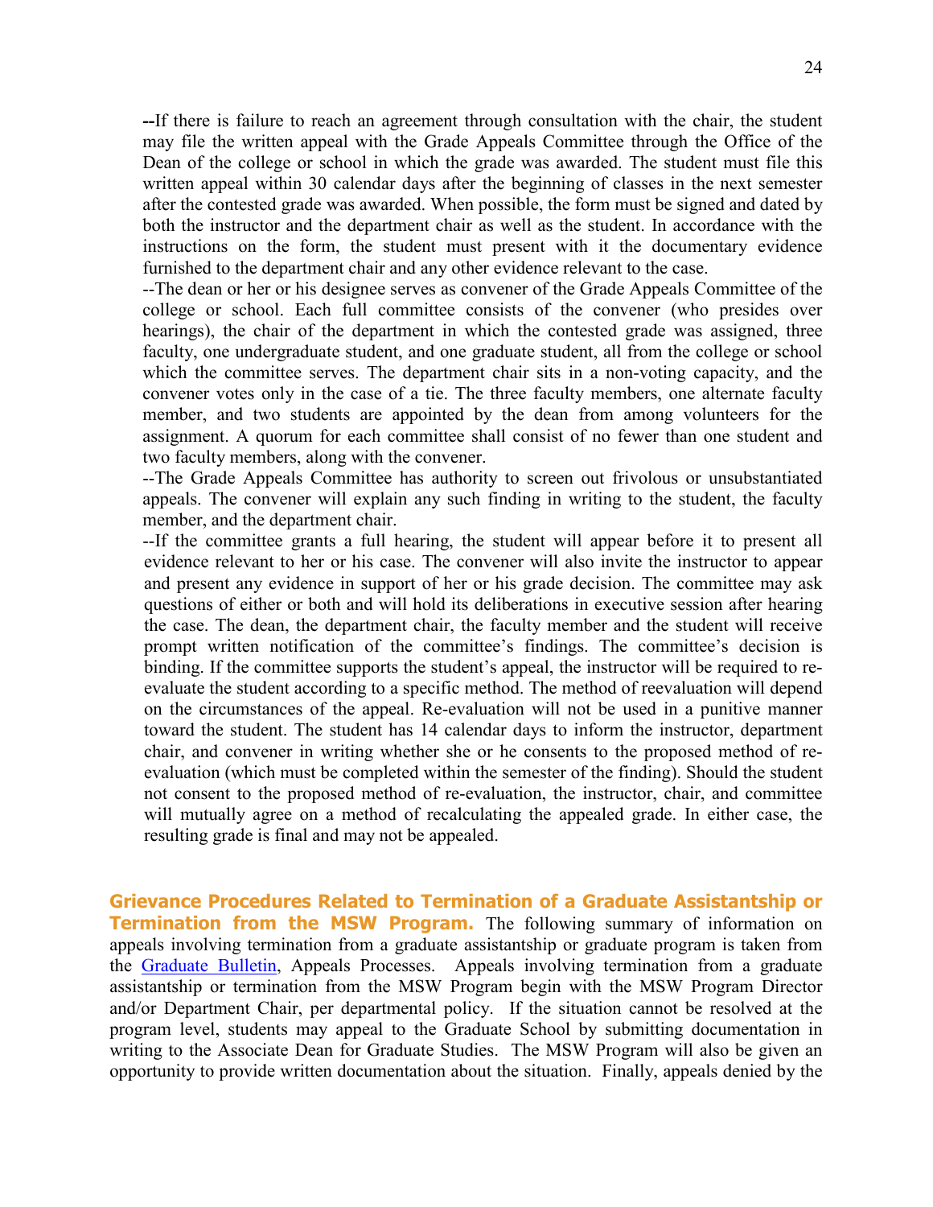**--**If there is failure to reach an agreement through consultation with the chair, the student may file the written appeal with the Grade Appeals Committee through the Office of the Dean of the college or school in which the grade was awarded. The student must file this written appeal within 30 calendar days after the beginning of classes in the next semester after the contested grade was awarded. When possible, the form must be signed and dated by both the instructor and the department chair as well as the student. In accordance with the instructions on the form, the student must present with it the documentary evidence furnished to the department chair and any other evidence relevant to the case.

--The dean or her or his designee serves as convener of the Grade Appeals Committee of the college or school. Each full committee consists of the convener (who presides over hearings), the chair of the department in which the contested grade was assigned, three faculty, one undergraduate student, and one graduate student, all from the college or school which the committee serves. The department chair sits in a non-voting capacity, and the convener votes only in the case of a tie. The three faculty members, one alternate faculty member, and two students are appointed by the dean from among volunteers for the assignment. A quorum for each committee shall consist of no fewer than one student and two faculty members, along with the convener.

--The Grade Appeals Committee has authority to screen out frivolous or unsubstantiated appeals. The convener will explain any such finding in writing to the student, the faculty member, and the department chair.

--If the committee grants a full hearing, the student will appear before it to present all evidence relevant to her or his case. The convener will also invite the instructor to appear and present any evidence in support of her or his grade decision. The committee may ask questions of either or both and will hold its deliberations in executive session after hearing the case. The dean, the department chair, the faculty member and the student will receive prompt written notification of the committee's findings. The committee's decision is binding. If the committee supports the student's appeal, the instructor will be required to re-evaluate the student according to a specific method. The method of reevaluation will depend on the circumstances of the appeal. Re-evaluation will not be used in a punitive manner toward the student. The student has 14 calendar days to inform the instructor, department chair, and convener in writing whether she or he consents to the proposed method of re-evaluation (which must be completed within the semester of the finding). Should the student not consent to the proposed method of re-evaluation, the instructor, chair, and committee will mutually agree on a method of recalculating the appealed grade. In either case, the resulting grade is final and may not be appealed.

**Grievance Procedures Related to Termination of a Graduate Assistantship or Termination from the MSW Program.** The following summary of information on appeals involving termination from a graduate assistantship or graduate program is taken from the Graduate Bulletin, Appeals Processes. Appeals involving termination from a graduate assistantship or termination from the MSW Program begin with the MSW Program Director and/or Department Chair, per departmental policy. If the situation cannot be resolved at the program level, students may appeal to the Graduate School by submitting documentation in writing to the Associate Dean for Graduate Studies. The MSW Program will also be given an opportunity to provide written documentation about the situation. Finally, appeals denied by the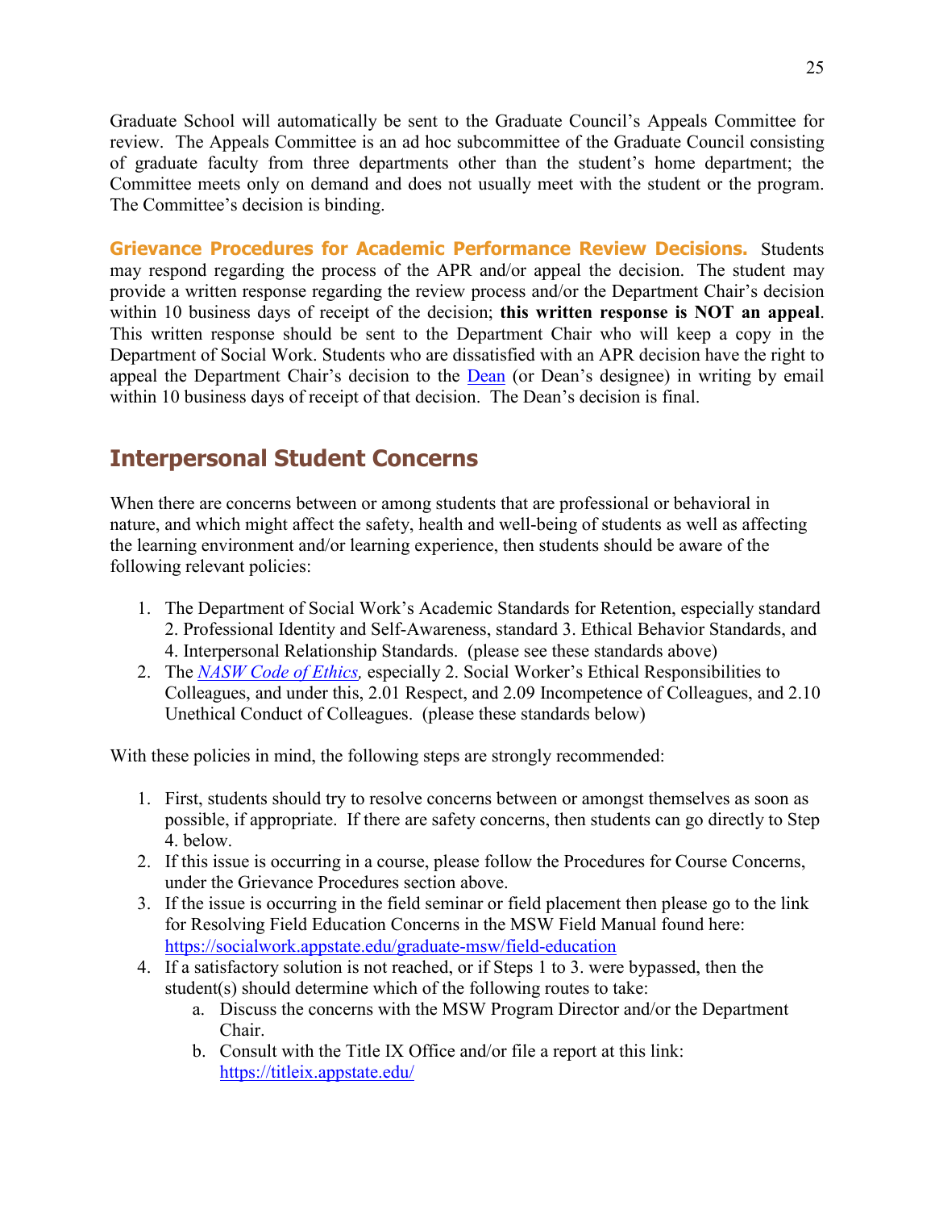Graduate School will automatically be sent to the Graduate Council's Appeals Committee for review. The Appeals Committee is an ad hoc subcommittee of the Graduate Council consisting of graduate faculty from three departments other than the student's home department; the Committee meets only on demand and does not usually meet with the student or the program. The Committee's decision is binding.

**Grievance Procedures for Academic Performance Review Decisions.** Students may respond regarding the process of the APR and/or appeal the decision. The student may provide a written response regarding the review process and/or the Department Chair's decision within 10 business days of receipt of the decision; **this written response is NOT an appeal**. This written response should be sent to the Department Chair who will keep a copy in the Department of Social Work. Students who are dissatisfied with an APR decision have the right to appeal the Department Chair's decision to the [Dean](#) (or Dean's designee) in writing by email within 10 business days of receipt of that decision. The Dean's decision is final.

## Interpersonal Student Concerns

When there are concerns between or among students that are professional or behavioral in nature, and which might affect the safety, health and well-being of students as well as affecting the learning environment and/or learning experience, then students should be aware of the following relevant policies:

1. The Department of Social Work's Academic Standards for Retention, especially standard 2. Professional Identity and Self-Awareness, standard 3. Ethical Behavior Standards, and 4. Interpersonal Relationship Standards. (please see these standards above)
2. The *[NASW Code of Ethics](#),* especially 2. Social Worker's Ethical Responsibilities to Colleagues, and under this, 2.01 Respect, and 2.09 Incompetence of Colleagues, and 2.10 Unethical Conduct of Colleagues. (please these standards below)

With these policies in mind, the following steps are strongly recommended:

1. First, students should try to resolve concerns between or amongst themselves as soon as possible, if appropriate. If there are safety concerns, then students can go directly to Step 4. below.
2. If this issue is occurring in a course, please follow the Procedures for Course Concerns, under the Grievance Procedures section above.
3. If the issue is occurring in the field seminar or field placement then please go to the link for Resolving Field Education Concerns in the MSW Field Manual found here: https://socialwork.appstate.edu/graduate-msw/field-education
4. If a satisfactory solution is not reached, or if Steps 1 to 3. were bypassed, then the student(s) should determine which of the following routes to take:
   a. Discuss the concerns with the MSW Program Director and/or the Department Chair.
   b. Consult with the Title IX Office and/or file a report at this link: https://titleix.appstate.edu/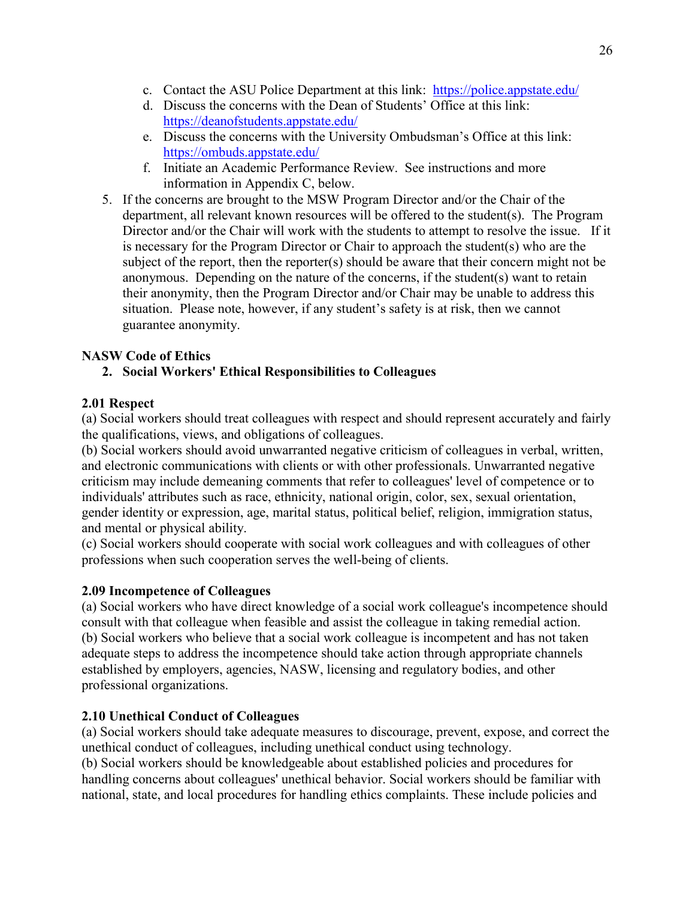c. Contact the ASU Police Department at this link: [https://police.appstate.edu/](https://police.appstate.edu/)
   d. Discuss the concerns with the Dean of Students' Office at this link: [https://deanofstudents.appstate.edu/](https://deanofstudents.appstate.edu/)
   e. Discuss the concerns with the University Ombudsman's Office at this link: [https://ombuds.appstate.edu/](https://ombuds.appstate.edu/)
   f. Initiate an Academic Performance Review. See instructions and more information in Appendix C, below.

5. If the concerns are brought to the MSW Program Director and/or the Chair of the department, all relevant known resources will be offered to the student(s). The Program Director and/or the Chair will work with the students to attempt to resolve the issue. If it is necessary for the Program Director or Chair to approach the student(s) who are the subject of the report, then the reporter(s) should be aware that their concern might not be anonymous. Depending on the nature of the concerns, if the student(s) want to retain their anonymity, then the Program Director and/or Chair may be unable to address this situation. Please note, however, if any student's safety is at risk, then we cannot guarantee anonymity.

**NASW Code of Ethics**

2. **Social Workers' Ethical Responsibilities to Colleagues**

**2.01 Respect**

(a) Social workers should treat colleagues with respect and should represent accurately and fairly the qualifications, views, and obligations of colleagues.

(b) Social workers should avoid unwarranted negative criticism of colleagues in verbal, written, and electronic communications with clients or with other professionals. Unwarranted negative criticism may include demeaning comments that refer to colleagues' level of competence or to individuals' attributes such as race, ethnicity, national origin, color, sex, sexual orientation, gender identity or expression, age, marital status, political belief, religion, immigration status, and mental or physical ability.

(c) Social workers should cooperate with social work colleagues and with colleagues of other professions when such cooperation serves the well-being of clients.

**2.09 Incompetence of Colleagues**

(a) Social workers who have direct knowledge of a social work colleague's incompetence should consult with that colleague when feasible and assist the colleague in taking remedial action.

(b) Social workers who believe that a social work colleague is incompetent and has not taken adequate steps to address the incompetence should take action through appropriate channels established by employers, agencies, NASW, licensing and regulatory bodies, and other professional organizations.

**2.10 Unethical Conduct of Colleagues**

(a) Social workers should take adequate measures to discourage, prevent, expose, and correct the unethical conduct of colleagues, including unethical conduct using technology.

(b) Social workers should be knowledgeable about established policies and procedures for handling concerns about colleagues' unethical behavior. Social workers should be familiar with national, state, and local procedures for handling ethics complaints. These include policies and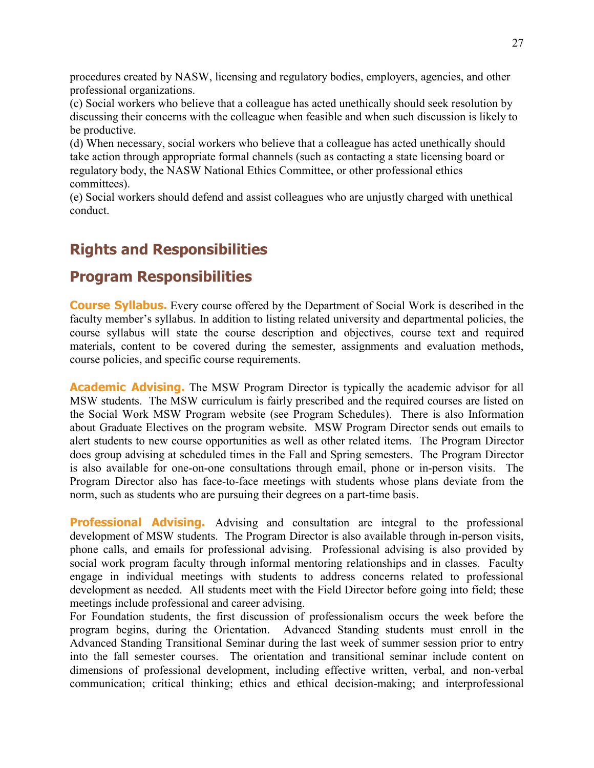procedures created by NASW, licensing and regulatory bodies, employers, agencies, and other professional organizations.

(c) Social workers who believe that a colleague has acted unethically should seek resolution by discussing their concerns with the colleague when feasible and when such discussion is likely to be productive.

(d) When necessary, social workers who believe that a colleague has acted unethically should take action through appropriate formal channels (such as contacting a state licensing board or regulatory body, the NASW National Ethics Committee, or other professional ethics committees).

(e) Social workers should defend and assist colleagues who are unjustly charged with unethical conduct.

## Rights and Responsibilities

## Program Responsibilities

**Course Syllabus.** Every course offered by the Department of Social Work is described in the faculty member's syllabus. In addition to listing related university and departmental policies, the course syllabus will state the course description and objectives, course text and required materials, content to be covered during the semester, assignments and evaluation methods, course policies, and specific course requirements.

**Academic Advising.** The MSW Program Director is typically the academic advisor for all MSW students. The MSW curriculum is fairly prescribed and the required courses are listed on the Social Work MSW Program website (see Program Schedules). There is also Information about Graduate Electives on the program website. MSW Program Director sends out emails to alert students to new course opportunities as well as other related items. The Program Director does group advising at scheduled times in the Fall and Spring semesters. The Program Director is also available for one-on-one consultations through email, phone or in-person visits. The Program Director also has face-to-face meetings with students whose plans deviate from the norm, such as students who are pursuing their degrees on a part-time basis.

**Professional Advising.** Advising and consultation are integral to the professional development of MSW students. The Program Director is also available through in-person visits, phone calls, and emails for professional advising. Professional advising is also provided by social work program faculty through informal mentoring relationships and in classes. Faculty engage in individual meetings with students to address concerns related to professional development as needed. All students meet with the Field Director before going into field; these meetings include professional and career advising.

For Foundation students, the first discussion of professionalism occurs the week before the program begins, during the Orientation. Advanced Standing students must enroll in the Advanced Standing Transitional Seminar during the last week of summer session prior to entry into the fall semester courses. The orientation and transitional seminar include content on dimensions of professional development, including effective written, verbal, and non-verbal communication; critical thinking; ethics and ethical decision-making; and interprofessional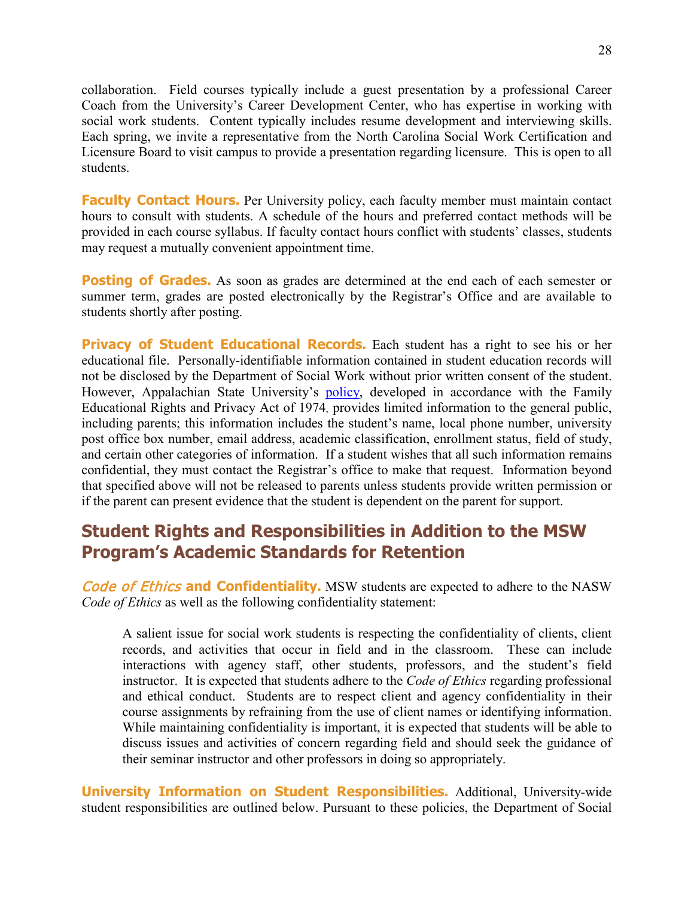collaboration. Field courses typically include a guest presentation by a professional Career Coach from the University's Career Development Center, who has expertise in working with social work students. Content typically includes resume development and interviewing skills. Each spring, we invite a representative from the North Carolina Social Work Certification and Licensure Board to visit campus to provide a presentation regarding licensure. This is open to all students.

**Faculty Contact Hours.** Per University policy, each faculty member must maintain contact hours to consult with students. A schedule of the hours and preferred contact methods will be provided in each course syllabus. If faculty contact hours conflict with students' classes, students may request a mutually convenient appointment time.

**Posting of Grades.** As soon as grades are determined at the end each of each semester or summer term, grades are posted electronically by the Registrar's Office and are available to students shortly after posting.

**Privacy of Student Educational Records.** Each student has a right to see his or her educational file. Personally-identifiable information contained in student education records will not be disclosed by the Department of Social Work without prior written consent of the student. However, Appalachian State University's policy, developed in accordance with the Family Educational Rights and Privacy Act of 1974, provides limited information to the general public, including parents; this information includes the student's name, local phone number, university post office box number, email address, academic classification, enrollment status, field of study, and certain other categories of information. If a student wishes that all such information remains confidential, they must contact the Registrar's office to make that request. Information beyond that specified above will not be released to parents unless students provide written permission or if the parent can present evidence that the student is dependent on the parent for support.

## Student Rights and Responsibilities in Addition to the MSW Program's Academic Standards for Retention

***Code of Ethics* and Confidentiality.** MSW students are expected to adhere to the NASW *Code of Ethics* as well as the following confidentiality statement:

> A salient issue for social work students is respecting the confidentiality of clients, client records, and activities that occur in field and in the classroom. These can include interactions with agency staff, other students, professors, and the student's field instructor. It is expected that students adhere to the *Code of Ethics* regarding professional and ethical conduct. Students are to respect client and agency confidentiality in their course assignments by refraining from the use of client names or identifying information. While maintaining confidentiality is important, it is expected that students will be able to discuss issues and activities of concern regarding field and should seek the guidance of their seminar instructor and other professors in doing so appropriately.

**University Information on Student Responsibilities.** Additional, University-wide student responsibilities are outlined below. Pursuant to these policies, the Department of Social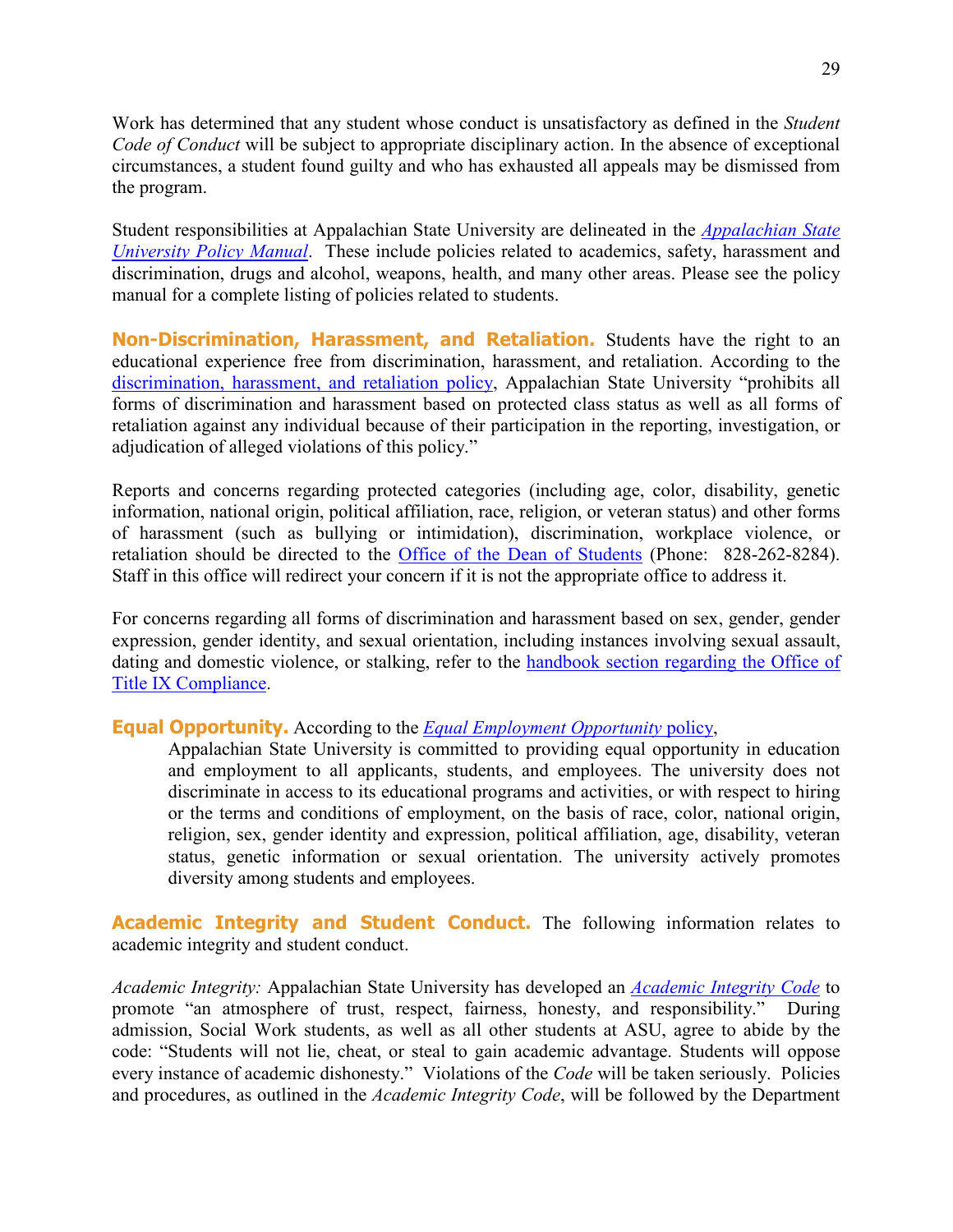Work has determined that any student whose conduct is unsatisfactory as defined in the *Student Code of Conduct* will be subject to appropriate disciplinary action. In the absence of exceptional circumstances, a student found guilty and who has exhausted all appeals may be dismissed from the program.

Student responsibilities at Appalachian State University are delineated in the [*Appalachian State University Policy Manual*](). These include policies related to academics, safety, harassment and discrimination, drugs and alcohol, weapons, health, and many other areas. Please see the policy manual for a complete listing of policies related to students.

**Non-Discrimination, Harassment, and Retaliation.** Students have the right to an educational experience free from discrimination, harassment, and retaliation. According to the [discrimination, harassment, and retaliation policy](), Appalachian State University "prohibits all forms of discrimination and harassment based on protected class status as well as all forms of retaliation against any individual because of their participation in the reporting, investigation, or adjudication of alleged violations of this policy."

Reports and concerns regarding protected categories (including age, color, disability, genetic information, national origin, political affiliation, race, religion, or veteran status) and other forms of harassment (such as bullying or intimidation), discrimination, workplace violence, or retaliation should be directed to the [Office of the Dean of Students]() (Phone: 828-262-8284). Staff in this office will redirect your concern if it is not the appropriate office to address it.

For concerns regarding all forms of discrimination and harassment based on sex, gender, gender expression, gender identity, and sexual orientation, including instances involving sexual assault, dating and domestic violence, or stalking, refer to the [handbook section regarding the Office of Title IX Compliance]().

**Equal Opportunity.** According to the [*Equal Employment Opportunity* policy](),

> Appalachian State University is committed to providing equal opportunity in education and employment to all applicants, students, and employees. The university does not discriminate in access to its educational programs and activities, or with respect to hiring or the terms and conditions of employment, on the basis of race, color, national origin, religion, sex, gender identity and expression, political affiliation, age, disability, veteran status, genetic information or sexual orientation. The university actively promotes diversity among students and employees.

**Academic Integrity and Student Conduct.** The following information relates to academic integrity and student conduct.

*Academic Integrity:* Appalachian State University has developed an [*Academic Integrity Code*]() to promote "an atmosphere of trust, respect, fairness, honesty, and responsibility." During admission, Social Work students, as well as all other students at ASU, agree to abide by the code: "Students will not lie, cheat, or steal to gain academic advantage. Students will oppose every instance of academic dishonesty." Violations of the *Code* will be taken seriously. Policies and procedures, as outlined in the *Academic Integrity Code*, will be followed by the Department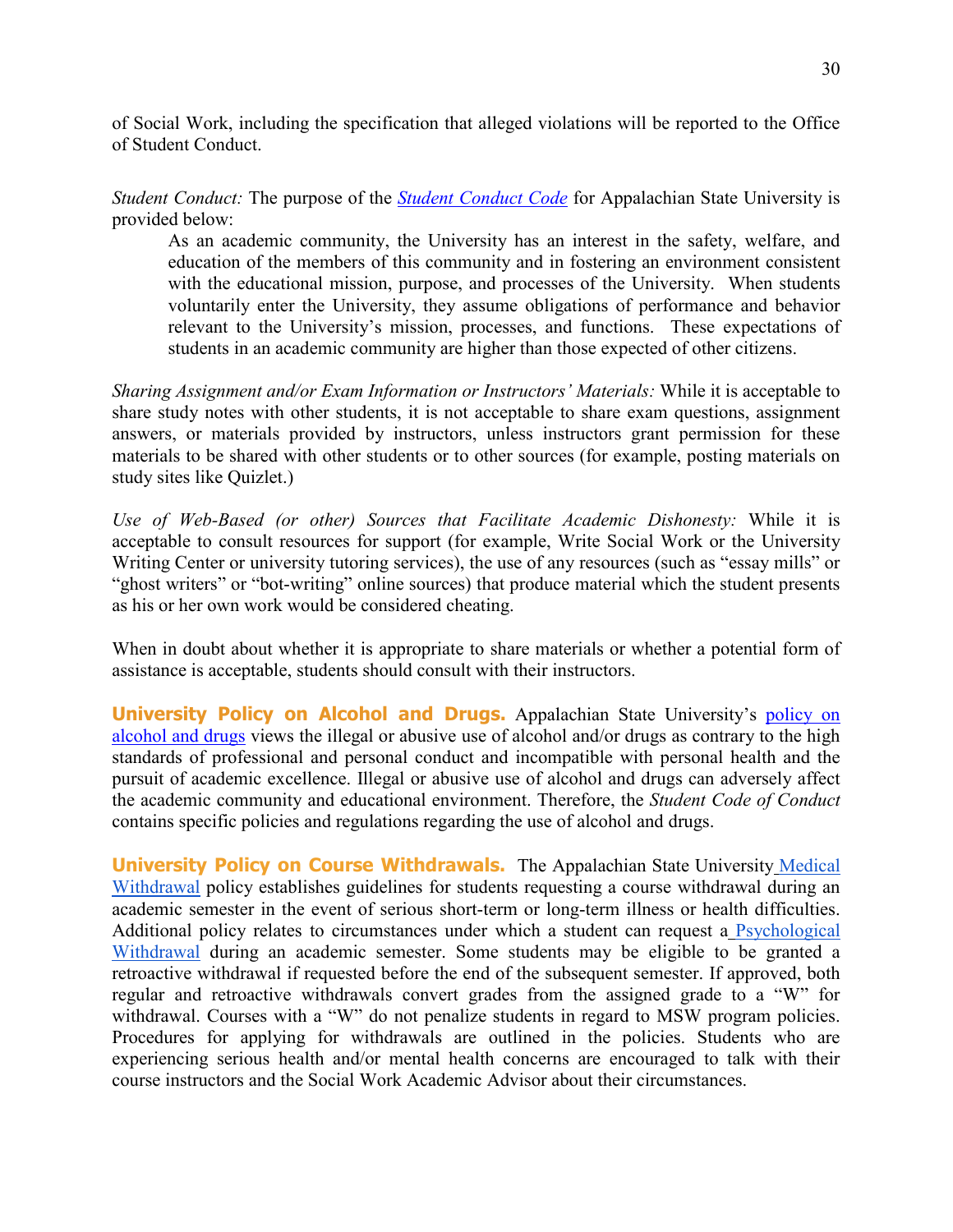of Social Work, including the specification that alleged violations will be reported to the Office of Student Conduct.

*Student Conduct:* The purpose of the *Student Conduct Code* for Appalachian State University is provided below:

> As an academic community, the University has an interest in the safety, welfare, and education of the members of this community and in fostering an environment consistent with the educational mission, purpose, and processes of the University. When students voluntarily enter the University, they assume obligations of performance and behavior relevant to the University's mission, processes, and functions. These expectations of students in an academic community are higher than those expected of other citizens.

*Sharing Assignment and/or Exam Information or Instructors' Materials:* While it is acceptable to share study notes with other students, it is not acceptable to share exam questions, assignment answers, or materials provided by instructors, unless instructors grant permission for these materials to be shared with other students or to other sources (for example, posting materials on study sites like Quizlet.)

*Use of Web-Based (or other) Sources that Facilitate Academic Dishonesty:* While it is acceptable to consult resources for support (for example, Write Social Work or the University Writing Center or university tutoring services), the use of any resources (such as "essay mills" or "ghost writers" or "bot-writing" online sources) that produce material which the student presents as his or her own work would be considered cheating.

When in doubt about whether it is appropriate to share materials or whether a potential form of assistance is acceptable, students should consult with their instructors.

**University Policy on Alcohol and Drugs.** Appalachian State University's policy on alcohol and drugs views the illegal or abusive use of alcohol and/or drugs as contrary to the high standards of professional and personal conduct and incompatible with personal health and the pursuit of academic excellence. Illegal or abusive use of alcohol and drugs can adversely affect the academic community and educational environment. Therefore, the *Student Code of Conduct* contains specific policies and regulations regarding the use of alcohol and drugs.

**University Policy on Course Withdrawals.** The Appalachian State University Medical Withdrawal policy establishes guidelines for students requesting a course withdrawal during an academic semester in the event of serious short-term or long-term illness or health difficulties. Additional policy relates to circumstances under which a student can request a Psychological Withdrawal during an academic semester. Some students may be eligible to be granted a retroactive withdrawal if requested before the end of the subsequent semester. If approved, both regular and retroactive withdrawals convert grades from the assigned grade to a "W" for withdrawal. Courses with a "W" do not penalize students in regard to MSW program policies. Procedures for applying for withdrawals are outlined in the policies. Students who are experiencing serious health and/or mental health concerns are encouraged to talk with their course instructors and the Social Work Academic Advisor about their circumstances.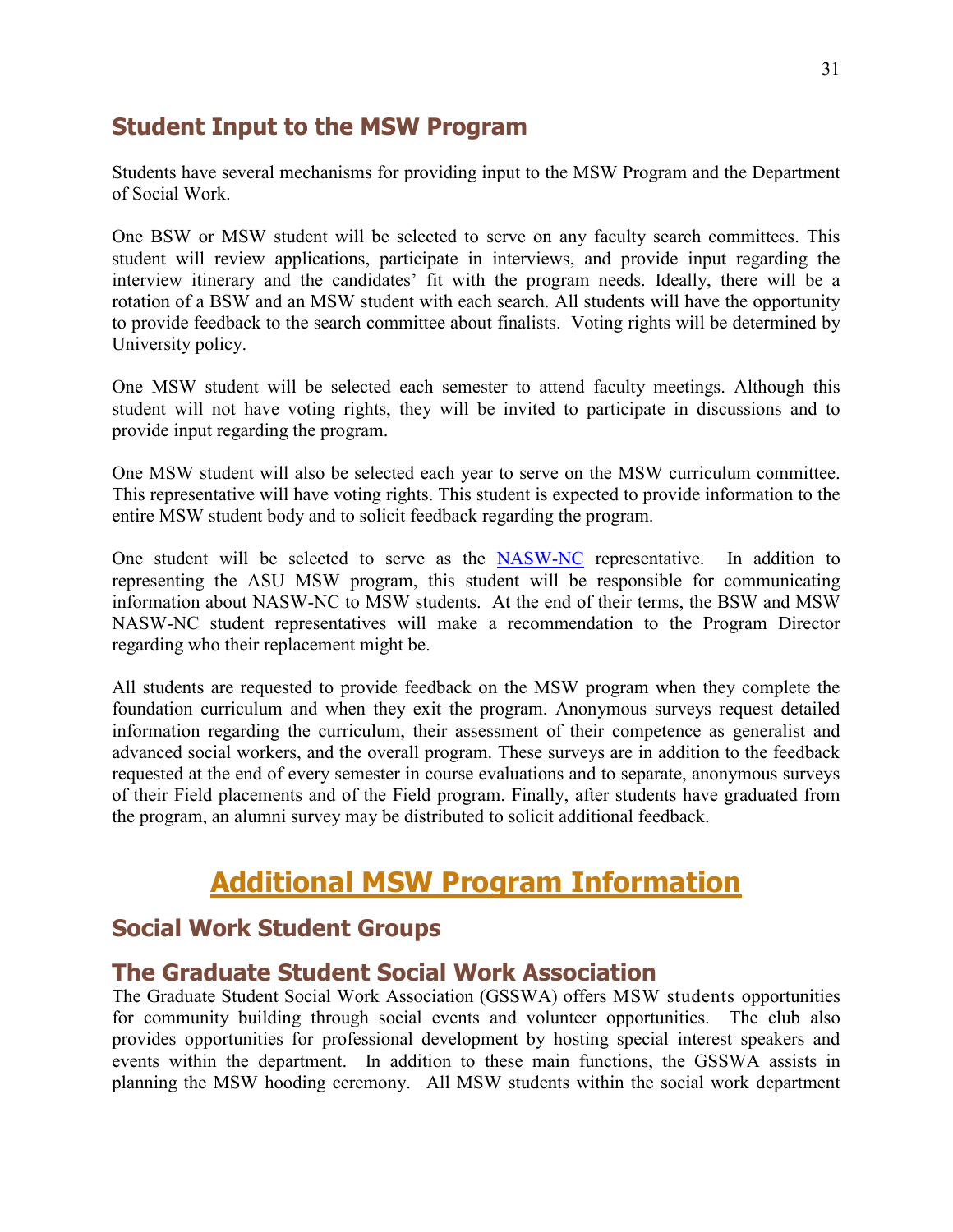## Student Input to the MSW Program

Students have several mechanisms for providing input to the MSW Program and the Department of Social Work.

One BSW or MSW student will be selected to serve on any faculty search committees. This student will review applications, participate in interviews, and provide input regarding the interview itinerary and the candidates' fit with the program needs. Ideally, there will be a rotation of a BSW and an MSW student with each search. All students will have the opportunity to provide feedback to the search committee about finalists. Voting rights will be determined by University policy.

One MSW student will be selected each semester to attend faculty meetings. Although this student will not have voting rights, they will be invited to participate in discussions and to provide input regarding the program.

One MSW student will also be selected each year to serve on the MSW curriculum committee. This representative will have voting rights. This student is expected to provide information to the entire MSW student body and to solicit feedback regarding the program.

One student will be selected to serve as the NASW-NC representative. In addition to representing the ASU MSW program, this student will be responsible for communicating information about NASW-NC to MSW students. At the end of their terms, the BSW and MSW NASW-NC student representatives will make a recommendation to the Program Director regarding who their replacement might be.

All students are requested to provide feedback on the MSW program when they complete the foundation curriculum and when they exit the program. Anonymous surveys request detailed information regarding the curriculum, their assessment of their competence as generalist and advanced social workers, and the overall program. These surveys are in addition to the feedback requested at the end of every semester in course evaluations and to separate, anonymous surveys of their Field placements and of the Field program. Finally, after students have graduated from the program, an alumni survey may be distributed to solicit additional feedback.

# Additional MSW Program Information

## Social Work Student Groups

## The Graduate Student Social Work Association

The Graduate Student Social Work Association (GSSWA) offers MSW students opportunities for community building through social events and volunteer opportunities. The club also provides opportunities for professional development by hosting special interest speakers and events within the department. In addition to these main functions, the GSSWA assists in planning the MSW hooding ceremony. All MSW students within the social work department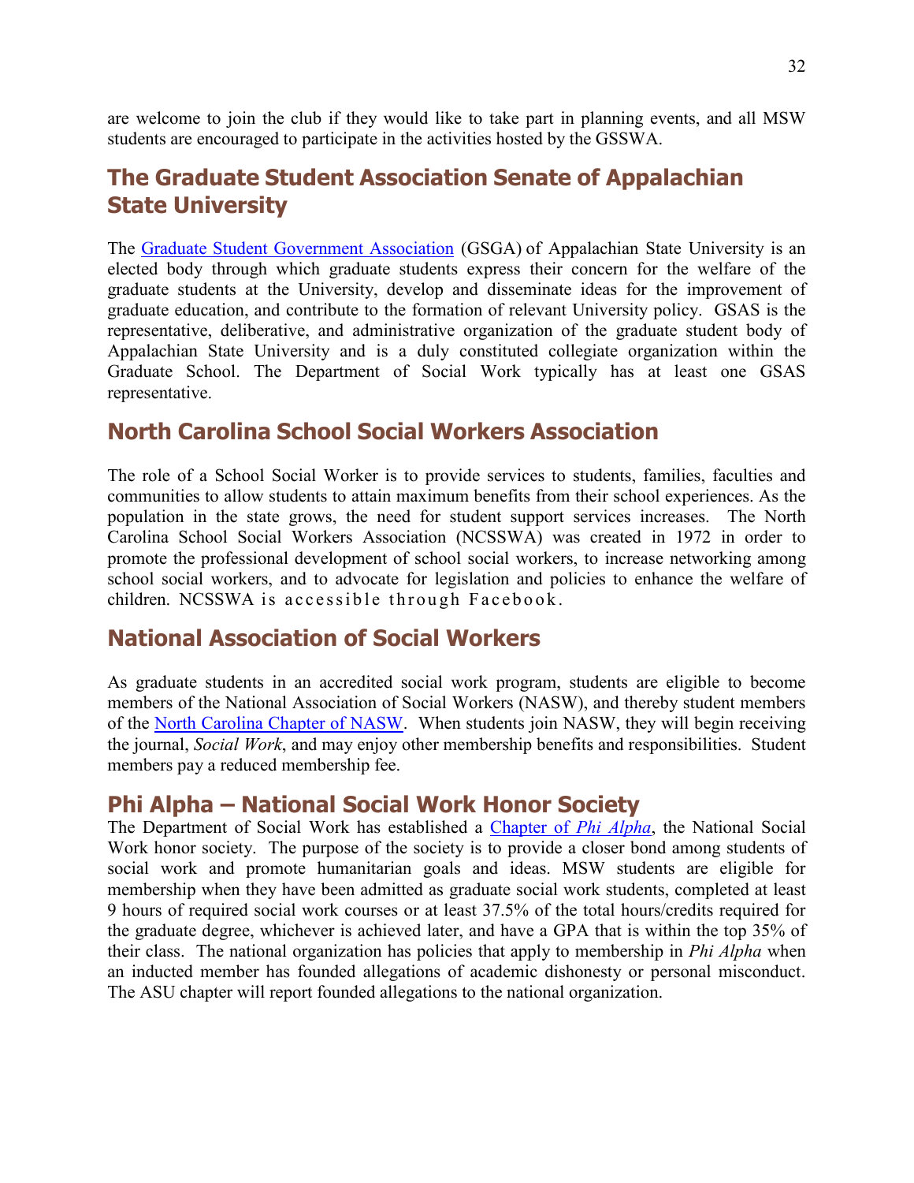are welcome to join the club if they would like to take part in planning events, and all MSW students are encouraged to participate in the activities hosted by the GSSWA.

## The Graduate Student Association Senate of Appalachian State University

The Graduate Student Government Association (GSGA) of Appalachian State University is an elected body through which graduate students express their concern for the welfare of the graduate students at the University, develop and disseminate ideas for the improvement of graduate education, and contribute to the formation of relevant University policy. GSAS is the representative, deliberative, and administrative organization of the graduate student body of Appalachian State University and is a duly constituted collegiate organization within the Graduate School. The Department of Social Work typically has at least one GSAS representative.

## North Carolina School Social Workers Association

The role of a School Social Worker is to provide services to students, families, faculties and communities to allow students to attain maximum benefits from their school experiences. As the population in the state grows, the need for student support services increases. The North Carolina School Social Workers Association (NCSSWA) was created in 1972 in order to promote the professional development of school social workers, to increase networking among school social workers, and to advocate for legislation and policies to enhance the welfare of children. NCSSWA is accessible through Facebook.

## National Association of Social Workers

As graduate students in an accredited social work program, students are eligible to become members of the National Association of Social Workers (NASW), and thereby student members of the North Carolina Chapter of NASW. When students join NASW, they will begin receiving the journal, *Social Work*, and may enjoy other membership benefits and responsibilities. Student members pay a reduced membership fee.

## Phi Alpha – National Social Work Honor Society

The Department of Social Work has established a Chapter of *Phi Alpha*, the National Social Work honor society. The purpose of the society is to provide a closer bond among students of social work and promote humanitarian goals and ideas. MSW students are eligible for membership when they have been admitted as graduate social work students, completed at least 9 hours of required social work courses or at least 37.5% of the total hours/credits required for the graduate degree, whichever is achieved later, and have a GPA that is within the top 35% of their class. The national organization has policies that apply to membership in *Phi Alpha* when an inducted member has founded allegations of academic dishonesty or personal misconduct. The ASU chapter will report founded allegations to the national organization.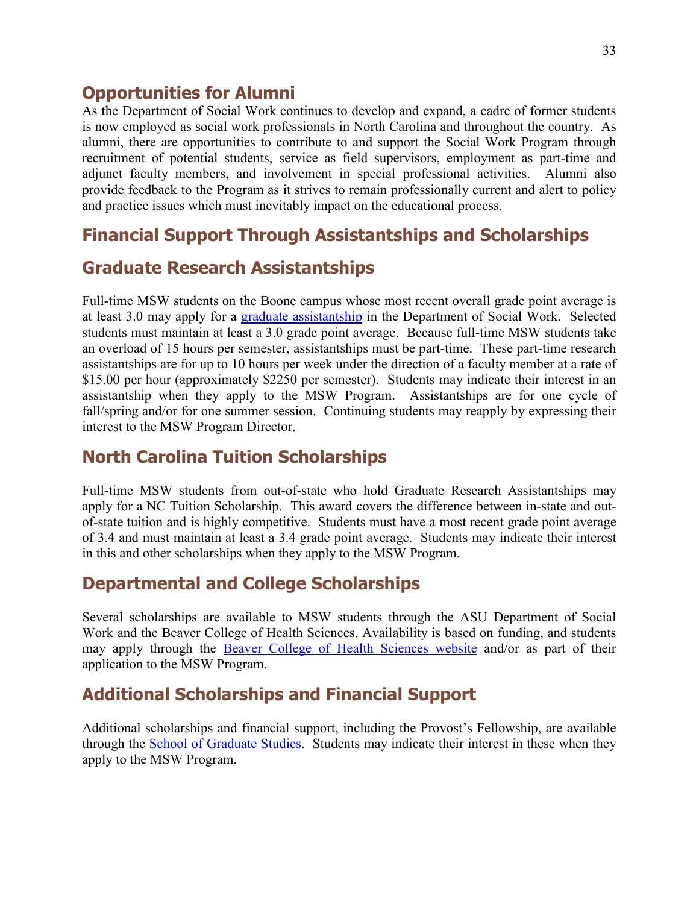## Opportunities for Alumni

As the Department of Social Work continues to develop and expand, a cadre of former students is now employed as social work professionals in North Carolina and throughout the country. As alumni, there are opportunities to contribute to and support the Social Work Program through recruitment of potential students, service as field supervisors, employment as part-time and adjunct faculty members, and involvement in special professional activities. Alumni also provide feedback to the Program as it strives to remain professionally current and alert to policy and practice issues which must inevitably impact on the educational process.

## Financial Support Through Assistantships and Scholarships

## Graduate Research Assistantships

Full-time MSW students on the Boone campus whose most recent overall grade point average is at least 3.0 may apply for a graduate assistantship in the Department of Social Work. Selected students must maintain at least a 3.0 grade point average. Because full-time MSW students take an overload of 15 hours per semester, assistantships must be part-time. These part-time research assistantships are for up to 10 hours per week under the direction of a faculty member at a rate of $15.00 per hour (approximately $2250 per semester). Students may indicate their interest in an assistantship when they apply to the MSW Program. Assistantships are for one cycle of fall/spring and/or for one summer session. Continuing students may reapply by expressing their interest to the MSW Program Director.

## North Carolina Tuition Scholarships

Full-time MSW students from out-of-state who hold Graduate Research Assistantships may apply for a NC Tuition Scholarship. This award covers the difference between in-state and out-of-state tuition and is highly competitive. Students must have a most recent grade point average of 3.4 and must maintain at least a 3.4 grade point average. Students may indicate their interest in this and other scholarships when they apply to the MSW Program.

## Departmental and College Scholarships

Several scholarships are available to MSW students through the ASU Department of Social Work and the Beaver College of Health Sciences. Availability is based on funding, and students may apply through the Beaver College of Health Sciences website and/or as part of their application to the MSW Program.

## Additional Scholarships and Financial Support

Additional scholarships and financial support, including the Provost's Fellowship, are available through the School of Graduate Studies. Students may indicate their interest in these when they apply to the MSW Program.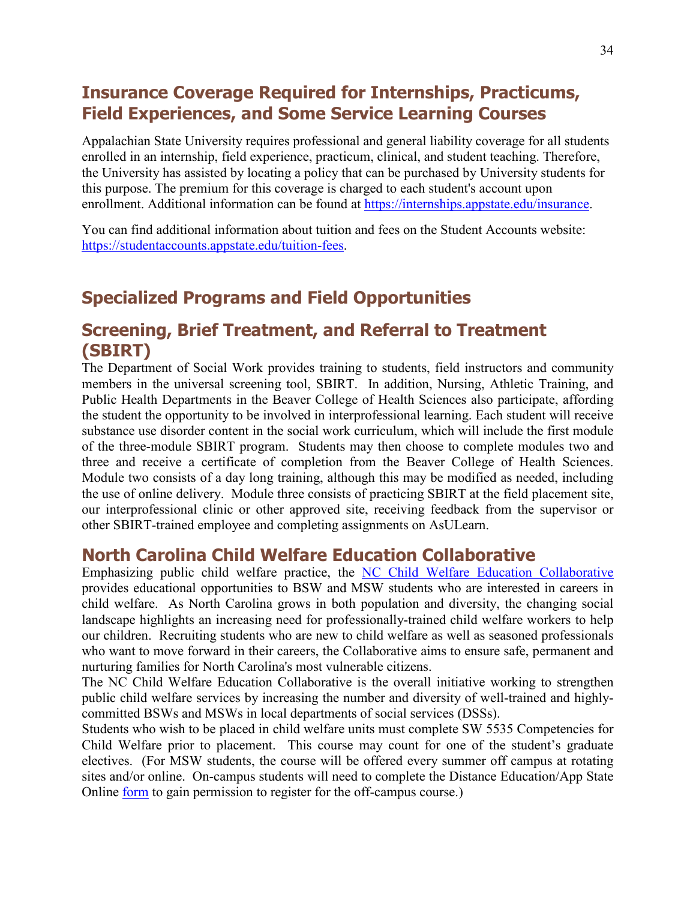## Insurance Coverage Required for Internships, Practicums, Field Experiences, and Some Service Learning Courses

Appalachian State University requires professional and general liability coverage for all students enrolled in an internship, field experience, practicum, clinical, and student teaching. Therefore, the University has assisted by locating a policy that can be purchased by University students for this purpose. The premium for this coverage is charged to each student's account upon enrollment. Additional information can be found at https://internships.appstate.edu/insurance.

You can find additional information about tuition and fees on the Student Accounts website: https://studentaccounts.appstate.edu/tuition-fees.

## Specialized Programs and Field Opportunities

## Screening, Brief Treatment, and Referral to Treatment (SBIRT)

The Department of Social Work provides training to students, field instructors and community members in the universal screening tool, SBIRT. In addition, Nursing, Athletic Training, and Public Health Departments in the Beaver College of Health Sciences also participate, affording the student the opportunity to be involved in interprofessional learning. Each student will receive substance use disorder content in the social work curriculum, which will include the first module of the three-module SBIRT program. Students may then choose to complete modules two and three and receive a certificate of completion from the Beaver College of Health Sciences. Module two consists of a day long training, although this may be modified as needed, including the use of online delivery. Module three consists of practicing SBIRT at the field placement site, our interprofessional clinic or other approved site, receiving feedback from the supervisor or other SBIRT-trained employee and completing assignments on AsULearn.

## North Carolina Child Welfare Education Collaborative

Emphasizing public child welfare practice, the NC Child Welfare Education Collaborative provides educational opportunities to BSW and MSW students who are interested in careers in child welfare. As North Carolina grows in both population and diversity, the changing social landscape highlights an increasing need for professionally-trained child welfare workers to help our children. Recruiting students who are new to child welfare as well as seasoned professionals who want to move forward in their careers, the Collaborative aims to ensure safe, permanent and nurturing families for North Carolina's most vulnerable citizens.

The NC Child Welfare Education Collaborative is the overall initiative working to strengthen public child welfare services by increasing the number and diversity of well-trained and highly-committed BSWs and MSWs in local departments of social services (DSSs).

Students who wish to be placed in child welfare units must complete SW 5535 Competencies for Child Welfare prior to placement. This course may count for one of the student's graduate electives. (For MSW students, the course will be offered every summer off campus at rotating sites and/or online. On-campus students will need to complete the Distance Education/App State Online form to gain permission to register for the off-campus course.)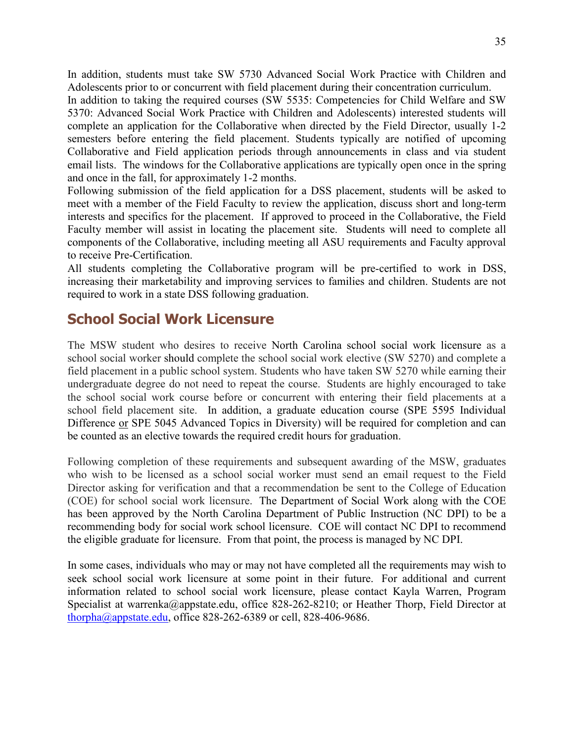In addition, students must take SW 5730 Advanced Social Work Practice with Children and Adolescents prior to or concurrent with field placement during their concentration curriculum.

In addition to taking the required courses (SW 5535: Competencies for Child Welfare and SW 5370: Advanced Social Work Practice with Children and Adolescents) interested students will complete an application for the Collaborative when directed by the Field Director, usually 1-2 semesters before entering the field placement. Students typically are notified of upcoming Collaborative and Field application periods through announcements in class and via student email lists. The windows for the Collaborative applications are typically open once in the spring and once in the fall, for approximately 1-2 months.

Following submission of the field application for a DSS placement, students will be asked to meet with a member of the Field Faculty to review the application, discuss short and long-term interests and specifics for the placement. If approved to proceed in the Collaborative, the Field Faculty member will assist in locating the placement site. Students will need to complete all components of the Collaborative, including meeting all ASU requirements and Faculty approval to receive Pre-Certification.

All students completing the Collaborative program will be pre-certified to work in DSS, increasing their marketability and improving services to families and children. Students are not required to work in a state DSS following graduation.

## School Social Work Licensure

The MSW student who desires to receive North Carolina school social work licensure as a school social worker should complete the school social work elective (SW 5270) and complete a field placement in a public school system. Students who have taken SW 5270 while earning their undergraduate degree do not need to repeat the course. Students are highly encouraged to take the school social work course before or concurrent with entering their field placements at a school field placement site. In addition, a graduate education course (SPE 5595 Individual Difference or SPE 5045 Advanced Topics in Diversity) will be required for completion and can be counted as an elective towards the required credit hours for graduation.

Following completion of these requirements and subsequent awarding of the MSW, graduates who wish to be licensed as a school social worker must send an email request to the Field Director asking for verification and that a recommendation be sent to the College of Education (COE) for school social work licensure. The Department of Social Work along with the COE has been approved by the North Carolina Department of Public Instruction (NC DPI) to be a recommending body for social work school licensure. COE will contact NC DPI to recommend the eligible graduate for licensure. From that point, the process is managed by NC DPI.

In some cases, individuals who may or may not have completed all the requirements may wish to seek school social work licensure at some point in their future. For additional and current information related to school social work licensure, please contact Kayla Warren, Program Specialist at warrenka@appstate.edu, office 828-262-8210; or Heather Thorp, Field Director at thorpha@appstate.edu, office 828-262-6389 or cell, 828-406-9686.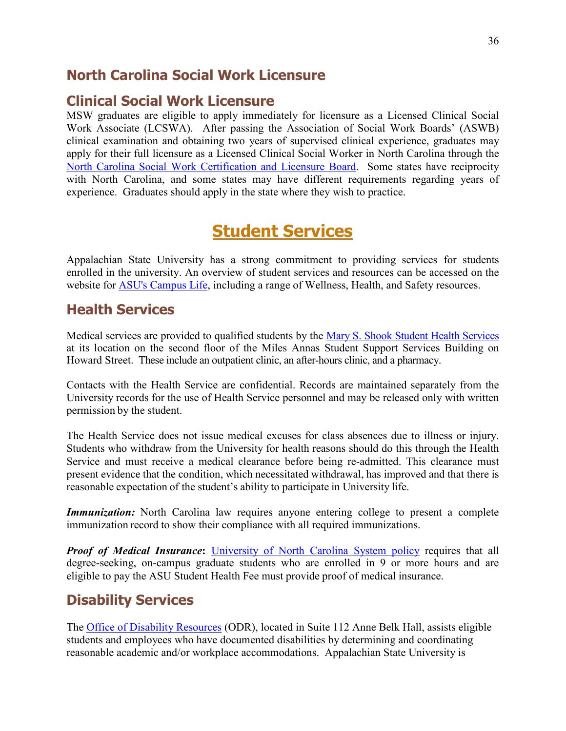## North Carolina Social Work Licensure

## Clinical Social Work Licensure

MSW graduates are eligible to apply immediately for licensure as a Licensed Clinical Social Work Associate (LCSWA). After passing the Association of Social Work Boards' (ASWB) clinical examination and obtaining two years of supervised clinical experience, graduates may apply for their full licensure as a Licensed Clinical Social Worker in North Carolina through the North Carolina Social Work Certification and Licensure Board. Some states have reciprocity with North Carolina, and some states may have different requirements regarding years of experience. Graduates should apply in the state where they wish to practice.

# Student Services

Appalachian State University has a strong commitment to providing services for students enrolled in the university. An overview of student services and resources can be accessed on the website for ASU's Campus Life, including a range of Wellness, Health, and Safety resources.

## Health Services

Medical services are provided to qualified students by the Mary S. Shook Student Health Services at its location on the second floor of the Miles Annas Student Support Services Building on Howard Street. These include an outpatient clinic, an after-hours clinic, and a pharmacy.

Contacts with the Health Service are confidential. Records are maintained separately from the University records for the use of Health Service personnel and may be released only with written permission by the student.

The Health Service does not issue medical excuses for class absences due to illness or injury. Students who withdraw from the University for health reasons should do this through the Health Service and must receive a medical clearance before being re-admitted. This clearance must present evidence that the condition, which necessitated withdrawal, has improved and that there is reasonable expectation of the student's ability to participate in University life.

***Immunization:*** North Carolina law requires anyone entering college to present a complete immunization record to show their compliance with all required immunizations.

***Proof of Medical Insurance*:** University of North Carolina System policy requires that all degree-seeking, on-campus graduate students who are enrolled in 9 or more hours and are eligible to pay the ASU Student Health Fee must provide proof of medical insurance.

## Disability Services

The Office of Disability Resources (ODR), located in Suite 112 Anne Belk Hall, assists eligible students and employees who have documented disabilities by determining and coordinating reasonable academic and/or workplace accommodations. Appalachian State University is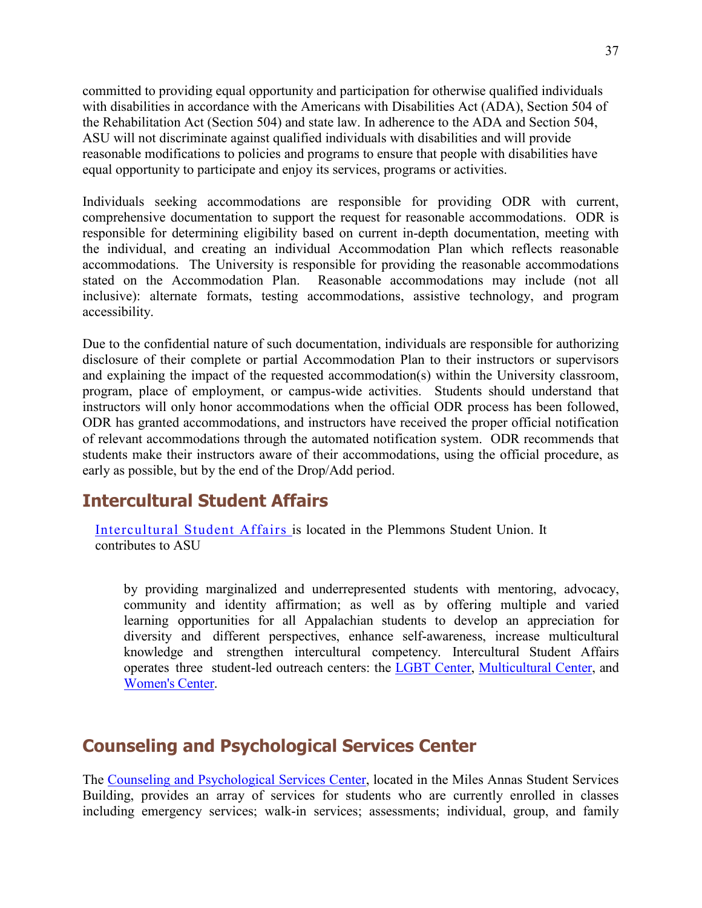committed to providing equal opportunity and participation for otherwise qualified individuals with disabilities in accordance with the Americans with Disabilities Act (ADA), Section 504 of the Rehabilitation Act (Section 504) and state law. In adherence to the ADA and Section 504, ASU will not discriminate against qualified individuals with disabilities and will provide reasonable modifications to policies and programs to ensure that people with disabilities have equal opportunity to participate and enjoy its services, programs or activities.

Individuals seeking accommodations are responsible for providing ODR with current, comprehensive documentation to support the request for reasonable accommodations. ODR is responsible for determining eligibility based on current in-depth documentation, meeting with the individual, and creating an individual Accommodation Plan which reflects reasonable accommodations. The University is responsible for providing the reasonable accommodations stated on the Accommodation Plan. Reasonable accommodations may include (not all inclusive): alternate formats, testing accommodations, assistive technology, and program accessibility.

Due to the confidential nature of such documentation, individuals are responsible for authorizing disclosure of their complete or partial Accommodation Plan to their instructors or supervisors and explaining the impact of the requested accommodation(s) within the University classroom, program, place of employment, or campus-wide activities. Students should understand that instructors will only honor accommodations when the official ODR process has been followed, ODR has granted accommodations, and instructors have received the proper official notification of relevant accommodations through the automated notification system. ODR recommends that students make their instructors aware of their accommodations, using the official procedure, as early as possible, but by the end of the Drop/Add period.

## Intercultural Student Affairs

Intercultural Student Affairs is located in the Plemmons Student Union. It contributes to ASU

> by providing marginalized and underrepresented students with mentoring, advocacy, community and identity affirmation; as well as by offering multiple and varied learning opportunities for all Appalachian students to develop an appreciation for diversity and different perspectives, enhance self-awareness, increase multicultural knowledge and strengthen intercultural competency. Intercultural Student Affairs operates three student-led outreach centers: the LGBT Center, Multicultural Center, and Women's Center.

## Counseling and Psychological Services Center

The Counseling and Psychological Services Center, located in the Miles Annas Student Services Building, provides an array of services for students who are currently enrolled in classes including emergency services; walk-in services; assessments; individual, group, and family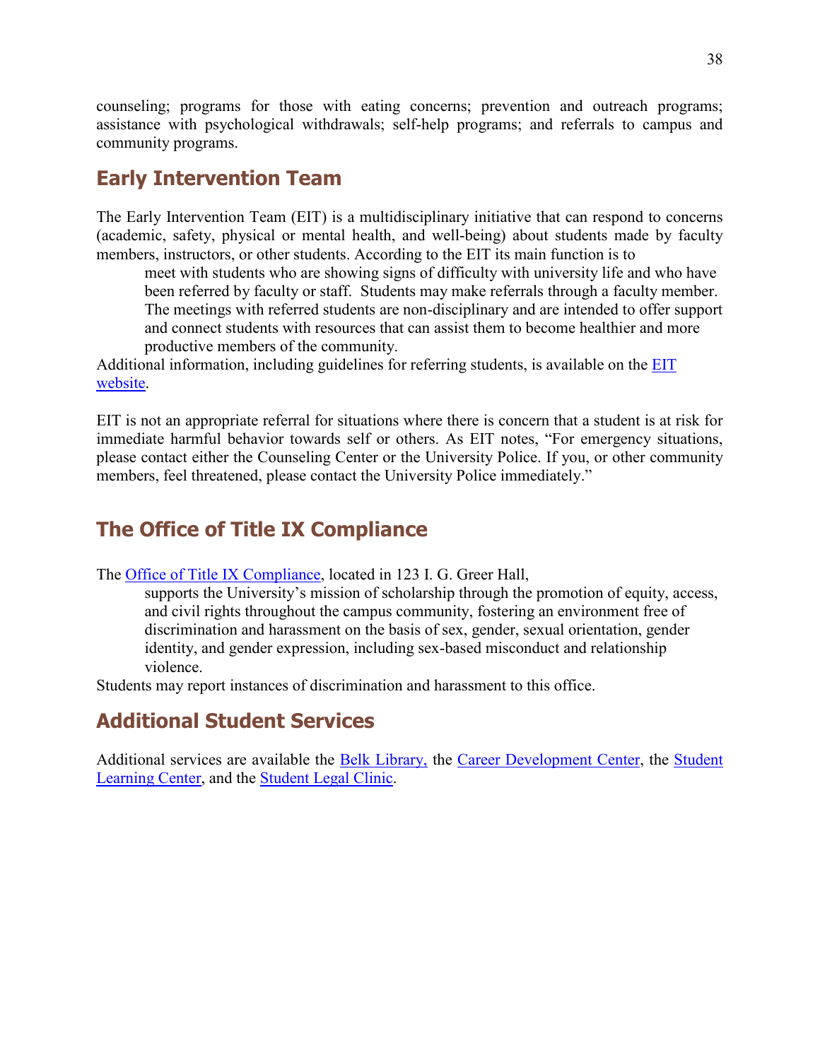counseling; programs for those with eating concerns; prevention and outreach programs; assistance with psychological withdrawals; self-help programs; and referrals to campus and community programs.

## Early Intervention Team

The Early Intervention Team (EIT) is a multidisciplinary initiative that can respond to concerns (academic, safety, physical or mental health, and well-being) about students made by faculty members, instructors, or other students. According to the EIT its main function is to

> meet with students who are showing signs of difficulty with university life and who have been referred by faculty or staff. Students may make referrals through a faculty member. The meetings with referred students are non-disciplinary and are intended to offer support and connect students with resources that can assist them to become healthier and more productive members of the community.

Additional information, including guidelines for referring students, is available on the EIT website.

EIT is not an appropriate referral for situations where there is concern that a student is at risk for immediate harmful behavior towards self or others. As EIT notes, "For emergency situations, please contact either the Counseling Center or the University Police. If you, or other community members, feel threatened, please contact the University Police immediately."

## The Office of Title IX Compliance

The Office of Title IX Compliance, located in 123 I. G. Greer Hall,

> supports the University's mission of scholarship through the promotion of equity, access, and civil rights throughout the campus community, fostering an environment free of discrimination and harassment on the basis of sex, gender, sexual orientation, gender identity, and gender expression, including sex-based misconduct and relationship violence.

Students may report instances of discrimination and harassment to this office.

## Additional Student Services

Additional services are available the Belk Library, the Career Development Center, the Student Learning Center, and the Student Legal Clinic.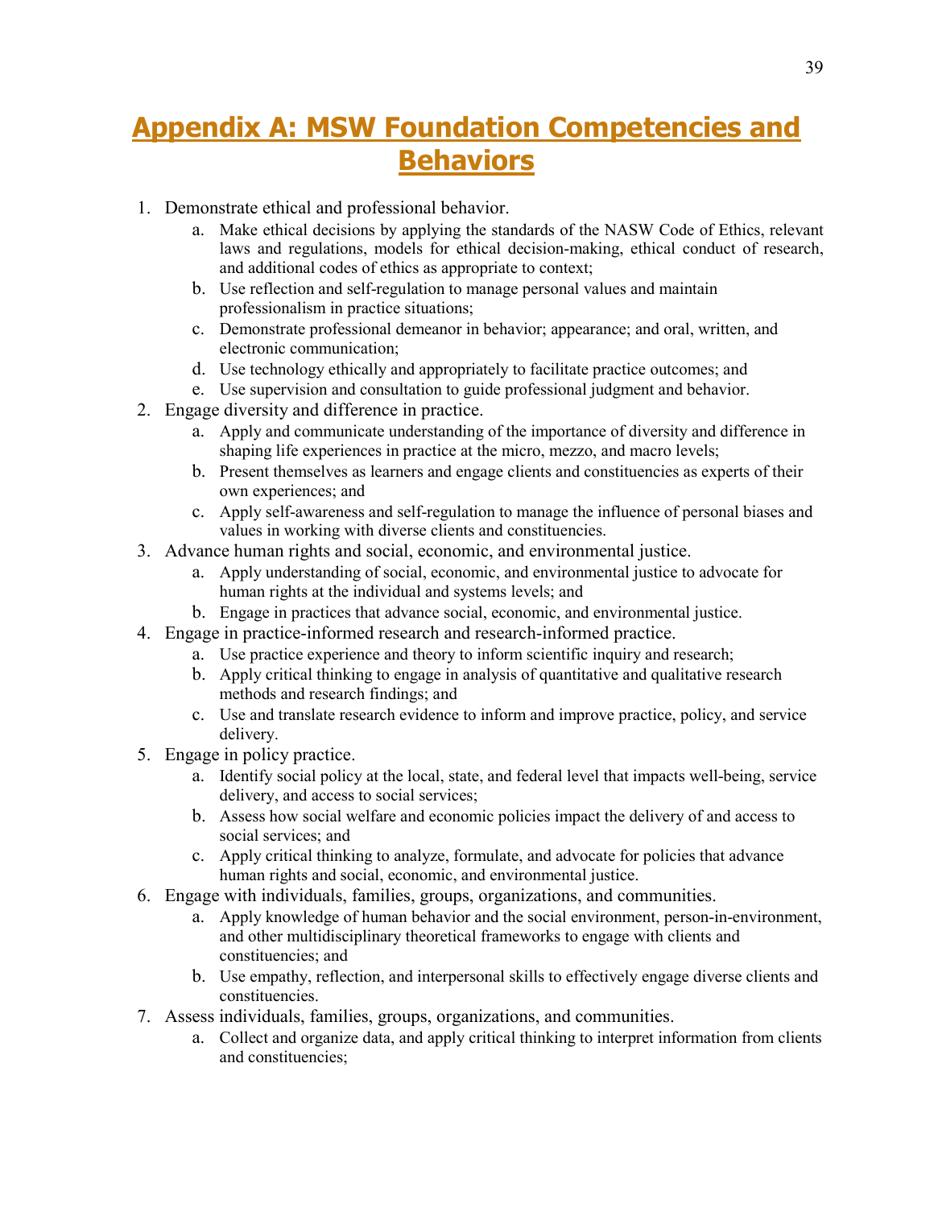# Appendix A: MSW Foundation Competencies and Behaviors

1. Demonstrate ethical and professional behavior.
    a. Make ethical decisions by applying the standards of the NASW Code of Ethics, relevant laws and regulations, models for ethical decision-making, ethical conduct of research, and additional codes of ethics as appropriate to context;
    b. Use reflection and self-regulation to manage personal values and maintain professionalism in practice situations;
    c. Demonstrate professional demeanor in behavior; appearance; and oral, written, and electronic communication;
    d. Use technology ethically and appropriately to facilitate practice outcomes; and
    e. Use supervision and consultation to guide professional judgment and behavior.
2. Engage diversity and difference in practice.
    a. Apply and communicate understanding of the importance of diversity and difference in shaping life experiences in practice at the micro, mezzo, and macro levels;
    b. Present themselves as learners and engage clients and constituencies as experts of their own experiences; and
    c. Apply self-awareness and self-regulation to manage the influence of personal biases and values in working with diverse clients and constituencies.
3. Advance human rights and social, economic, and environmental justice.
    a. Apply understanding of social, economic, and environmental justice to advocate for human rights at the individual and systems levels; and
    b. Engage in practices that advance social, economic, and environmental justice.
4. Engage in practice-informed research and research-informed practice.
    a. Use practice experience and theory to inform scientific inquiry and research;
    b. Apply critical thinking to engage in analysis of quantitative and qualitative research methods and research findings; and
    c. Use and translate research evidence to inform and improve practice, policy, and service delivery.
5. Engage in policy practice.
    a. Identify social policy at the local, state, and federal level that impacts well-being, service delivery, and access to social services;
    b. Assess how social welfare and economic policies impact the delivery of and access to social services; and
    c. Apply critical thinking to analyze, formulate, and advocate for policies that advance human rights and social, economic, and environmental justice.
6. Engage with individuals, families, groups, organizations, and communities.
    a. Apply knowledge of human behavior and the social environment, person-in-environment, and other multidisciplinary theoretical frameworks to engage with clients and constituencies; and
    b. Use empathy, reflection, and interpersonal skills to effectively engage diverse clients and constituencies.
7. Assess individuals, families, groups, organizations, and communities.
    a. Collect and organize data, and apply critical thinking to interpret information from clients and constituencies;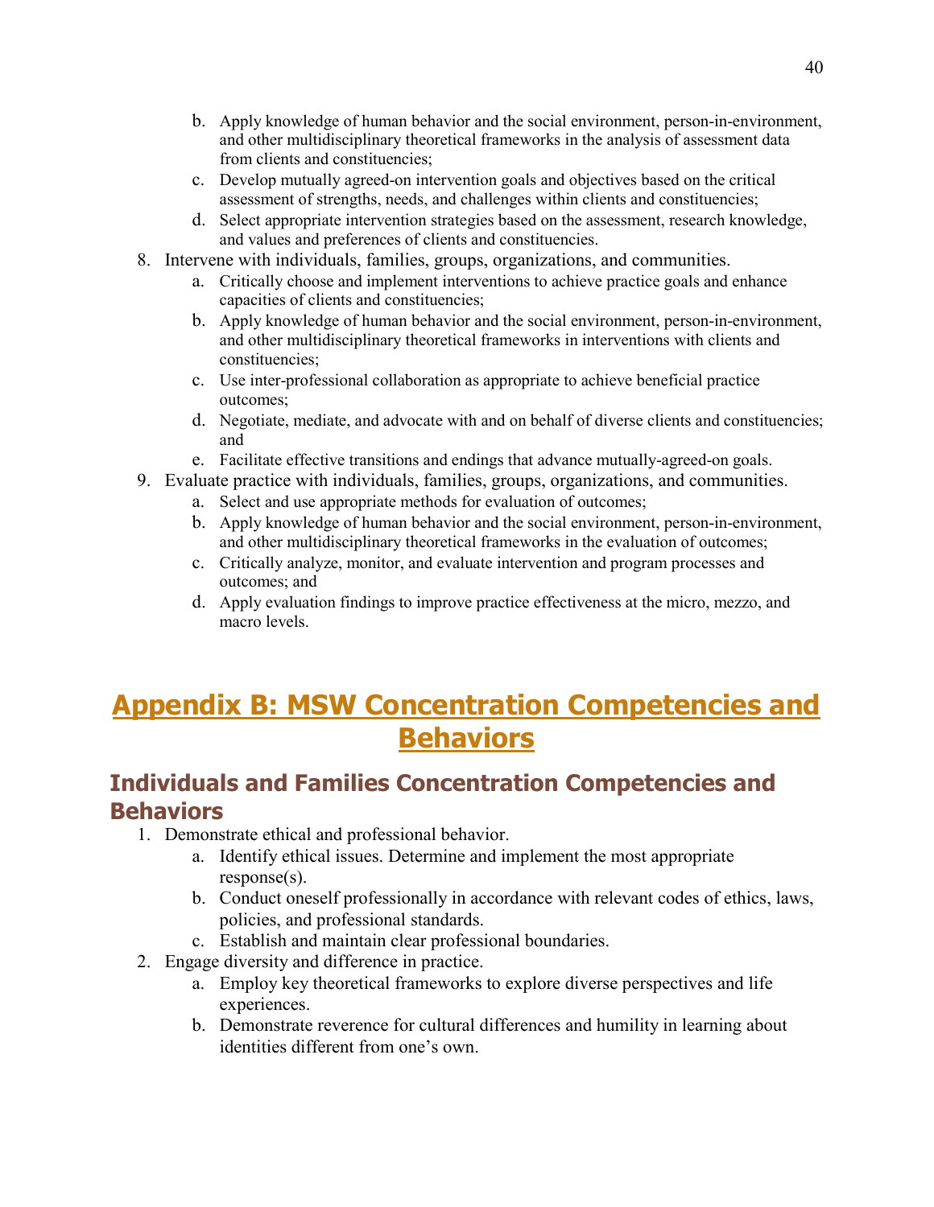b. Apply knowledge of human behavior and the social environment, person-in-environment, and other multidisciplinary theoretical frameworks in the analysis of assessment data from clients and constituencies;
   c. Develop mutually agreed-on intervention goals and objectives based on the critical assessment of strengths, needs, and challenges within clients and constituencies;
   d. Select appropriate intervention strategies based on the assessment, research knowledge, and values and preferences of clients and constituencies.

8. Intervene with individuals, families, groups, organizations, and communities.
   a. Critically choose and implement interventions to achieve practice goals and enhance capacities of clients and constituencies;
   b. Apply knowledge of human behavior and the social environment, person-in-environment, and other multidisciplinary theoretical frameworks in interventions with clients and constituencies;
   c. Use inter-professional collaboration as appropriate to achieve beneficial practice outcomes;
   d. Negotiate, mediate, and advocate with and on behalf of diverse clients and constituencies; and
   e. Facilitate effective transitions and endings that advance mutually-agreed-on goals.
9. Evaluate practice with individuals, families, groups, organizations, and communities.
   a. Select and use appropriate methods for evaluation of outcomes;
   b. Apply knowledge of human behavior and the social environment, person-in-environment, and other multidisciplinary theoretical frameworks in the evaluation of outcomes;
   c. Critically analyze, monitor, and evaluate intervention and program processes and outcomes; and
   d. Apply evaluation findings to improve practice effectiveness at the micro, mezzo, and macro levels.

# Appendix B: MSW Concentration Competencies and Behaviors

## Individuals and Families Concentration Competencies and Behaviors

1. Demonstrate ethical and professional behavior.
   a. Identify ethical issues. Determine and implement the most appropriate response(s).
   b. Conduct oneself professionally in accordance with relevant codes of ethics, laws, policies, and professional standards.
   c. Establish and maintain clear professional boundaries.
2. Engage diversity and difference in practice.
   a. Employ key theoretical frameworks to explore diverse perspectives and life experiences.
   b. Demonstrate reverence for cultural differences and humility in learning about identities different from one's own.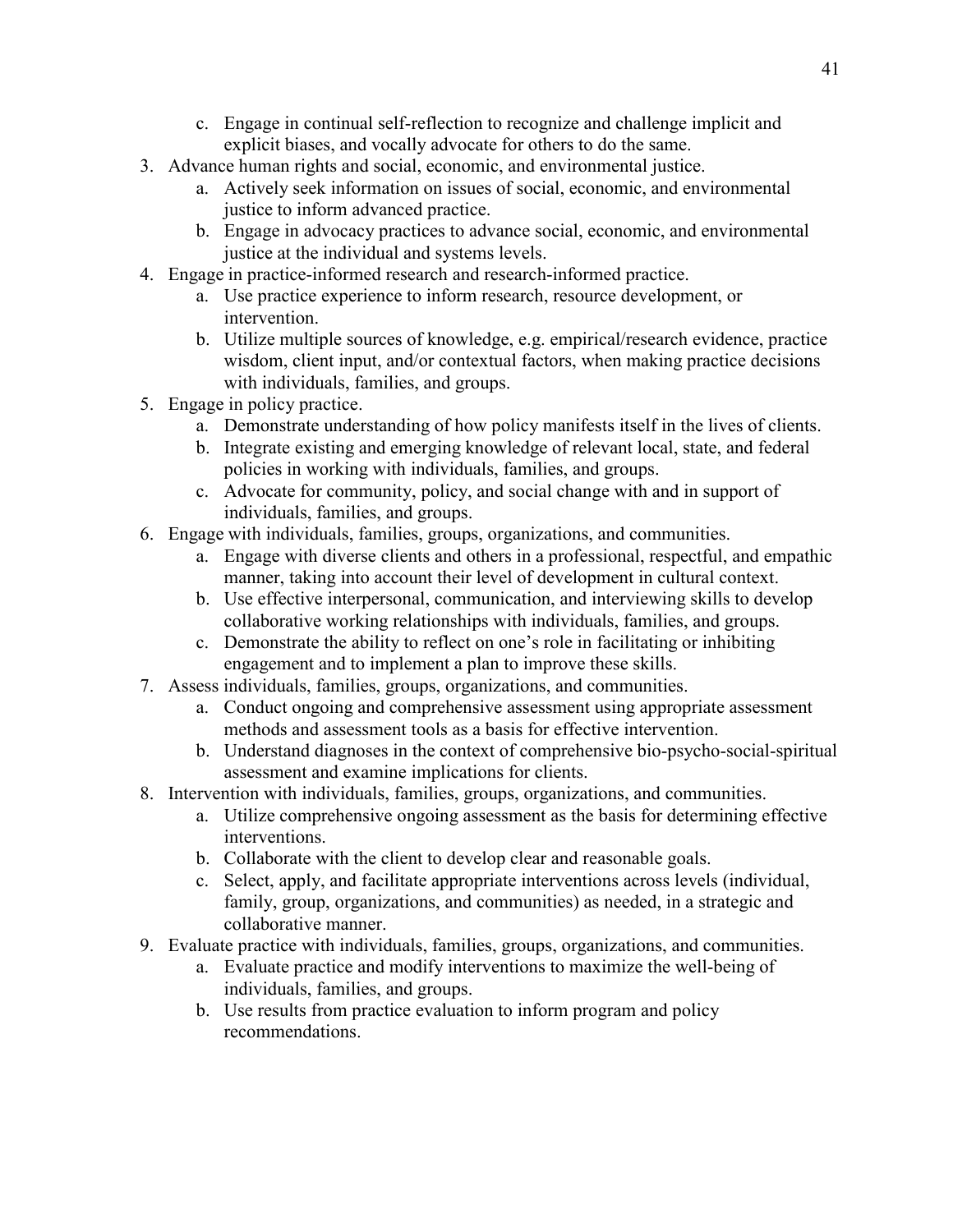c. Engage in continual self-reflection to recognize and challenge implicit and explicit biases, and vocally advocate for others to do the same.

3. Advance human rights and social, economic, and environmental justice.
   a. Actively seek information on issues of social, economic, and environmental justice to inform advanced practice.
   b. Engage in advocacy practices to advance social, economic, and environmental justice at the individual and systems levels.
4. Engage in practice-informed research and research-informed practice.
   a. Use practice experience to inform research, resource development, or intervention.
   b. Utilize multiple sources of knowledge, e.g. empirical/research evidence, practice wisdom, client input, and/or contextual factors, when making practice decisions with individuals, families, and groups.
5. Engage in policy practice.
   a. Demonstrate understanding of how policy manifests itself in the lives of clients.
   b. Integrate existing and emerging knowledge of relevant local, state, and federal policies in working with individuals, families, and groups.
   c. Advocate for community, policy, and social change with and in support of individuals, families, and groups.
6. Engage with individuals, families, groups, organizations, and communities.
   a. Engage with diverse clients and others in a professional, respectful, and empathic manner, taking into account their level of development in cultural context.
   b. Use effective interpersonal, communication, and interviewing skills to develop collaborative working relationships with individuals, families, and groups.
   c. Demonstrate the ability to reflect on one's role in facilitating or inhibiting engagement and to implement a plan to improve these skills.
7. Assess individuals, families, groups, organizations, and communities.
   a. Conduct ongoing and comprehensive assessment using appropriate assessment methods and assessment tools as a basis for effective intervention.
   b. Understand diagnoses in the context of comprehensive bio-psycho-social-spiritual assessment and examine implications for clients.
8. Intervention with individuals, families, groups, organizations, and communities.
   a. Utilize comprehensive ongoing assessment as the basis for determining effective interventions.
   b. Collaborate with the client to develop clear and reasonable goals.
   c. Select, apply, and facilitate appropriate interventions across levels (individual, family, group, organizations, and communities) as needed, in a strategic and collaborative manner.
9. Evaluate practice with individuals, families, groups, organizations, and communities.
   a. Evaluate practice and modify interventions to maximize the well-being of individuals, families, and groups.
   b. Use results from practice evaluation to inform program and policy recommendations.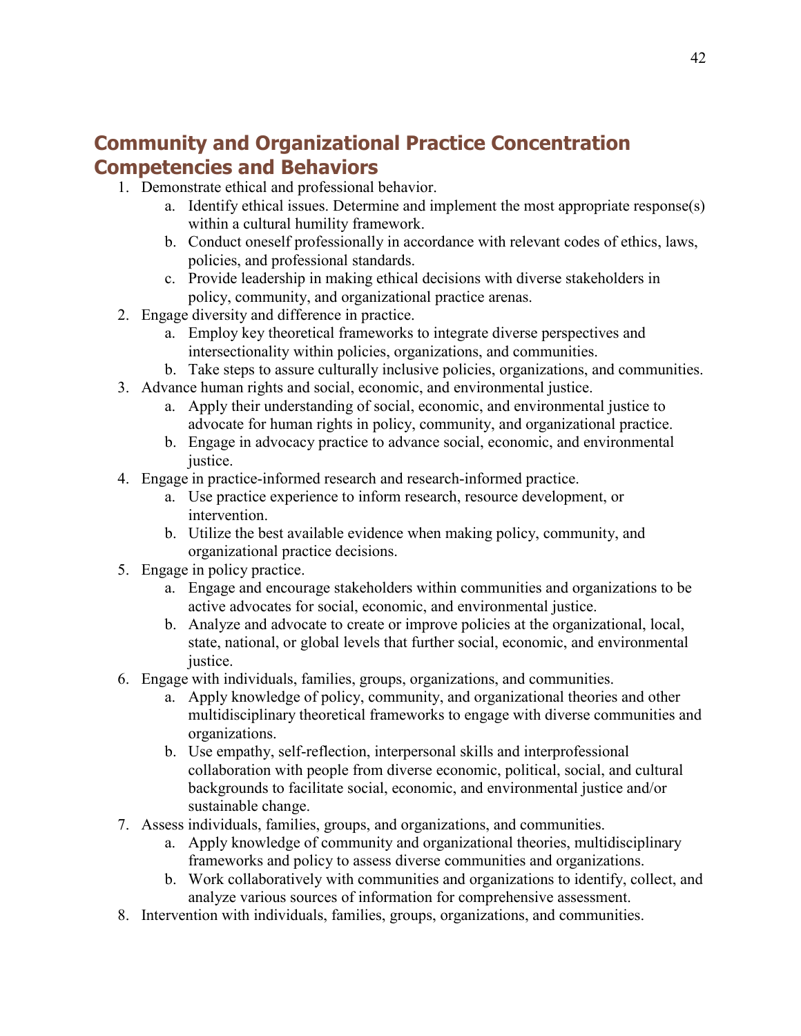## Community and Organizational Practice Concentration Competencies and Behaviors

1. Demonstrate ethical and professional behavior.
    a. Identify ethical issues. Determine and implement the most appropriate response(s) within a cultural humility framework.
    b. Conduct oneself professionally in accordance with relevant codes of ethics, laws, policies, and professional standards.
    c. Provide leadership in making ethical decisions with diverse stakeholders in policy, community, and organizational practice arenas.
2. Engage diversity and difference in practice.
    a. Employ key theoretical frameworks to integrate diverse perspectives and intersectionality within policies, organizations, and communities.
    b. Take steps to assure culturally inclusive policies, organizations, and communities.
3. Advance human rights and social, economic, and environmental justice.
    a. Apply their understanding of social, economic, and environmental justice to advocate for human rights in policy, community, and organizational practice.
    b. Engage in advocacy practice to advance social, economic, and environmental justice.
4. Engage in practice-informed research and research-informed practice.
    a. Use practice experience to inform research, resource development, or intervention.
    b. Utilize the best available evidence when making policy, community, and organizational practice decisions.
5. Engage in policy practice.
    a. Engage and encourage stakeholders within communities and organizations to be active advocates for social, economic, and environmental justice.
    b. Analyze and advocate to create or improve policies at the organizational, local, state, national, or global levels that further social, economic, and environmental justice.
6. Engage with individuals, families, groups, organizations, and communities.
    a. Apply knowledge of policy, community, and organizational theories and other multidisciplinary theoretical frameworks to engage with diverse communities and organizations.
    b. Use empathy, self-reflection, interpersonal skills and interprofessional collaboration with people from diverse economic, political, social, and cultural backgrounds to facilitate social, economic, and environmental justice and/or sustainable change.
7. Assess individuals, families, groups, and organizations, and communities.
    a. Apply knowledge of community and organizational theories, multidisciplinary frameworks and policy to assess diverse communities and organizations.
    b. Work collaboratively with communities and organizations to identify, collect, and analyze various sources of information for comprehensive assessment.
8. Intervention with individuals, families, groups, organizations, and communities.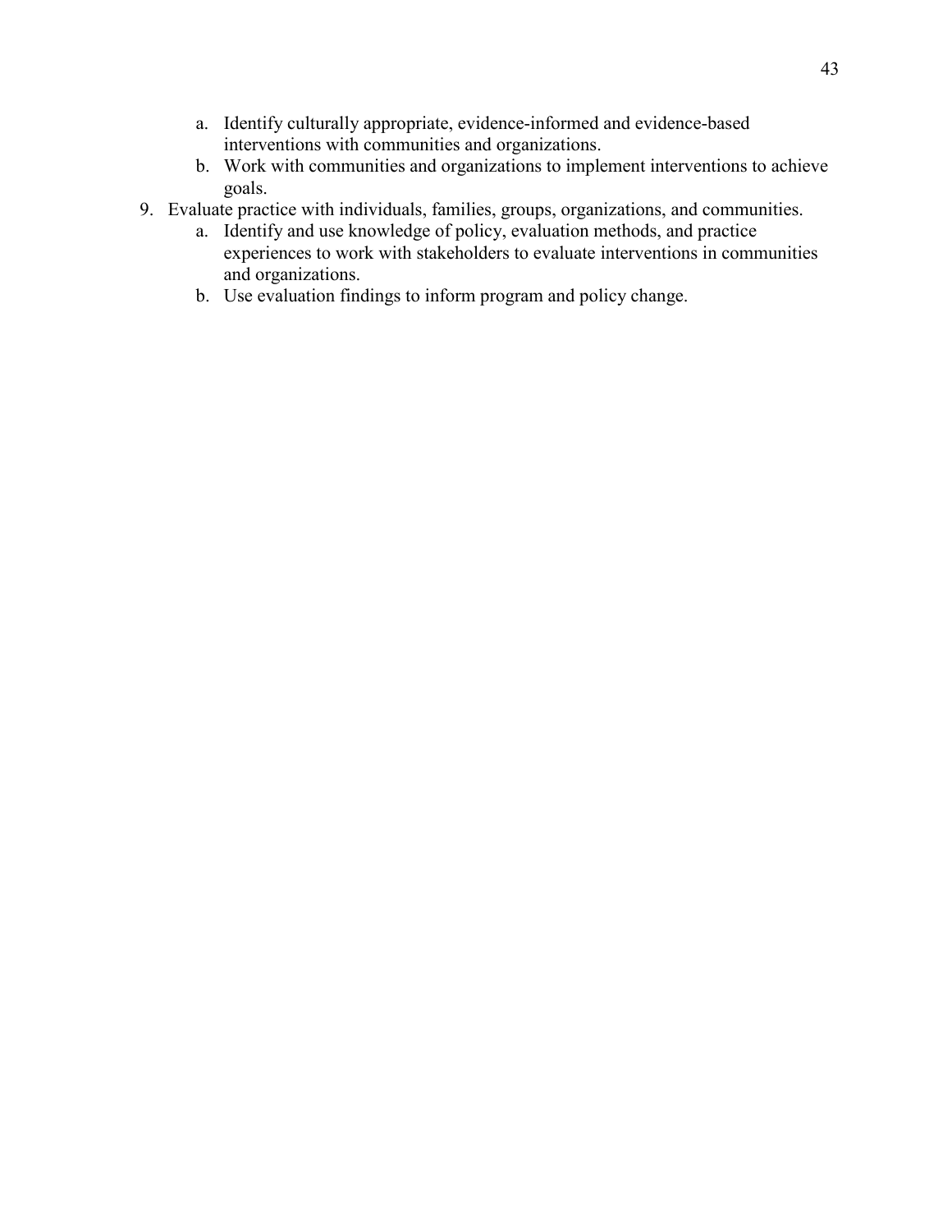a. Identify culturally appropriate, evidence-informed and evidence-based interventions with communities and organizations.
   b. Work with communities and organizations to implement interventions to achieve goals.

9. Evaluate practice with individuals, families, groups, organizations, and communities.
   a. Identify and use knowledge of policy, evaluation methods, and practice experiences to work with stakeholders to evaluate interventions in communities and organizations.
   b. Use evaluation findings to inform program and policy change.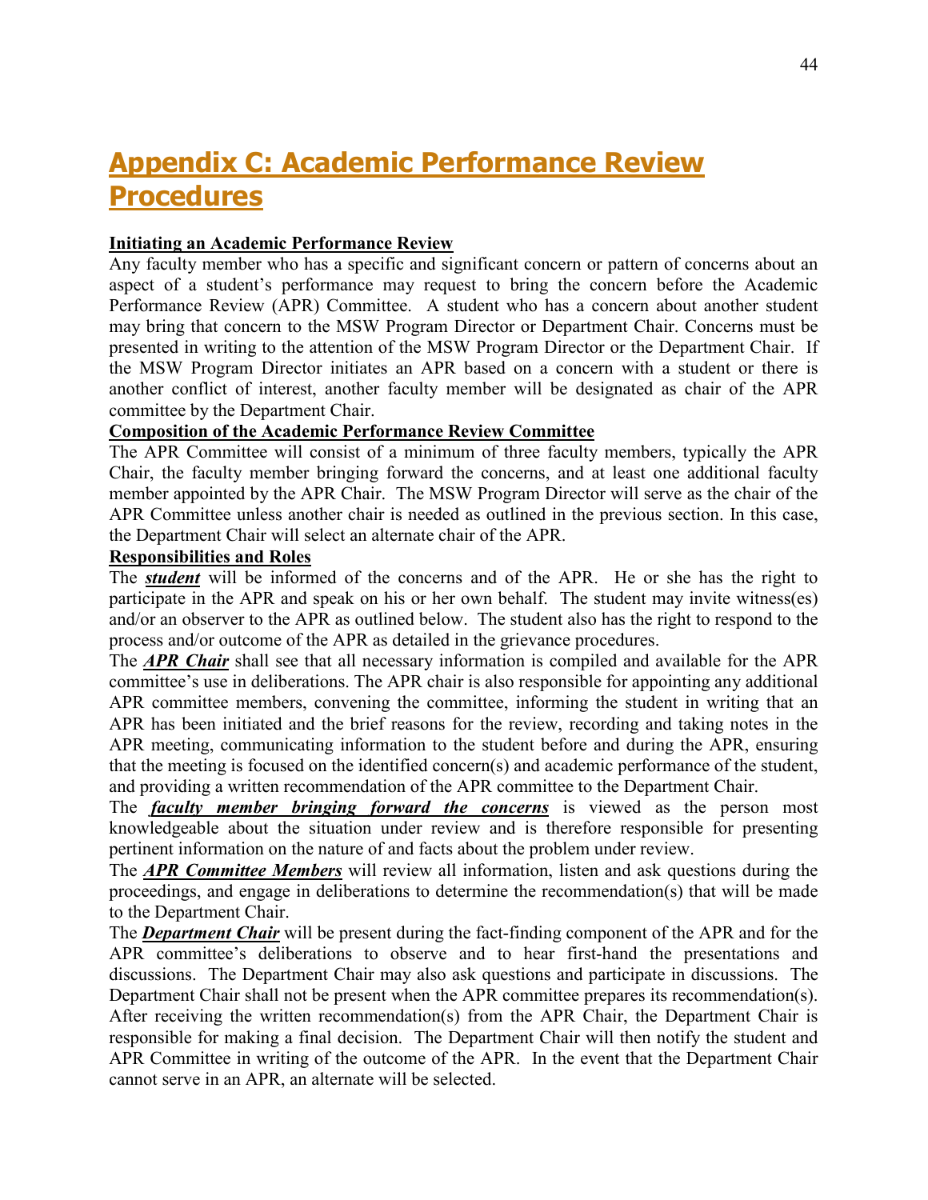# Appendix C: Academic Performance Review Procedures

**Initiating an Academic Performance Review**

Any faculty member who has a specific and significant concern or pattern of concerns about an aspect of a student's performance may request to bring the concern before the Academic Performance Review (APR) Committee. A student who has a concern about another student may bring that concern to the MSW Program Director or Department Chair. Concerns must be presented in writing to the attention of the MSW Program Director or the Department Chair. If the MSW Program Director initiates an APR based on a concern with a student or there is another conflict of interest, another faculty member will be designated as chair of the APR committee by the Department Chair.

**Composition of the Academic Performance Review Committee**

The APR Committee will consist of a minimum of three faculty members, typically the APR Chair, the faculty member bringing forward the concerns, and at least one additional faculty member appointed by the APR Chair. The MSW Program Director will serve as the chair of the APR Committee unless another chair is needed as outlined in the previous section. In this case, the Department Chair will select an alternate chair of the APR.

**Responsibilities and Roles**

The ***student*** will be informed of the concerns and of the APR. He or she has the right to participate in the APR and speak on his or her own behalf. The student may invite witness(es) and/or an observer to the APR as outlined below. The student also has the right to respond to the process and/or outcome of the APR as detailed in the grievance procedures.

The ***APR Chair*** shall see that all necessary information is compiled and available for the APR committee's use in deliberations. The APR chair is also responsible for appointing any additional APR committee members, convening the committee, informing the student in writing that an APR has been initiated and the brief reasons for the review, recording and taking notes in the APR meeting, communicating information to the student before and during the APR, ensuring that the meeting is focused on the identified concern(s) and academic performance of the student, and providing a written recommendation of the APR committee to the Department Chair.

The ***faculty member bringing forward the concerns*** is viewed as the person most knowledgeable about the situation under review and is therefore responsible for presenting pertinent information on the nature of and facts about the problem under review.

The ***APR Committee Members*** will review all information, listen and ask questions during the proceedings, and engage in deliberations to determine the recommendation(s) that will be made to the Department Chair.

The ***Department Chair*** will be present during the fact-finding component of the APR and for the APR committee's deliberations to observe and to hear first-hand the presentations and discussions. The Department Chair may also ask questions and participate in discussions. The Department Chair shall not be present when the APR committee prepares its recommendation(s). After receiving the written recommendation(s) from the APR Chair, the Department Chair is responsible for making a final decision. The Department Chair will then notify the student and APR Committee in writing of the outcome of the APR. In the event that the Department Chair cannot serve in an APR, an alternate will be selected.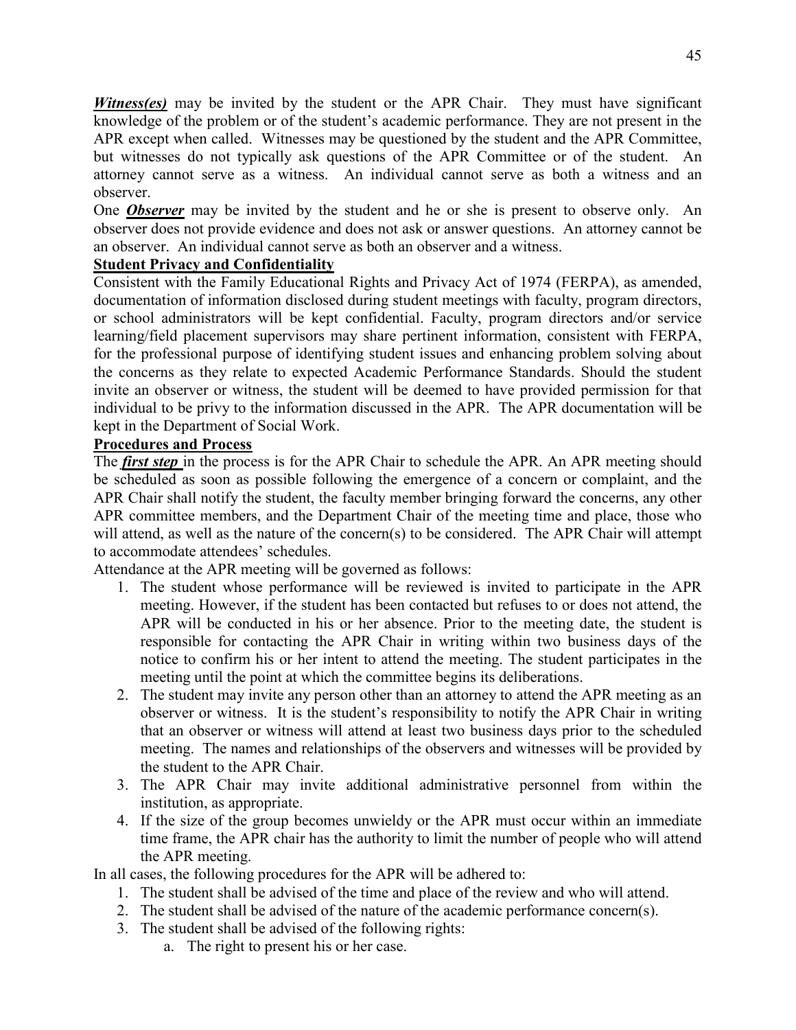***Witness(es)*** may be invited by the student or the APR Chair. They must have significant knowledge of the problem or of the student's academic performance. They are not present in the APR except when called. Witnesses may be questioned by the student and the APR Committee, but witnesses do not typically ask questions of the APR Committee or of the student. An attorney cannot serve as a witness. An individual cannot serve as both a witness and an observer.

One ***Observer*** may be invited by the student and he or she is present to observe only. An observer does not provide evidence and does not ask or answer questions. An attorney cannot be an observer. An individual cannot serve as both an observer and a witness.

**Student Privacy and Confidentiality**

Consistent with the Family Educational Rights and Privacy Act of 1974 (FERPA), as amended, documentation of information disclosed during student meetings with faculty, program directors, or school administrators will be kept confidential. Faculty, program directors and/or service learning/field placement supervisors may share pertinent information, consistent with FERPA, for the professional purpose of identifying student issues and enhancing problem solving about the concerns as they relate to expected Academic Performance Standards. Should the student invite an observer or witness, the student will be deemed to have provided permission for that individual to be privy to the information discussed in the APR. The APR documentation will be kept in the Department of Social Work.

**Procedures and Process**

The ***first step*** in the process is for the APR Chair to schedule the APR. An APR meeting should be scheduled as soon as possible following the emergence of a concern or complaint, and the APR Chair shall notify the student, the faculty member bringing forward the concerns, any other APR committee members, and the Department Chair of the meeting time and place, those who will attend, as well as the nature of the concern(s) to be considered. The APR Chair will attempt to accommodate attendees' schedules.

Attendance at the APR meeting will be governed as follows:

1. The student whose performance will be reviewed is invited to participate in the APR meeting. However, if the student has been contacted but refuses to or does not attend, the APR will be conducted in his or her absence. Prior to the meeting date, the student is responsible for contacting the APR Chair in writing within two business days of the notice to confirm his or her intent to attend the meeting. The student participates in the meeting until the point at which the committee begins its deliberations.
2. The student may invite any person other than an attorney to attend the APR meeting as an observer or witness. It is the student's responsibility to notify the APR Chair in writing that an observer or witness will attend at least two business days prior to the scheduled meeting. The names and relationships of the observers and witnesses will be provided by the student to the APR Chair.
3. The APR Chair may invite additional administrative personnel from within the institution, as appropriate.
4. If the size of the group becomes unwieldy or the APR must occur within an immediate time frame, the APR chair has the authority to limit the number of people who will attend the APR meeting.

In all cases, the following procedures for the APR will be adhered to:

1. The student shall be advised of the time and place of the review and who will attend.
2. The student shall be advised of the nature of the academic performance concern(s).
3. The student shall be advised of the following rights:
    a. The right to present his or her case.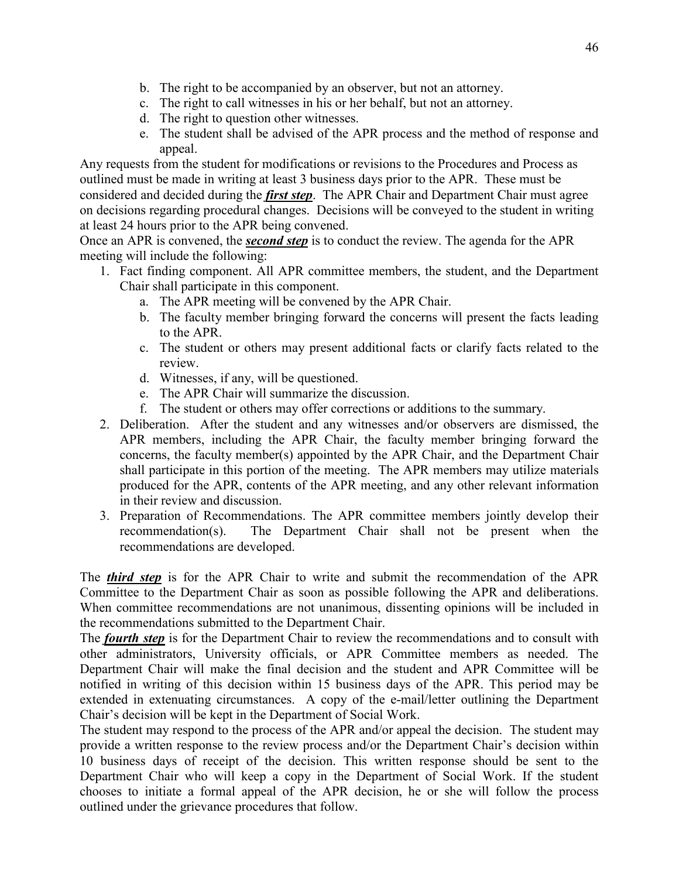b. The right to be accompanied by an observer, but not an attorney.
c. The right to call witnesses in his or her behalf, but not an attorney.
d. The right to question other witnesses.
e. The student shall be advised of the APR process and the method of response and appeal.

Any requests from the student for modifications or revisions to the Procedures and Process as outlined must be made in writing at least 3 business days prior to the APR. These must be considered and decided during the ***first step***. The APR Chair and Department Chair must agree on decisions regarding procedural changes. Decisions will be conveyed to the student in writing at least 24 hours prior to the APR being convened.

Once an APR is convened, the ***second step*** is to conduct the review. The agenda for the APR meeting will include the following:

1. Fact finding component. All APR committee members, the student, and the Department Chair shall participate in this component.
   a. The APR meeting will be convened by the APR Chair.
   b. The faculty member bringing forward the concerns will present the facts leading to the APR.
   c. The student or others may present additional facts or clarify facts related to the review.
   d. Witnesses, if any, will be questioned.
   e. The APR Chair will summarize the discussion.
   f. The student or others may offer corrections or additions to the summary.
2. Deliberation. After the student and any witnesses and/or observers are dismissed, the APR members, including the APR Chair, the faculty member bringing forward the concerns, the faculty member(s) appointed by the APR Chair, and the Department Chair shall participate in this portion of the meeting. The APR members may utilize materials produced for the APR, contents of the APR meeting, and any other relevant information in their review and discussion.
3. Preparation of Recommendations. The APR committee members jointly develop their recommendation(s). The Department Chair shall not be present when the recommendations are developed.

The ***third step*** is for the APR Chair to write and submit the recommendation of the APR Committee to the Department Chair as soon as possible following the APR and deliberations. When committee recommendations are not unanimous, dissenting opinions will be included in the recommendations submitted to the Department Chair.

The ***fourth step*** is for the Department Chair to review the recommendations and to consult with other administrators, University officials, or APR Committee members as needed. The Department Chair will make the final decision and the student and APR Committee will be notified in writing of this decision within 15 business days of the APR. This period may be extended in extenuating circumstances. A copy of the e-mail/letter outlining the Department Chair's decision will be kept in the Department of Social Work.

The student may respond to the process of the APR and/or appeal the decision. The student may provide a written response to the review process and/or the Department Chair's decision within 10 business days of receipt of the decision. This written response should be sent to the Department Chair who will keep a copy in the Department of Social Work. If the student chooses to initiate a formal appeal of the APR decision, he or she will follow the process outlined under the grievance procedures that follow.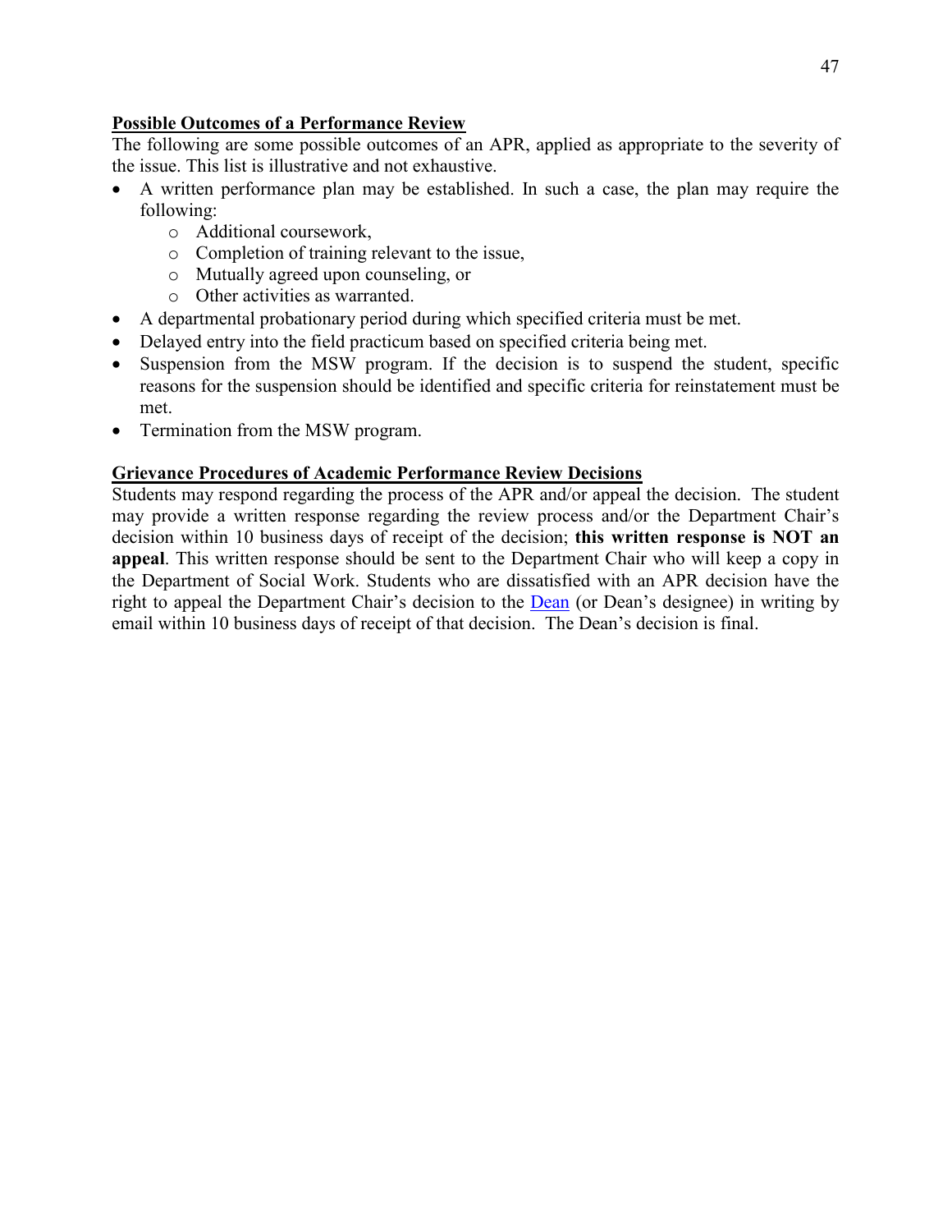## Possible Outcomes of a Performance Review

The following are some possible outcomes of an APR, applied as appropriate to the severity of the issue. This list is illustrative and not exhaustive.

- A written performance plan may be established. In such a case, the plan may require the following:
  - Additional coursework,
  - Completion of training relevant to the issue,
  - Mutually agreed upon counseling, or
  - Other activities as warranted.
- A departmental probationary period during which specified criteria must be met.
- Delayed entry into the field practicum based on specified criteria being met.
- Suspension from the MSW program. If the decision is to suspend the student, specific reasons for the suspension should be identified and specific criteria for reinstatement must be met.
- Termination from the MSW program.

## Grievance Procedures of Academic Performance Review Decisions

Students may respond regarding the process of the APR and/or appeal the decision. The student may provide a written response regarding the review process and/or the Department Chair's decision within 10 business days of receipt of the decision; **this written response is NOT an appeal**. This written response should be sent to the Department Chair who will keep a copy in the Department of Social Work. Students who are dissatisfied with an APR decision have the right to appeal the Department Chair's decision to the Dean (or Dean's designee) in writing by email within 10 business days of receipt of that decision. The Dean's decision is final.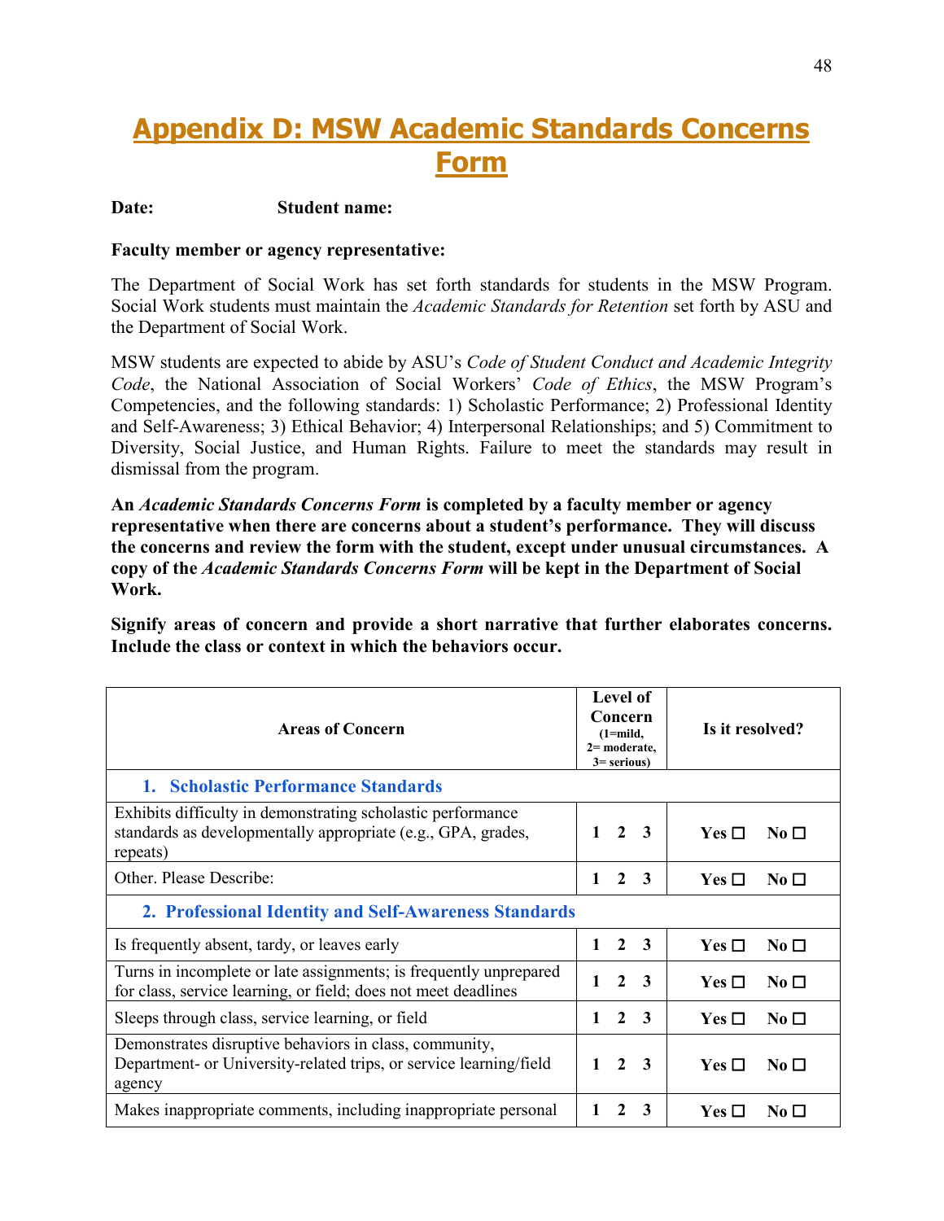# Appendix D: MSW Academic Standards Concerns Form

**Date:** **Student name:**

**Faculty member or agency representative:**

The Department of Social Work has set forth standards for students in the MSW Program. Social Work students must maintain the *Academic Standards for Retention* set forth by ASU and the Department of Social Work.

MSW students are expected to abide by ASU's *Code of Student Conduct and Academic Integrity Code*, the National Association of Social Workers' *Code of Ethics*, the MSW Program's Competencies, and the following standards: 1) Scholastic Performance; 2) Professional Identity and Self-Awareness; 3) Ethical Behavior; 4) Interpersonal Relationships; and 5) Commitment to Diversity, Social Justice, and Human Rights. Failure to meet the standards may result in dismissal from the program.

**An *Academic Standards Concerns Form* is completed by a faculty member or agency representative when there are concerns about a student's performance. They will discuss the concerns and review the form with the student, except under unusual circumstances. A copy of the *Academic Standards Concerns Form* will be kept in the Department of Social Work.**

**Signify areas of concern and provide a short narrative that further elaborates concerns. Include the class or context in which the behaviors occur.**

| Areas of Concern | Level of Concern (1=mild, 2= moderate, 3= serious) | Is it resolved? |
|---|---|---|
| **1. Scholastic Performance Standards** | | |
| Exhibits difficulty in demonstrating scholastic performance standards as developmentally appropriate (e.g., GPA, grades, repeats) | 1 2 3 | Yes ☐ No ☐ |
| Other. Please Describe: | 1 2 3 | Yes ☐ No ☐ |
| **2. Professional Identity and Self-Awareness Standards** | | |
| Is frequently absent, tardy, or leaves early | 1 2 3 | Yes ☐ No ☐ |
| Turns in incomplete or late assignments; is frequently unprepared for class, service learning, or field; does not meet deadlines | 1 2 3 | Yes ☐ No ☐ |
| Sleeps through class, service learning, or field | 1 2 3 | Yes ☐ No ☐ |
| Demonstrates disruptive behaviors in class, community, Department- or University-related trips, or service learning/field agency | 1 2 3 | Yes ☐ No ☐ |
| Makes inappropriate comments, including inappropriate personal | 1 2 3 | Yes ☐ No ☐ |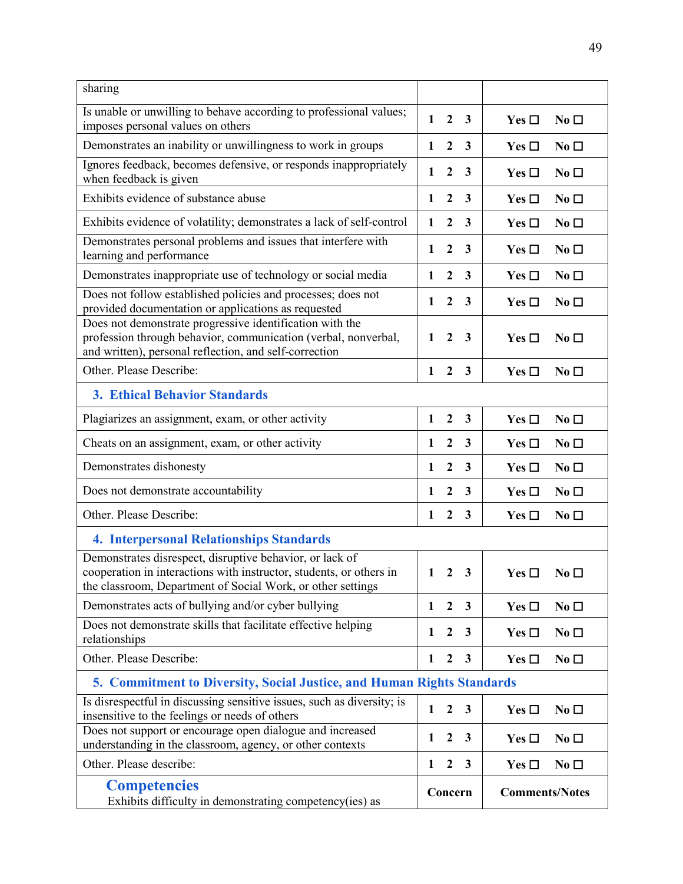| sharing | | |
|---|---|---|
| Is unable or unwilling to behave according to professional values; imposes personal values on others | **1 2 3** | **Yes** ☐ **No** ☐ |
| Demonstrates an inability or unwillingness to work in groups | **1 2 3** | **Yes** ☐ **No** ☐ |
| Ignores feedback, becomes defensive, or responds inappropriately when feedback is given | **1 2 3** | **Yes** ☐ **No** ☐ |
| Exhibits evidence of substance abuse | **1 2 3** | **Yes** ☐ **No** ☐ |
| Exhibits evidence of volatility; demonstrates a lack of self-control | **1 2 3** | **Yes** ☐ **No** ☐ |
| Demonstrates personal problems and issues that interfere with learning and performance | **1 2 3** | **Yes** ☐ **No** ☐ |
| Demonstrates inappropriate use of technology or social media | **1 2 3** | **Yes** ☐ **No** ☐ |
| Does not follow established policies and processes; does not provided documentation or applications as requested | **1 2 3** | **Yes** ☐ **No** ☐ |
| Does not demonstrate progressive identification with the profession through behavior, communication (verbal, nonverbal, and written), personal reflection, and self-correction | **1 2 3** | **Yes** ☐ **No** ☐ |
| Other. Please Describe: | **1 2 3** | **Yes** ☐ **No** ☐ |
| **3. Ethical Behavior Standards** | | |
| Plagiarizes an assignment, exam, or other activity | **1 2 3** | **Yes** ☐ **No** ☐ |
| Cheats on an assignment, exam, or other activity | **1 2 3** | **Yes** ☐ **No** ☐ |
| Demonstrates dishonesty | **1 2 3** | **Yes** ☐ **No** ☐ |
| Does not demonstrate accountability | **1 2 3** | **Yes** ☐ **No** ☐ |
| Other. Please Describe: | **1 2 3** | **Yes** ☐ **No** ☐ |
| **4. Interpersonal Relationships Standards** | | |
| Demonstrates disrespect, disruptive behavior, or lack of cooperation in interactions with instructor, students, or others in the classroom, Department of Social Work, or other settings | **1 2 3** | **Yes** ☐ **No** ☐ |
| Demonstrates acts of bullying and/or cyber bullying | **1 2 3** | **Yes** ☐ **No** ☐ |
| Does not demonstrate skills that facilitate effective helping relationships | **1 2 3** | **Yes** ☐ **No** ☐ |
| Other. Please Describe: | **1 2 3** | **Yes** ☐ **No** ☐ |
| **5. Commitment to Diversity, Social Justice, and Human Rights Standards** | | |
| Is disrespectful in discussing sensitive issues, such as diversity; is insensitive to the feelings or needs of others | **1 2 3** | **Yes** ☐ **No** ☐ |
| Does not support or encourage open dialogue and increased understanding in the classroom, agency, or other contexts | **1 2 3** | **Yes** ☐ **No** ☐ |
| Other. Please describe: | **1 2 3** | **Yes** ☐ **No** ☐ |
| **Competencies** Exhibits difficulty in demonstrating competency(ies) as | **Concern** | **Comments/Notes** |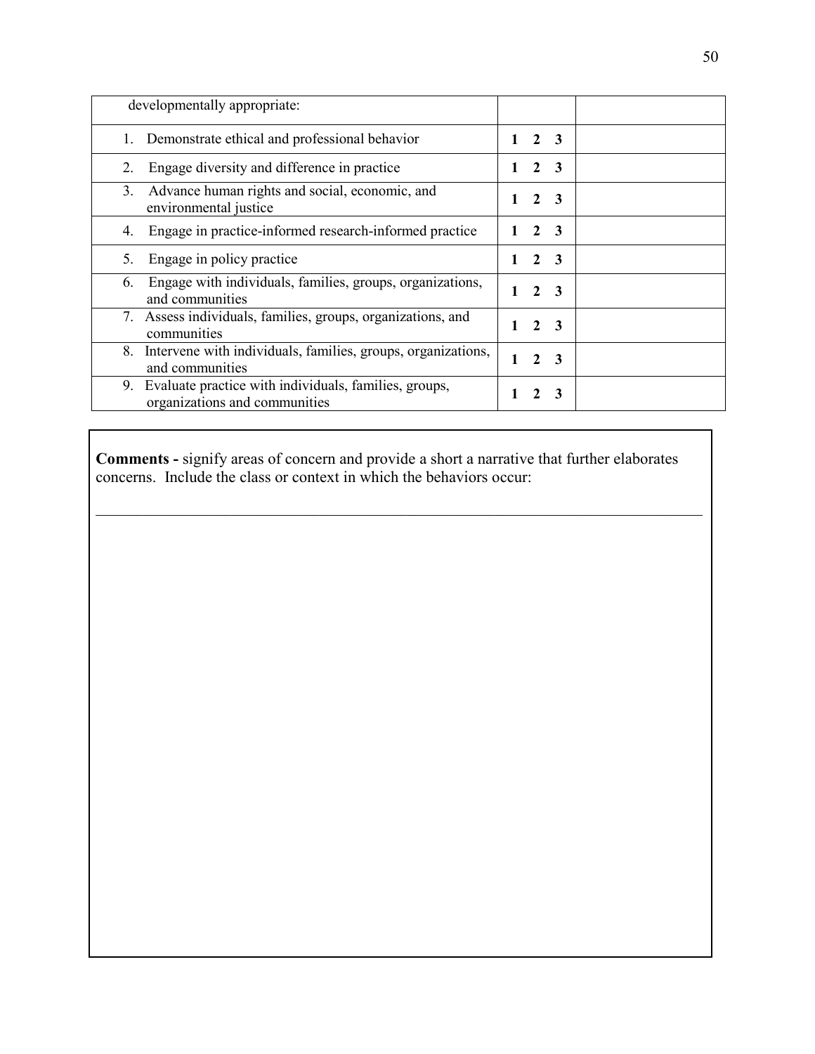| developmentally appropriate: | | |
|---|---|---|
| 1. Demonstrate ethical and professional behavior | **1 2 3** | |
| 2. Engage diversity and difference in practice | **1 2 3** | |
| 3. Advance human rights and social, economic, and environmental justice | **1 2 3** | |
| 4. Engage in practice-informed research-informed practice | **1 2 3** | |
| 5. Engage in policy practice | **1 2 3** | |
| 6. Engage with individuals, families, groups, organizations, and communities | **1 2 3** | |
| 7. Assess individuals, families, groups, organizations, and communities | **1 2 3** | |
| 8. Intervene with individuals, families, groups, organizations, and communities | **1 2 3** | |
| 9. Evaluate practice with individuals, families, groups, organizations and communities | **1 2 3** | |

**Comments -** signify areas of concern and provide a short a narrative that further elaborates concerns. Include the class or context in which the behaviors occur:

______________________________________________________________________________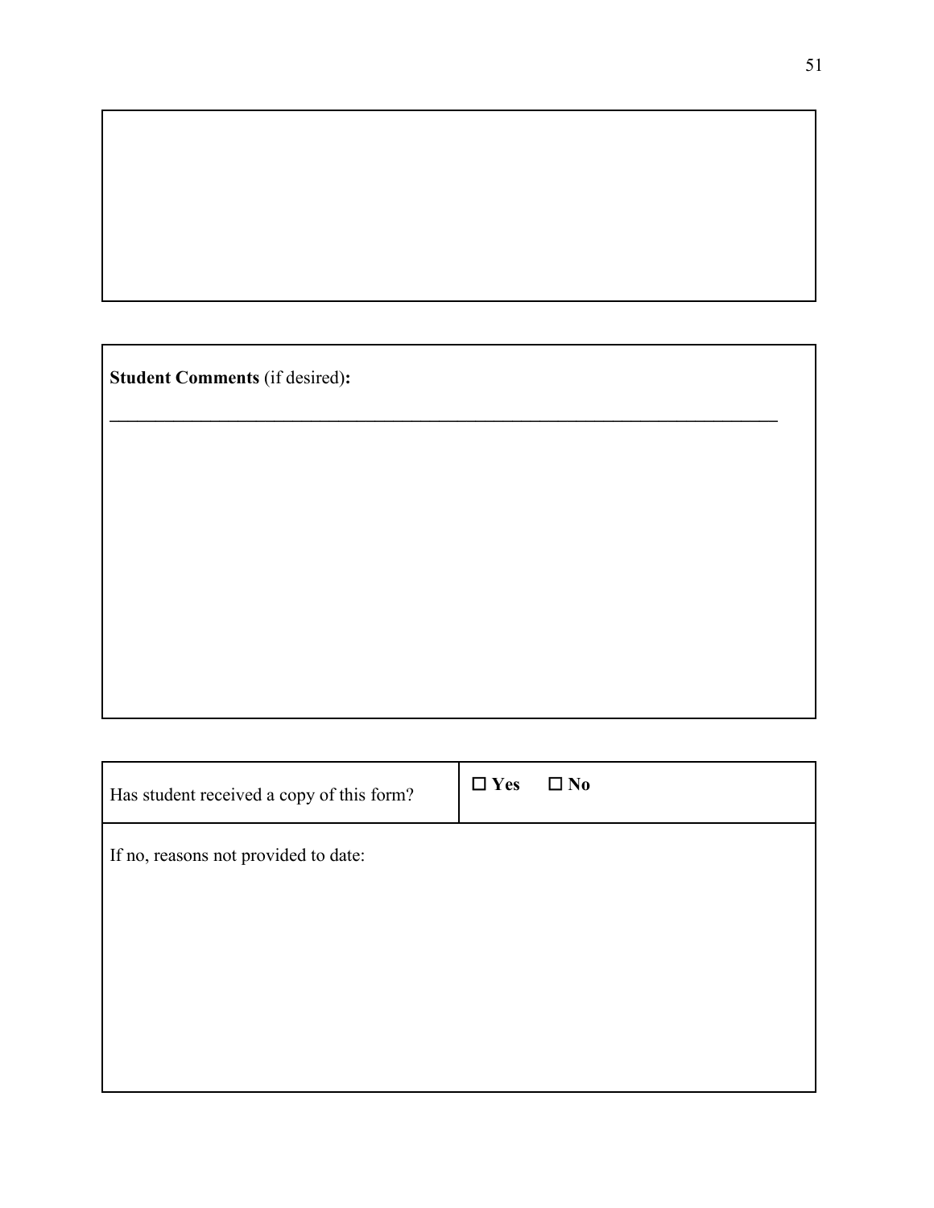**Student Comments** (if desired)**:**

\_\_\_\_\_\_\_\_\_\_\_\_\_\_\_\_\_\_\_\_\_\_\_\_\_\_\_\_\_\_\_\_\_\_\_\_\_\_\_\_\_\_\_\_\_\_\_\_\_\_\_\_\_\_\_\_\_\_\_\_\_\_\_\_\_\_\_\_\_\_\_\_

| Has student received a copy of this form? | ☐ **Yes** ☐ **No** |
|---|---|
| If no, reasons not provided to date: | |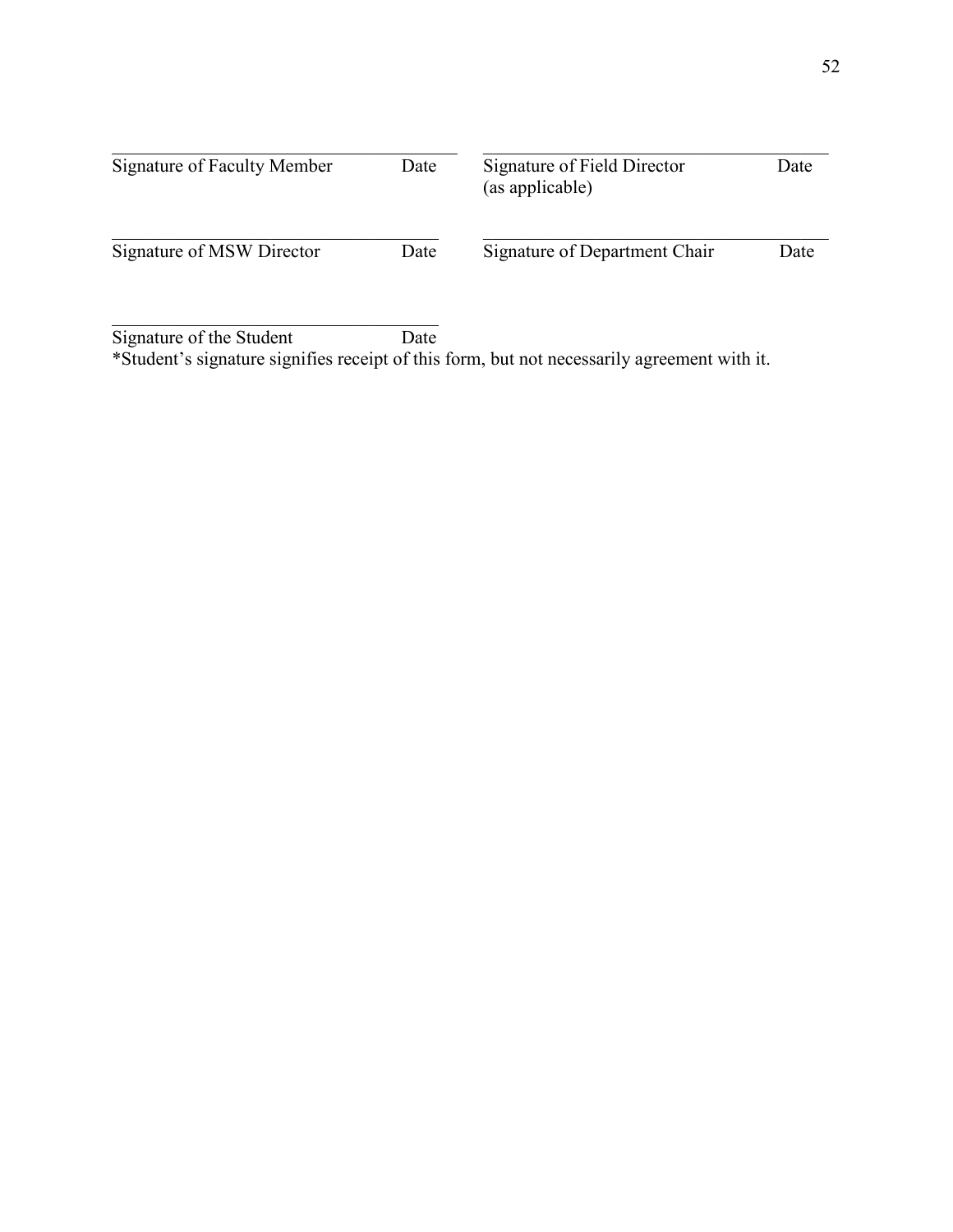| | | | |
|---|---|---|---|
| Signature of Faculty Member | Date | Signature of Field Director (as applicable) | Date |
| Signature of MSW Director | Date | Signature of Department Chair | Date |

\_\_\_\_\_\_\_\_\_\_\_\_\_\_\_\_\_\_\_\_\_\_\_\_\_\_\_\_\_\_\_\_\_\_\_\_\_\_\_\_

Signature of the Student&emsp;&emsp;&emsp;&emsp;Date

*Student's signature signifies receipt of this form, but not necessarily agreement with it.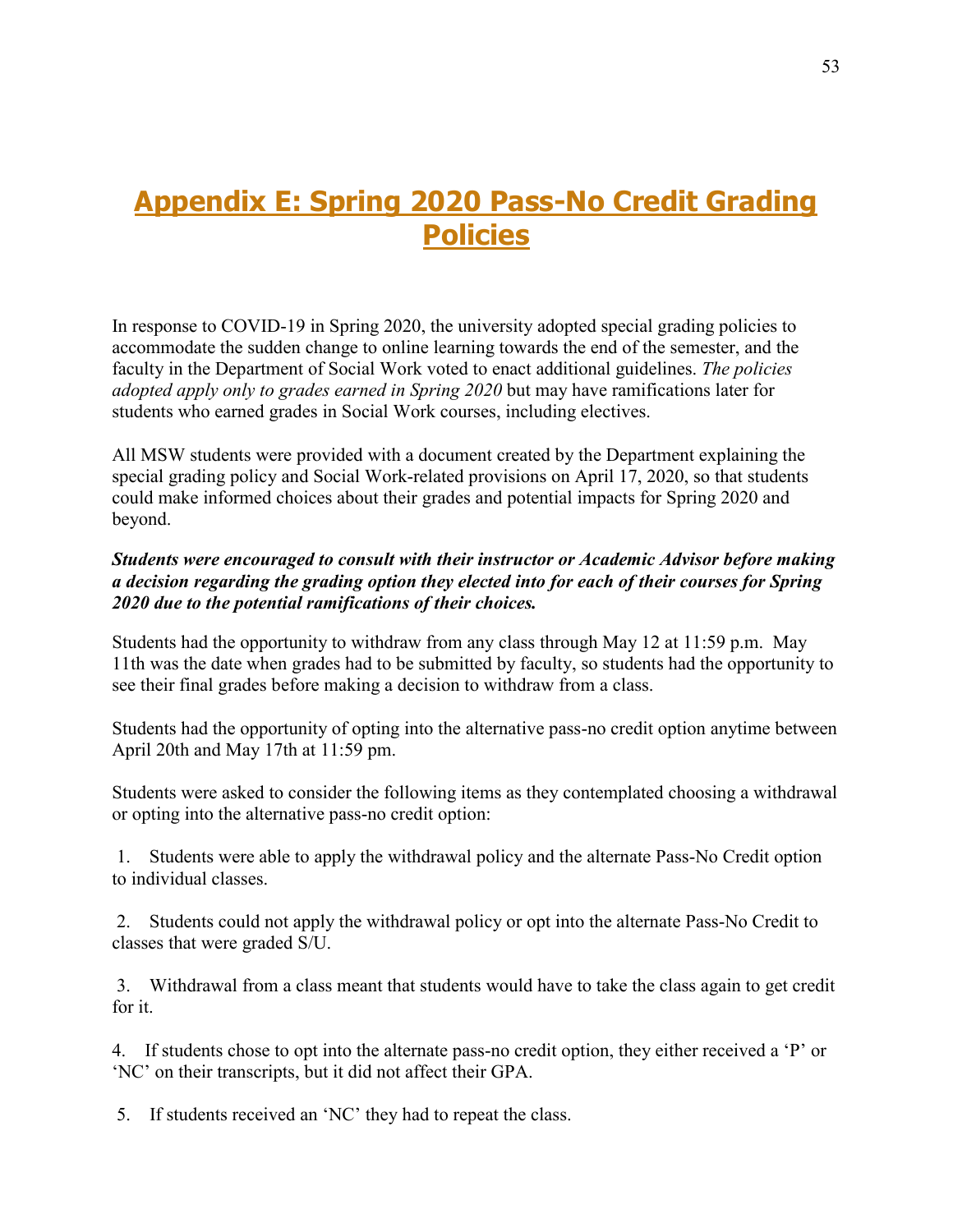# Appendix E: Spring 2020 Pass-No Credit Grading Policies

In response to COVID-19 in Spring 2020, the university adopted special grading policies to accommodate the sudden change to online learning towards the end of the semester, and the faculty in the Department of Social Work voted to enact additional guidelines. *The policies adopted apply only to grades earned in Spring 2020* but may have ramifications later for students who earned grades in Social Work courses, including electives.

All MSW students were provided with a document created by the Department explaining the special grading policy and Social Work-related provisions on April 17, 2020, so that students could make informed choices about their grades and potential impacts for Spring 2020 and beyond.

***Students were encouraged to consult with their instructor or Academic Advisor before making a decision regarding the grading option they elected into for each of their courses for Spring 2020 due to the potential ramifications of their choices.***

Students had the opportunity to withdraw from any class through May 12 at 11:59 p.m. May 11th was the date when grades had to be submitted by faculty, so students had the opportunity to see their final grades before making a decision to withdraw from a class.

Students had the opportunity of opting into the alternative pass-no credit option anytime between April 20th and May 17th at 11:59 pm.

Students were asked to consider the following items as they contemplated choosing a withdrawal or opting into the alternative pass-no credit option:

1. Students were able to apply the withdrawal policy and the alternate Pass-No Credit option to individual classes.

2. Students could not apply the withdrawal policy or opt into the alternate Pass-No Credit to classes that were graded S/U.

3. Withdrawal from a class meant that students would have to take the class again to get credit for it.

4. If students chose to opt into the alternate pass-no credit option, they either received a 'P' or 'NC' on their transcripts, but it did not affect their GPA.

5. If students received an 'NC' they had to repeat the class.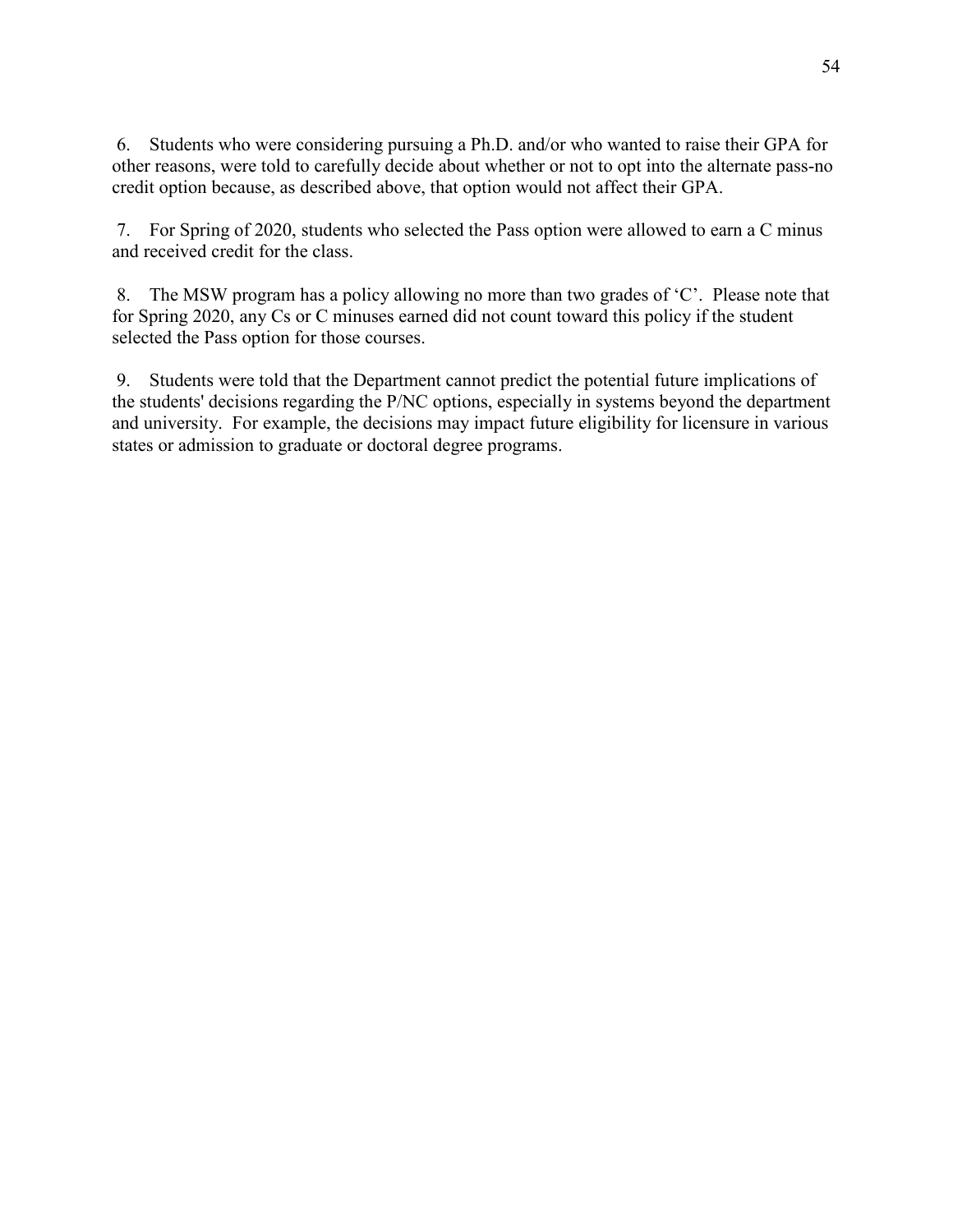6. Students who were considering pursuing a Ph.D. and/or who wanted to raise their GPA for other reasons, were told to carefully decide about whether or not to opt into the alternate pass-no credit option because, as described above, that option would not affect their GPA.

7. For Spring of 2020, students who selected the Pass option were allowed to earn a C minus and received credit for the class.

8. The MSW program has a policy allowing no more than two grades of 'C'. Please note that for Spring 2020, any Cs or C minuses earned did not count toward this policy if the student selected the Pass option for those courses.

9. Students were told that the Department cannot predict the potential future implications of the students' decisions regarding the P/NC options, especially in systems beyond the department and university. For example, the decisions may impact future eligibility for licensure in various states or admission to graduate or doctoral degree programs.